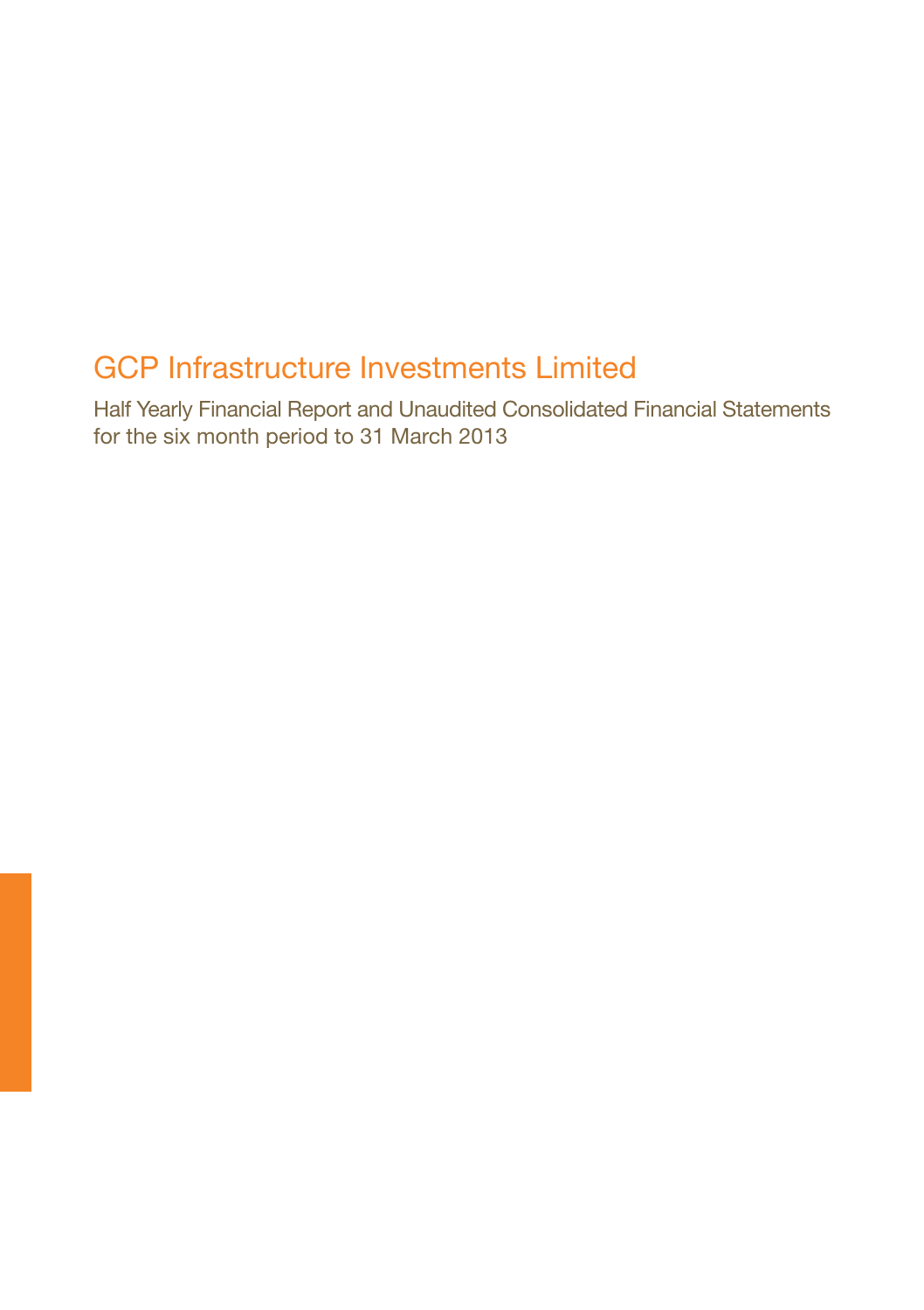# GCP Infrastructure Investments Limited

Half Yearly Financial Report and Unaudited Consolidated Financial Statements for the six month period to 31 March 2013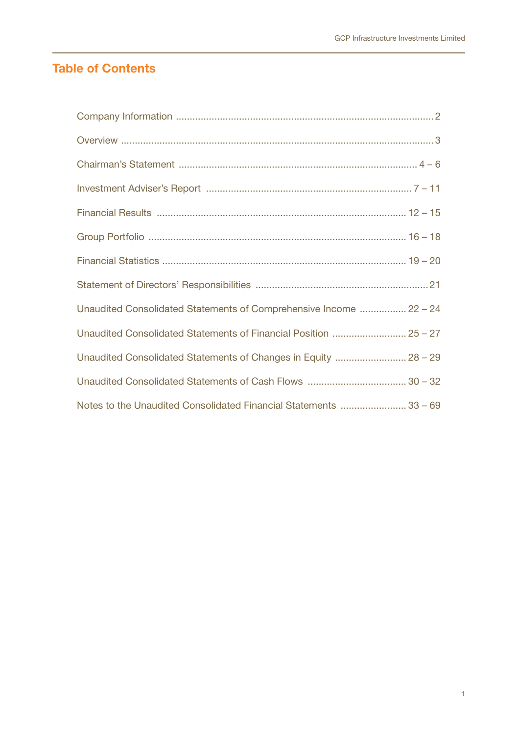# Table of Contents

| | |
|---|---|
| Company Information | 2 |
| Overview | 3 |
| Chairman's Statement | 4 – 6 |
| Investment Adviser's Report | 7 – 11 |
| Financial Results | 12 – 15 |
| Group Portfolio | 16 – 18 |
| Financial Statistics | 19 – 20 |
| Statement of Directors' Responsibilities | 21 |
| Unaudited Consolidated Statements of Comprehensive Income | 22 – 24 |
| Unaudited Consolidated Statements of Financial Position | 25 – 27 |
| Unaudited Consolidated Statements of Changes in Equity | 28 – 29 |
| Unaudited Consolidated Statements of Cash Flows | 30 – 32 |
| Notes to the Unaudited Consolidated Financial Statements | 33 – 69 |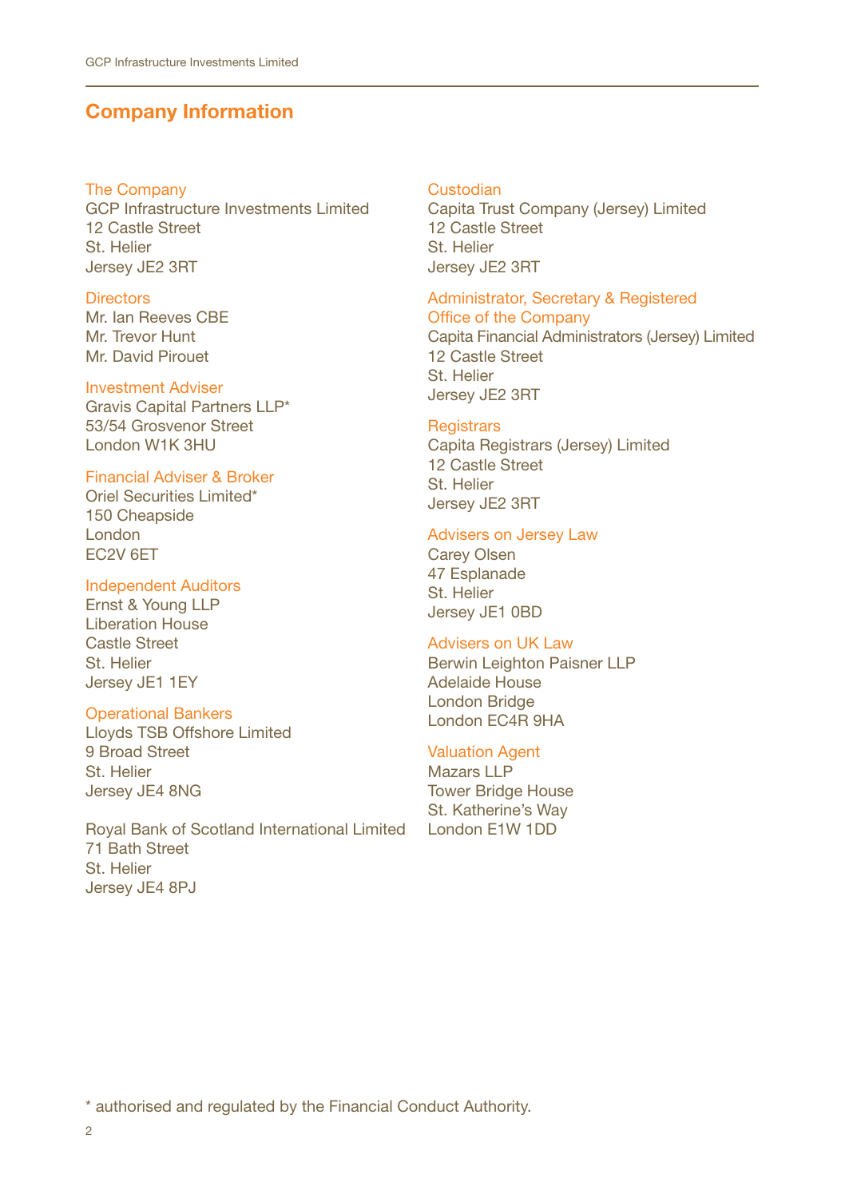# Company Information

### The Company
GCP Infrastructure Investments Limited
12 Castle Street
St. Helier
Jersey JE2 3RT

### Directors
Mr. Ian Reeves CBE
Mr. Trevor Hunt
Mr. David Pirouet

### Investment Adviser
Gravis Capital Partners LLP*
53/54 Grosvenor Street
London W1K 3HU

### Financial Adviser & Broker
Oriel Securities Limited*
150 Cheapside
London
EC2V 6ET

### Independent Auditors
Ernst & Young LLP
Liberation House
Castle Street
St. Helier
Jersey JE1 1EY

### Operational Bankers
Lloyds TSB Offshore Limited
9 Broad Street
St. Helier
Jersey JE4 8NG

Royal Bank of Scotland International Limited
71 Bath Street
St. Helier
Jersey JE4 8PJ

### Custodian
Capita Trust Company (Jersey) Limited
12 Castle Street
St. Helier
Jersey JE2 3RT

### Administrator, Secretary & Registered Office of the Company
Capita Financial Administrators (Jersey) Limited
12 Castle Street
St. Helier
Jersey JE2 3RT

### Registrars
Capita Registrars (Jersey) Limited
12 Castle Street
St. Helier
Jersey JE2 3RT

### Advisers on Jersey Law
Carey Olsen
47 Esplanade
St. Helier
Jersey JE1 0BD

### Advisers on UK Law
Berwin Leighton Paisner LLP
Adelaide House
London Bridge
London EC4R 9HA

### Valuation Agent
Mazars LLP
Tower Bridge House
St. Katherine's Way
London E1W 1DD

* authorised and regulated by the Financial Conduct Authority.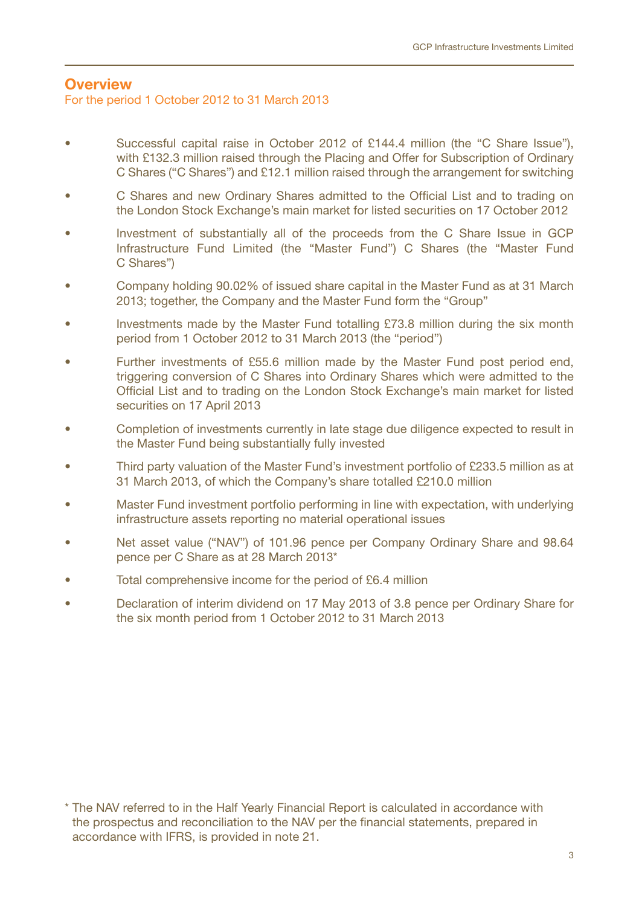## Overview

For the period 1 October 2012 to 31 March 2013

- Successful capital raise in October 2012 of £144.4 million (the "C Share Issue"), with £132.3 million raised through the Placing and Offer for Subscription of Ordinary C Shares ("C Shares") and £12.1 million raised through the arrangement for switching
- C Shares and new Ordinary Shares admitted to the Official List and to trading on the London Stock Exchange's main market for listed securities on 17 October 2012
- Investment of substantially all of the proceeds from the C Share Issue in GCP Infrastructure Fund Limited (the "Master Fund") C Shares (the "Master Fund C Shares")
- Company holding 90.02% of issued share capital in the Master Fund as at 31 March 2013; together, the Company and the Master Fund form the "Group"
- Investments made by the Master Fund totalling £73.8 million during the six month period from 1 October 2012 to 31 March 2013 (the "period")
- Further investments of £55.6 million made by the Master Fund post period end, triggering conversion of C Shares into Ordinary Shares which were admitted to the Official List and to trading on the London Stock Exchange's main market for listed securities on 17 April 2013
- Completion of investments currently in late stage due diligence expected to result in the Master Fund being substantially fully invested
- Third party valuation of the Master Fund's investment portfolio of £233.5 million as at 31 March 2013, of which the Company's share totalled £210.0 million
- Master Fund investment portfolio performing in line with expectation, with underlying infrastructure assets reporting no material operational issues
- Net asset value ("NAV") of 101.96 pence per Company Ordinary Share and 98.64 pence per C Share as at 28 March 2013*
- Total comprehensive income for the period of £6.4 million
- Declaration of interim dividend on 17 May 2013 of 3.8 pence per Ordinary Share for the six month period from 1 October 2012 to 31 March 2013

\* The NAV referred to in the Half Yearly Financial Report is calculated in accordance with the prospectus and reconciliation to the NAV per the financial statements, prepared in accordance with IFRS, is provided in note 21.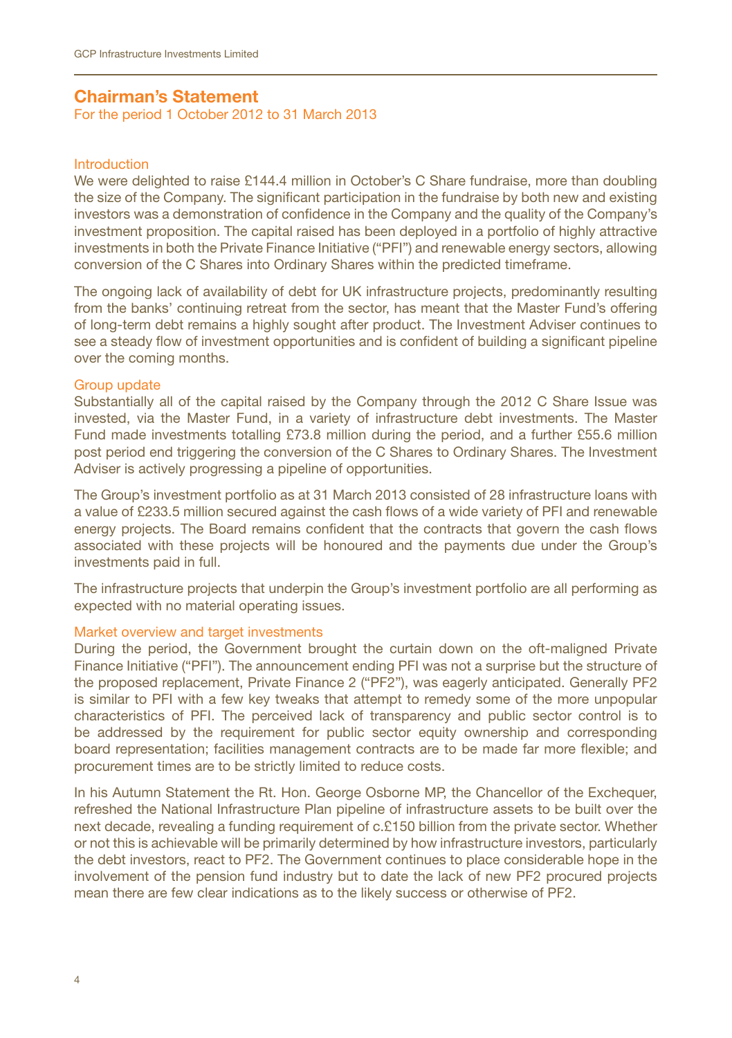# Chairman's Statement

For the period 1 October 2012 to 31 March 2013

## Introduction

We were delighted to raise £144.4 million in October's C Share fundraise, more than doubling the size of the Company. The significant participation in the fundraise by both new and existing investors was a demonstration of confidence in the Company and the quality of the Company's investment proposition. The capital raised has been deployed in a portfolio of highly attractive investments in both the Private Finance Initiative ("PFI") and renewable energy sectors, allowing conversion of the C Shares into Ordinary Shares within the predicted timeframe.

The ongoing lack of availability of debt for UK infrastructure projects, predominantly resulting from the banks' continuing retreat from the sector, has meant that the Master Fund's offering of long-term debt remains a highly sought after product. The Investment Adviser continues to see a steady flow of investment opportunities and is confident of building a significant pipeline over the coming months.

## Group update

Substantially all of the capital raised by the Company through the 2012 C Share Issue was invested, via the Master Fund, in a variety of infrastructure debt investments. The Master Fund made investments totalling £73.8 million during the period, and a further £55.6 million post period end triggering the conversion of the C Shares to Ordinary Shares. The Investment Adviser is actively progressing a pipeline of opportunities.

The Group's investment portfolio as at 31 March 2013 consisted of 28 infrastructure loans with a value of £233.5 million secured against the cash flows of a wide variety of PFI and renewable energy projects. The Board remains confident that the contracts that govern the cash flows associated with these projects will be honoured and the payments due under the Group's investments paid in full.

The infrastructure projects that underpin the Group's investment portfolio are all performing as expected with no material operating issues.

## Market overview and target investments

During the period, the Government brought the curtain down on the oft-maligned Private Finance Initiative ("PFI"). The announcement ending PFI was not a surprise but the structure of the proposed replacement, Private Finance 2 ("PF2"), was eagerly anticipated. Generally PF2 is similar to PFI with a few key tweaks that attempt to remedy some of the more unpopular characteristics of PFI. The perceived lack of transparency and public sector control is to be addressed by the requirement for public sector equity ownership and corresponding board representation; facilities management contracts are to be made far more flexible; and procurement times are to be strictly limited to reduce costs.

In his Autumn Statement the Rt. Hon. George Osborne MP, the Chancellor of the Exchequer, refreshed the National Infrastructure Plan pipeline of infrastructure assets to be built over the next decade, revealing a funding requirement of c.£150 billion from the private sector. Whether or not this is achievable will be primarily determined by how infrastructure investors, particularly the debt investors, react to PF2. The Government continues to place considerable hope in the involvement of the pension fund industry but to date the lack of new PF2 procured projects mean there are few clear indications as to the likely success or otherwise of PF2.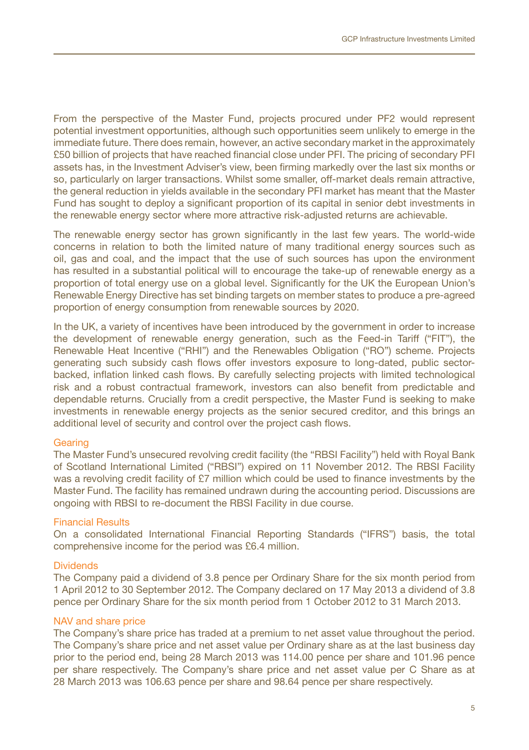From the perspective of the Master Fund, projects procured under PF2 would represent potential investment opportunities, although such opportunities seem unlikely to emerge in the immediate future. There does remain, however, an active secondary market in the approximately £50 billion of projects that have reached financial close under PFI. The pricing of secondary PFI assets has, in the Investment Adviser's view, been firming markedly over the last six months or so, particularly on larger transactions. Whilst some smaller, off-market deals remain attractive, the general reduction in yields available in the secondary PFI market has meant that the Master Fund has sought to deploy a significant proportion of its capital in senior debt investments in the renewable energy sector where more attractive risk-adjusted returns are achievable.

The renewable energy sector has grown significantly in the last few years. The world-wide concerns in relation to both the limited nature of many traditional energy sources such as oil, gas and coal, and the impact that the use of such sources has upon the environment has resulted in a substantial political will to encourage the take-up of renewable energy as a proportion of total energy use on a global level. Significantly for the UK the European Union's Renewable Energy Directive has set binding targets on member states to produce a pre-agreed proportion of energy consumption from renewable sources by 2020.

In the UK, a variety of incentives have been introduced by the government in order to increase the development of renewable energy generation, such as the Feed-in Tariff ("FIT"), the Renewable Heat Incentive ("RHI") and the Renewables Obligation ("RO") scheme. Projects generating such subsidy cash flows offer investors exposure to long-dated, public sector-backed, inflation linked cash flows. By carefully selecting projects with limited technological risk and a robust contractual framework, investors can also benefit from predictable and dependable returns. Crucially from a credit perspective, the Master Fund is seeking to make investments in renewable energy projects as the senior secured creditor, and this brings an additional level of security and control over the project cash flows.

### Gearing

The Master Fund's unsecured revolving credit facility (the "RBSI Facility") held with Royal Bank of Scotland International Limited ("RBSI") expired on 11 November 2012. The RBSI Facility was a revolving credit facility of £7 million which could be used to finance investments by the Master Fund. The facility has remained undrawn during the accounting period. Discussions are ongoing with RBSI to re-document the RBSI Facility in due course.

### Financial Results

On a consolidated International Financial Reporting Standards ("IFRS") basis, the total comprehensive income for the period was £6.4 million.

### Dividends

The Company paid a dividend of 3.8 pence per Ordinary Share for the six month period from 1 April 2012 to 30 September 2012. The Company declared on 17 May 2013 a dividend of 3.8 pence per Ordinary Share for the six month period from 1 October 2012 to 31 March 2013.

### NAV and share price

The Company's share price has traded at a premium to net asset value throughout the period. The Company's share price and net asset value per Ordinary share as at the last business day prior to the period end, being 28 March 2013 was 114.00 pence per share and 101.96 pence per share respectively. The Company's share price and net asset value per C Share as at 28 March 2013 was 106.63 pence per share and 98.64 pence per share respectively.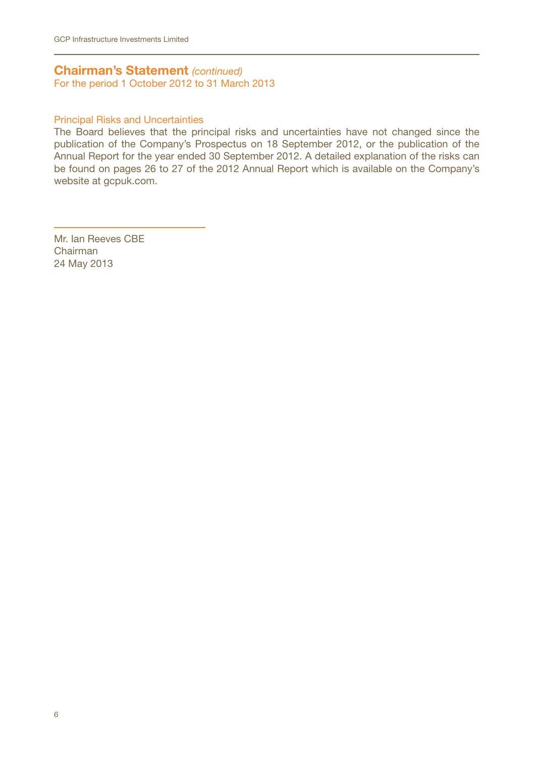## Chairman's Statement *(continued)*

For the period 1 October 2012 to 31 March 2013

### Principal Risks and Uncertainties

The Board believes that the principal risks and uncertainties have not changed since the publication of the Company's Prospectus on 18 September 2012, or the publication of the Annual Report for the year ended 30 September 2012. A detailed explanation of the risks can be found on pages 26 to 27 of the 2012 Annual Report which is available on the Company's website at gcpuk.com.

Mr. Ian Reeves CBE
Chairman
24 May 2013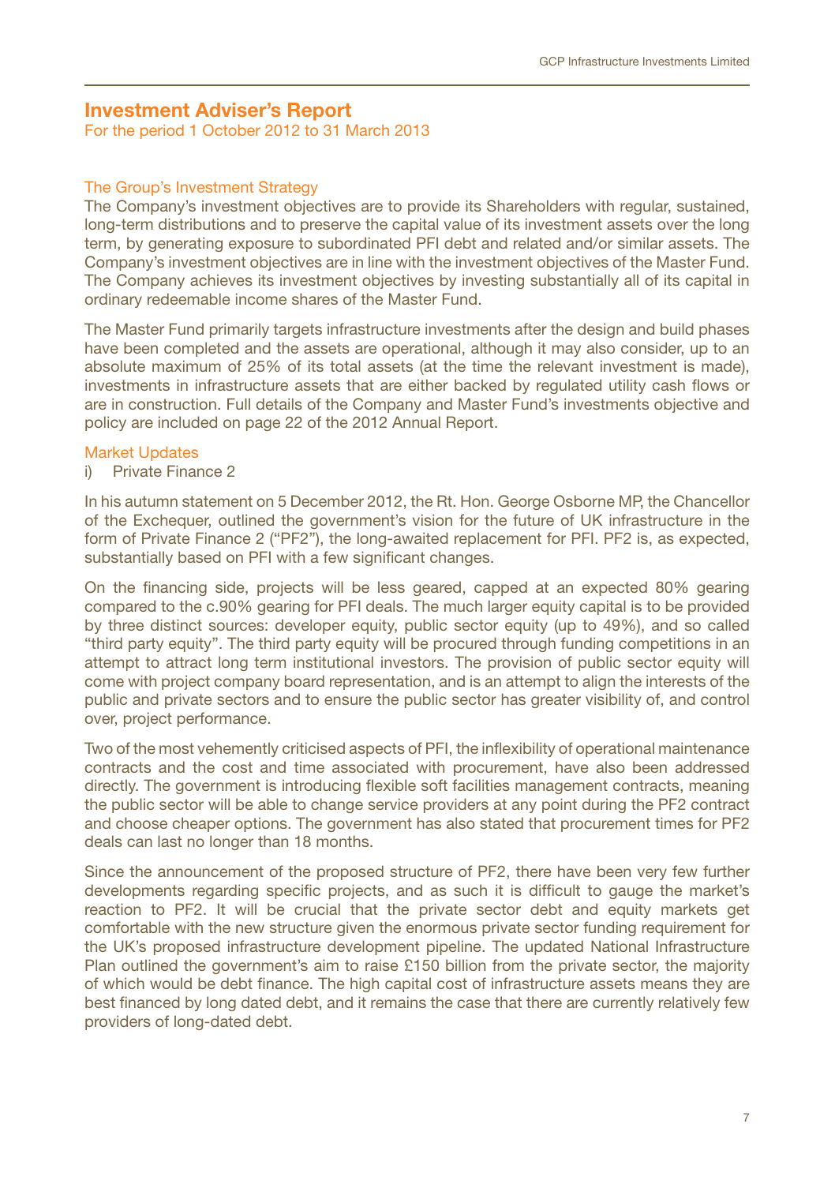## Investment Adviser's Report

For the period 1 October 2012 to 31 March 2013

### The Group's Investment Strategy

The Company's investment objectives are to provide its Shareholders with regular, sustained, long-term distributions and to preserve the capital value of its investment assets over the long term, by generating exposure to subordinated PFI debt and related and/or similar assets. The Company's investment objectives are in line with the investment objectives of the Master Fund. The Company achieves its investment objectives by investing substantially all of its capital in ordinary redeemable income shares of the Master Fund.

The Master Fund primarily targets infrastructure investments after the design and build phases have been completed and the assets are operational, although it may also consider, up to an absolute maximum of 25% of its total assets (at the time the relevant investment is made), investments in infrastructure assets that are either backed by regulated utility cash flows or are in construction. Full details of the Company and Master Fund's investments objective and policy are included on page 22 of the 2012 Annual Report.

### Market Updates

i) Private Finance 2

In his autumn statement on 5 December 2012, the Rt. Hon. George Osborne MP, the Chancellor of the Exchequer, outlined the government's vision for the future of UK infrastructure in the form of Private Finance 2 ("PF2"), the long-awaited replacement for PFI. PF2 is, as expected, substantially based on PFI with a few significant changes.

On the financing side, projects will be less geared, capped at an expected 80% gearing compared to the c.90% gearing for PFI deals. The much larger equity capital is to be provided by three distinct sources: developer equity, public sector equity (up to 49%), and so called "third party equity". The third party equity will be procured through funding competitions in an attempt to attract long term institutional investors. The provision of public sector equity will come with project company board representation, and is an attempt to align the interests of the public and private sectors and to ensure the public sector has greater visibility of, and control over, project performance.

Two of the most vehemently criticised aspects of PFI, the inflexibility of operational maintenance contracts and the cost and time associated with procurement, have also been addressed directly. The government is introducing flexible soft facilities management contracts, meaning the public sector will be able to change service providers at any point during the PF2 contract and choose cheaper options. The government has also stated that procurement times for PF2 deals can last no longer than 18 months.

Since the announcement of the proposed structure of PF2, there have been very few further developments regarding specific projects, and as such it is difficult to gauge the market's reaction to PF2. It will be crucial that the private sector debt and equity markets get comfortable with the new structure given the enormous private sector funding requirement for the UK's proposed infrastructure development pipeline. The updated National Infrastructure Plan outlined the government's aim to raise £150 billion from the private sector, the majority of which would be debt finance. The high capital cost of infrastructure assets means they are best financed by long dated debt, and it remains the case that there are currently relatively few providers of long-dated debt.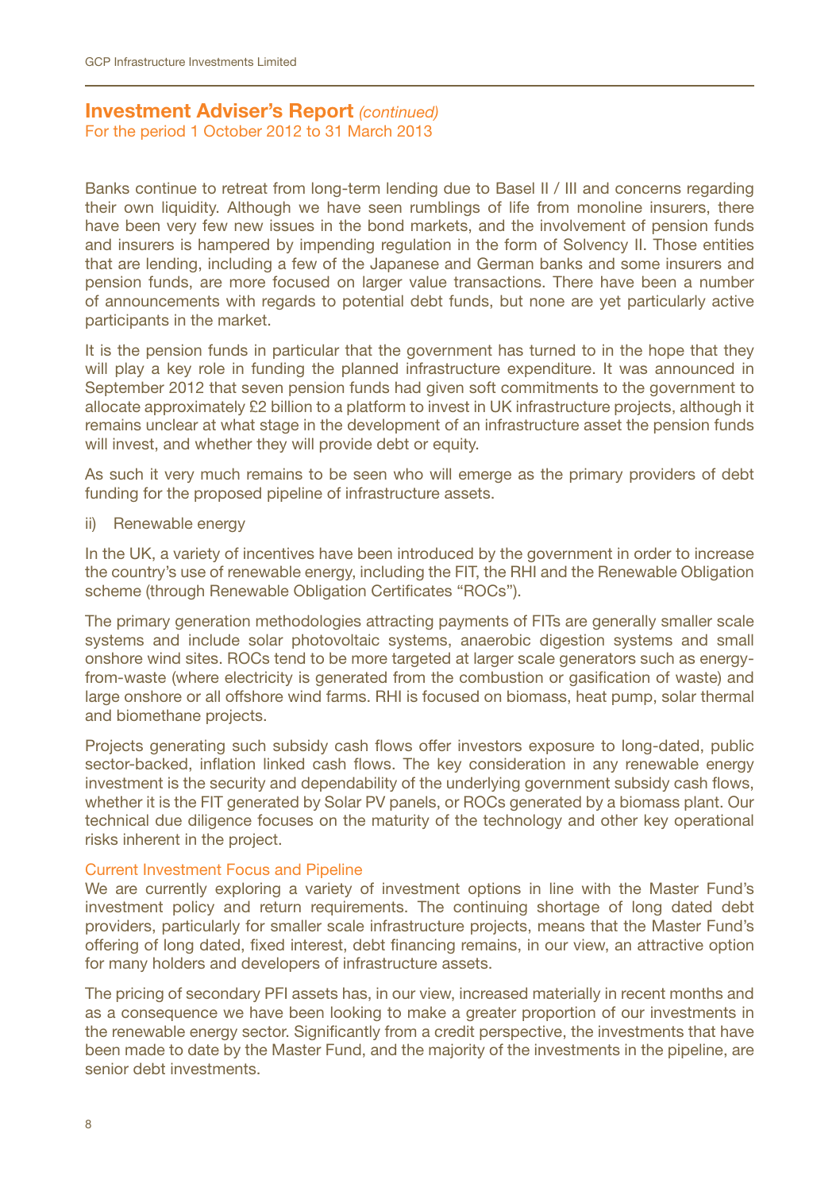## Investment Adviser's Report *(continued)*

For the period 1 October 2012 to 31 March 2013

Banks continue to retreat from long-term lending due to Basel II / III and concerns regarding their own liquidity. Although we have seen rumblings of life from monoline insurers, there have been very few new issues in the bond markets, and the involvement of pension funds and insurers is hampered by impending regulation in the form of Solvency II. Those entities that are lending, including a few of the Japanese and German banks and some insurers and pension funds, are more focused on larger value transactions. There have been a number of announcements with regards to potential debt funds, but none are yet particularly active participants in the market.

It is the pension funds in particular that the government has turned to in the hope that they will play a key role in funding the planned infrastructure expenditure. It was announced in September 2012 that seven pension funds had given soft commitments to the government to allocate approximately £2 billion to a platform to invest in UK infrastructure projects, although it remains unclear at what stage in the development of an infrastructure asset the pension funds will invest, and whether they will provide debt or equity.

As such it very much remains to be seen who will emerge as the primary providers of debt funding for the proposed pipeline of infrastructure assets.

ii) Renewable energy

In the UK, a variety of incentives have been introduced by the government in order to increase the country's use of renewable energy, including the FIT, the RHI and the Renewable Obligation scheme (through Renewable Obligation Certificates "ROCs").

The primary generation methodologies attracting payments of FITs are generally smaller scale systems and include solar photovoltaic systems, anaerobic digestion systems and small onshore wind sites. ROCs tend to be more targeted at larger scale generators such as energy-from-waste (where electricity is generated from the combustion or gasification of waste) and large onshore or all offshore wind farms. RHI is focused on biomass, heat pump, solar thermal and biomethane projects.

Projects generating such subsidy cash flows offer investors exposure to long-dated, public sector-backed, inflation linked cash flows. The key consideration in any renewable energy investment is the security and dependability of the underlying government subsidy cash flows, whether it is the FIT generated by Solar PV panels, or ROCs generated by a biomass plant. Our technical due diligence focuses on the maturity of the technology and other key operational risks inherent in the project.

### Current Investment Focus and Pipeline

We are currently exploring a variety of investment options in line with the Master Fund's investment policy and return requirements. The continuing shortage of long dated debt providers, particularly for smaller scale infrastructure projects, means that the Master Fund's offering of long dated, fixed interest, debt financing remains, in our view, an attractive option for many holders and developers of infrastructure assets.

The pricing of secondary PFI assets has, in our view, increased materially in recent months and as a consequence we have been looking to make a greater proportion of our investments in the renewable energy sector. Significantly from a credit perspective, the investments that have been made to date by the Master Fund, and the majority of the investments in the pipeline, are senior debt investments.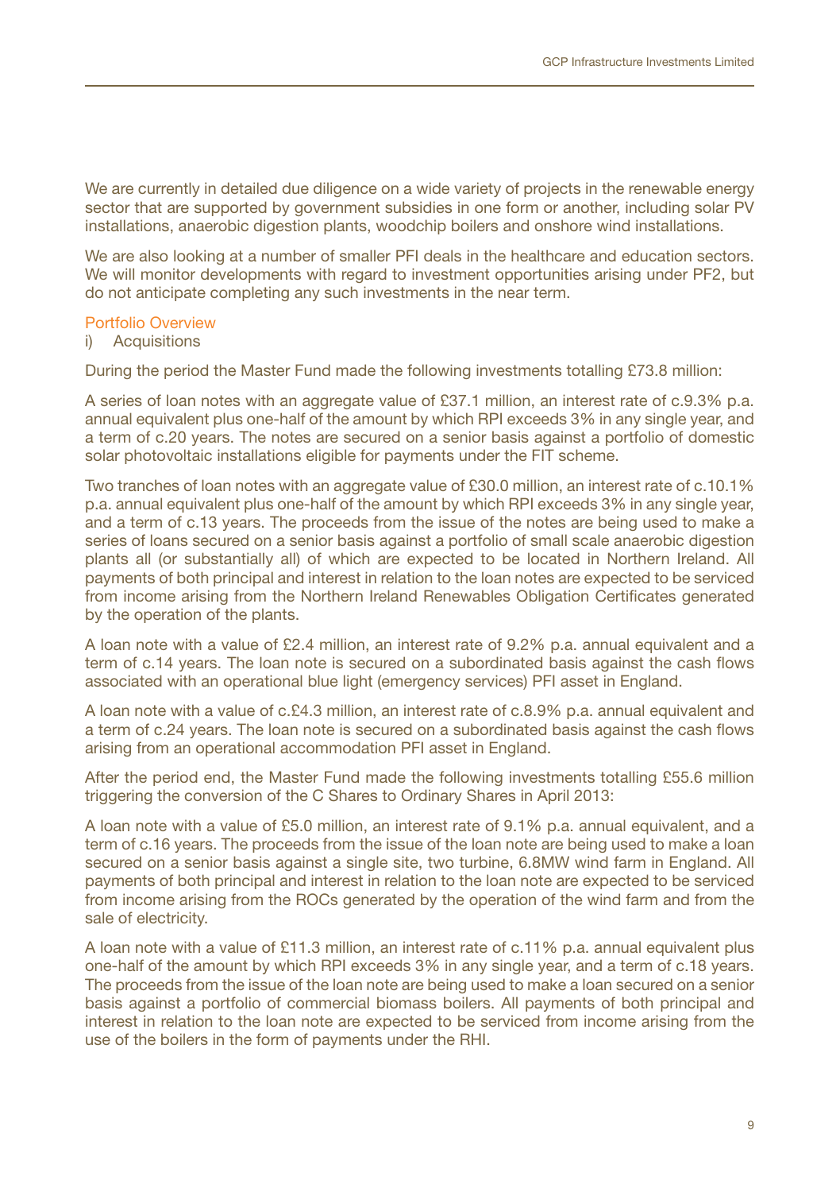We are currently in detailed due diligence on a wide variety of projects in the renewable energy sector that are supported by government subsidies in one form or another, including solar PV installations, anaerobic digestion plants, woodchip boilers and onshore wind installations.

We are also looking at a number of smaller PFI deals in the healthcare and education sectors. We will monitor developments with regard to investment opportunities arising under PF2, but do not anticipate completing any such investments in the near term.

## Portfolio Overview

i) Acquisitions

During the period the Master Fund made the following investments totalling £73.8 million:

A series of loan notes with an aggregate value of £37.1 million, an interest rate of c.9.3% p.a. annual equivalent plus one-half of the amount by which RPI exceeds 3% in any single year, and a term of c.20 years. The notes are secured on a senior basis against a portfolio of domestic solar photovoltaic installations eligible for payments under the FIT scheme.

Two tranches of loan notes with an aggregate value of £30.0 million, an interest rate of c.10.1% p.a. annual equivalent plus one-half of the amount by which RPI exceeds 3% in any single year, and a term of c.13 years. The proceeds from the issue of the notes are being used to make a series of loans secured on a senior basis against a portfolio of small scale anaerobic digestion plants all (or substantially all) of which are expected to be located in Northern Ireland. All payments of both principal and interest in relation to the loan notes are expected to be serviced from income arising from the Northern Ireland Renewables Obligation Certificates generated by the operation of the plants.

A loan note with a value of £2.4 million, an interest rate of 9.2% p.a. annual equivalent and a term of c.14 years. The loan note is secured on a subordinated basis against the cash flows associated with an operational blue light (emergency services) PFI asset in England.

A loan note with a value of c.£4.3 million, an interest rate of c.8.9% p.a. annual equivalent and a term of c.24 years. The loan note is secured on a subordinated basis against the cash flows arising from an operational accommodation PFI asset in England.

After the period end, the Master Fund made the following investments totalling £55.6 million triggering the conversion of the C Shares to Ordinary Shares in April 2013:

A loan note with a value of £5.0 million, an interest rate of 9.1% p.a. annual equivalent, and a term of c.16 years. The proceeds from the issue of the loan note are being used to make a loan secured on a senior basis against a single site, two turbine, 6.8MW wind farm in England. All payments of both principal and interest in relation to the loan note are expected to be serviced from income arising from the ROCs generated by the operation of the wind farm and from the sale of electricity.

A loan note with a value of £11.3 million, an interest rate of c.11% p.a. annual equivalent plus one-half of the amount by which RPI exceeds 3% in any single year, and a term of c.18 years. The proceeds from the issue of the loan note are being used to make a loan secured on a senior basis against a portfolio of commercial biomass boilers. All payments of both principal and interest in relation to the loan note are expected to be serviced from income arising from the use of the boilers in the form of payments under the RHI.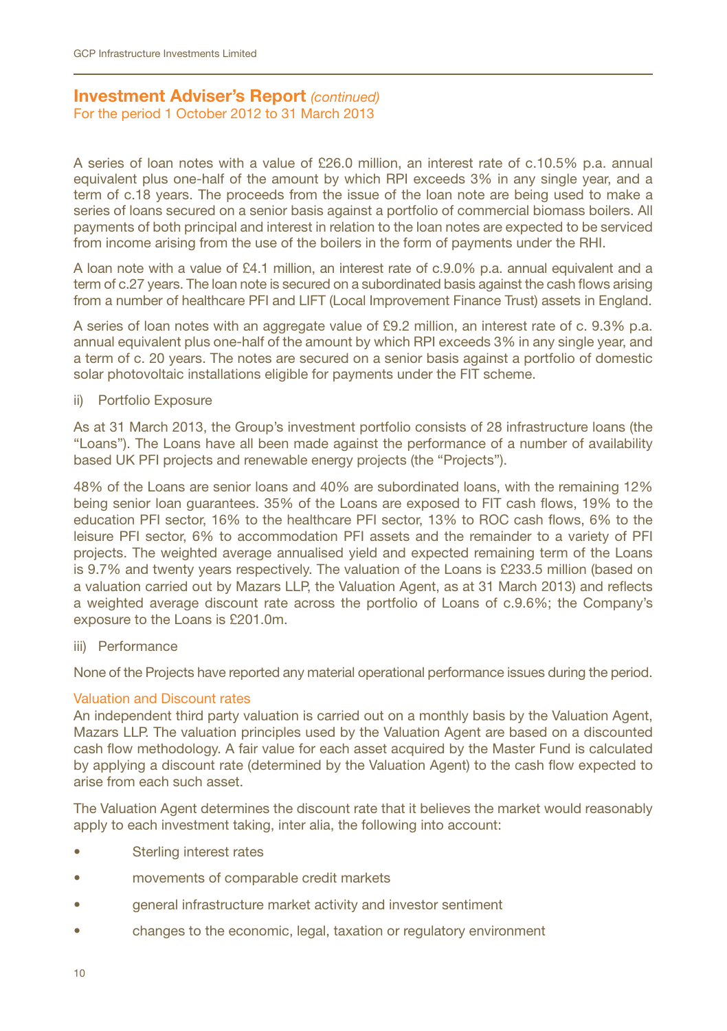## Investment Adviser's Report *(continued)*

For the period 1 October 2012 to 31 March 2013

A series of loan notes with a value of £26.0 million, an interest rate of c.10.5% p.a. annual equivalent plus one-half of the amount by which RPI exceeds 3% in any single year, and a term of c.18 years. The proceeds from the issue of the loan note are being used to make a series of loans secured on a senior basis against a portfolio of commercial biomass boilers. All payments of both principal and interest in relation to the loan notes are expected to be serviced from income arising from the use of the boilers in the form of payments under the RHI.

A loan note with a value of £4.1 million, an interest rate of c.9.0% p.a. annual equivalent and a term of c.27 years. The loan note is secured on a subordinated basis against the cash flows arising from a number of healthcare PFI and LIFT (Local Improvement Finance Trust) assets in England.

A series of loan notes with an aggregate value of £9.2 million, an interest rate of c. 9.3% p.a. annual equivalent plus one-half of the amount by which RPI exceeds 3% in any single year, and a term of c. 20 years. The notes are secured on a senior basis against a portfolio of domestic solar photovoltaic installations eligible for payments under the FIT scheme.

ii) Portfolio Exposure

As at 31 March 2013, the Group's investment portfolio consists of 28 infrastructure loans (the "Loans"). The Loans have all been made against the performance of a number of availability based UK PFI projects and renewable energy projects (the "Projects").

48% of the Loans are senior loans and 40% are subordinated loans, with the remaining 12% being senior loan guarantees. 35% of the Loans are exposed to FIT cash flows, 19% to the education PFI sector, 16% to the healthcare PFI sector, 13% to ROC cash flows, 6% to the leisure PFI sector, 6% to accommodation PFI assets and the remainder to a variety of PFI projects. The weighted average annualised yield and expected remaining term of the Loans is 9.7% and twenty years respectively. The valuation of the Loans is £233.5 million (based on a valuation carried out by Mazars LLP, the Valuation Agent, as at 31 March 2013) and reflects a weighted average discount rate across the portfolio of Loans of c.9.6%; the Company's exposure to the Loans is £201.0m.

iii) Performance

None of the Projects have reported any material operational performance issues during the period.

### Valuation and Discount rates

An independent third party valuation is carried out on a monthly basis by the Valuation Agent, Mazars LLP. The valuation principles used by the Valuation Agent are based on a discounted cash flow methodology. A fair value for each asset acquired by the Master Fund is calculated by applying a discount rate (determined by the Valuation Agent) to the cash flow expected to arise from each such asset.

The Valuation Agent determines the discount rate that it believes the market would reasonably apply to each investment taking, inter alia, the following into account:

- Sterling interest rates
- movements of comparable credit markets
- general infrastructure market activity and investor sentiment
- changes to the economic, legal, taxation or regulatory environment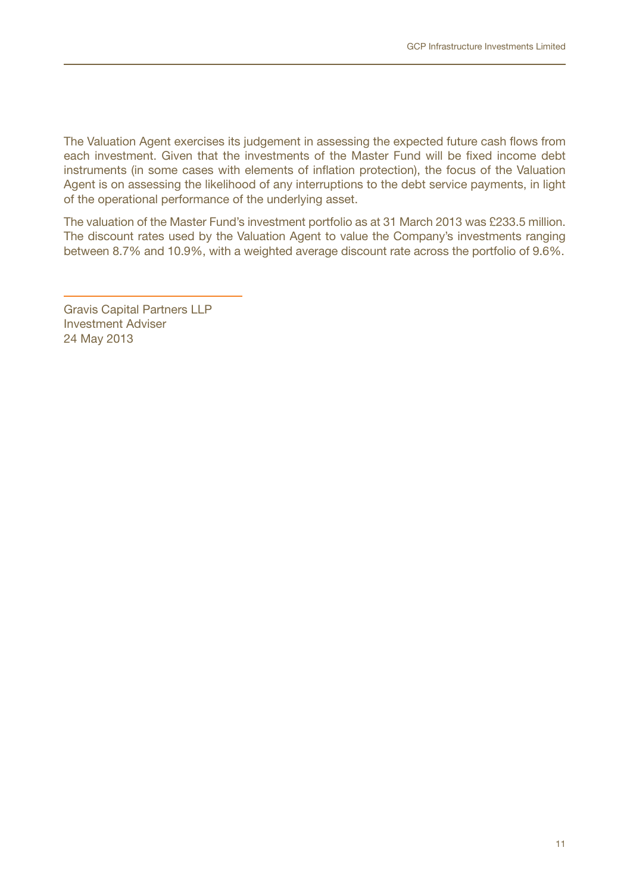The Valuation Agent exercises its judgement in assessing the expected future cash flows from each investment. Given that the investments of the Master Fund will be fixed income debt instruments (in some cases with elements of inflation protection), the focus of the Valuation Agent is on assessing the likelihood of any interruptions to the debt service payments, in light of the operational performance of the underlying asset.

The valuation of the Master Fund's investment portfolio as at 31 March 2013 was £233.5 million. The discount rates used by the Valuation Agent to value the Company's investments ranging between 8.7% and 10.9%, with a weighted average discount rate across the portfolio of 9.6%.

Gravis Capital Partners LLP
Investment Adviser
24 May 2013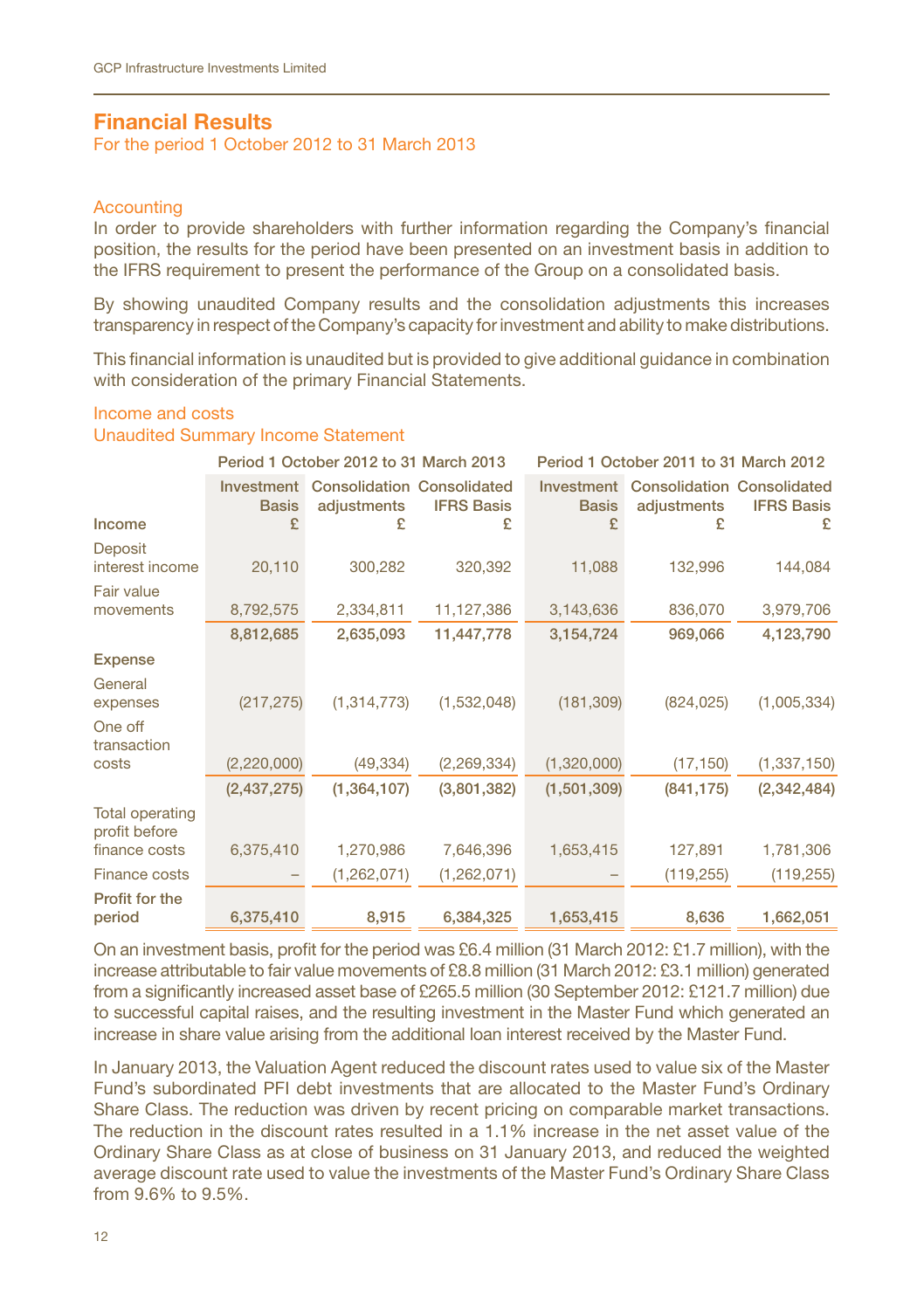## Financial Results

For the period 1 October 2012 to 31 March 2013

### Accounting

In order to provide shareholders with further information regarding the Company's financial position, the results for the period have been presented on an investment basis in addition to the IFRS requirement to present the performance of the Group on a consolidated basis.

By showing unaudited Company results and the consolidation adjustments this increases transparency in respect of the Company's capacity for investment and ability to make distributions.

This financial information is unaudited but is provided to give additional guidance in combination with consideration of the primary Financial Statements.

### Income and costs

Unaudited Summary Income Statement

| | Period 1 October 2012 to 31 March 2013 | | | Period 1 October 2011 to 31 March 2012 | | |
|---|---|---|---|---|---|---|
| **Income** | Investment Basis £ | Consolidation adjustments £ | Consolidated IFRS Basis £ | Investment Basis £ | Consolidation adjustments £ | Consolidated IFRS Basis £ |
| Deposit interest income | 20,110 | 300,282 | 320,392 | 11,088 | 132,996 | 144,084 |
| Fair value movements | 8,792,575 | 2,334,811 | 11,127,386 | 3,143,636 | 836,070 | 3,979,706 |
| | **8,812,685** | **2,635,093** | **11,447,778** | **3,154,724** | **969,066** | **4,123,790** |
| **Expense** | | | | | | |
| General expenses | (217,275) | (1,314,773) | (1,532,048) | (181,309) | (824,025) | (1,005,334) |
| One off transaction costs | (2,220,000) | (49,334) | (2,269,334) | (1,320,000) | (17,150) | (1,337,150) |
| | **(2,437,275)** | **(1,364,107)** | **(3,801,382)** | **(1,501,309)** | **(841,175)** | **(2,342,484)** |
| Total operating profit before finance costs | 6,375,410 | 1,270,986 | 7,646,396 | 1,653,415 | 127,891 | 1,781,306 |
| Finance costs | – | (1,262,071) | (1,262,071) | – | (119,255) | (119,255) |
| **Profit for the period** | **6,375,410** | **8,915** | **6,384,325** | **1,653,415** | **8,636** | **1,662,051** |

On an investment basis, profit for the period was £6.4 million (31 March 2012: £1.7 million), with the increase attributable to fair value movements of £8.8 million (31 March 2012: £3.1 million) generated from a significantly increased asset base of £265.5 million (30 September 2012: £121.7 million) due to successful capital raises, and the resulting investment in the Master Fund which generated an increase in share value arising from the additional loan interest received by the Master Fund.

In January 2013, the Valuation Agent reduced the discount rates used to value six of the Master Fund's subordinated PFI debt investments that are allocated to the Master Fund's Ordinary Share Class. The reduction was driven by recent pricing on comparable market transactions. The reduction in the discount rates resulted in a 1.1% increase in the net asset value of the Ordinary Share Class as at close of business on 31 January 2013, and reduced the weighted average discount rate used to value the investments of the Master Fund's Ordinary Share Class from 9.6% to 9.5%.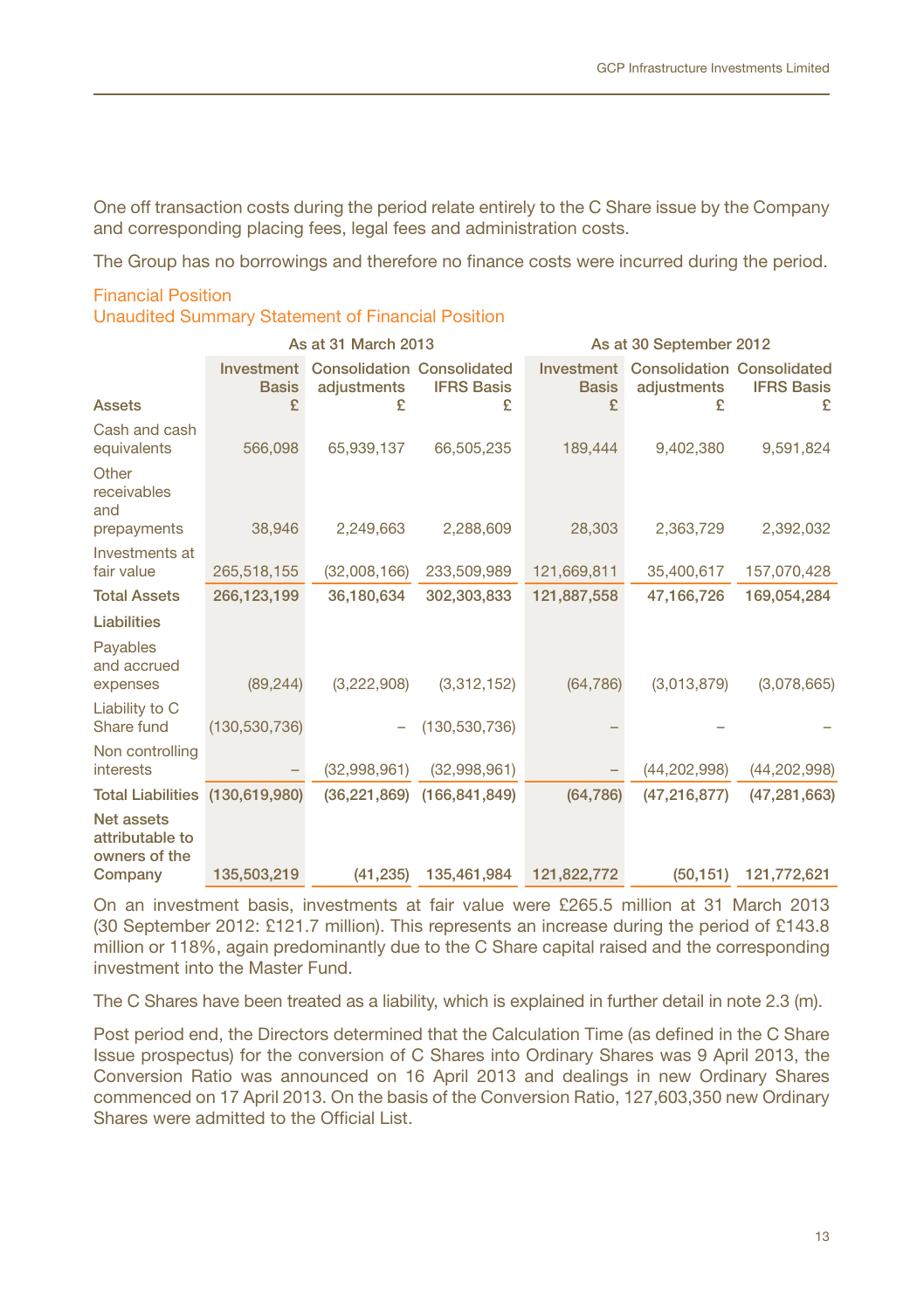One off transaction costs during the period relate entirely to the C Share issue by the Company and corresponding placing fees, legal fees and administration costs.

The Group has no borrowings and therefore no finance costs were incurred during the period.

## Financial Position

### Unaudited Summary Statement of Financial Position

| | As at 31 March 2013 | | | As at 30 September 2012 | | |
|---|---|---|---|---|---|---|
| **Assets** | Investment Basis £ | Consolidation adjustments £ | Consolidated IFRS Basis £ | Investment Basis £ | Consolidation adjustments £ | Consolidated IFRS Basis £ |
| Cash and cash equivalents | 566,098 | 65,939,137 | 66,505,235 | 189,444 | 9,402,380 | 9,591,824 |
| Other receivables and prepayments | 38,946 | 2,249,663 | 2,288,609 | 28,303 | 2,363,729 | 2,392,032 |
| Investments at fair value | 265,518,155 | (32,008,166) | 233,509,989 | 121,669,811 | 35,400,617 | 157,070,428 |
| **Total Assets** | **266,123,199** | **36,180,634** | **302,303,833** | **121,887,558** | **47,166,726** | **169,054,284** |
| **Liabilities** | | | | | | |
| Payables and accrued expenses | (89,244) | (3,222,908) | (3,312,152) | (64,786) | (3,013,879) | (3,078,665) |
| Liability to C Share fund | (130,530,736) | – | (130,530,736) | – | – | – |
| Non controlling interests | – | (32,998,961) | (32,998,961) | – | (44,202,998) | (44,202,998) |
| **Total Liabilities** | **(130,619,980)** | **(36,221,869)** | **(166,841,849)** | **(64,786)** | **(47,216,877)** | **(47,281,663)** |
| **Net assets attributable to owners of the Company** | **135,503,219** | **(41,235)** | **135,461,984** | **121,822,772** | **(50,151)** | **121,772,621** |

On an investment basis, investments at fair value were £265.5 million at 31 March 2013 (30 September 2012: £121.7 million). This represents an increase during the period of £143.8 million or 118%, again predominantly due to the C Share capital raised and the corresponding investment into the Master Fund.

The C Shares have been treated as a liability, which is explained in further detail in note 2.3 (m).

Post period end, the Directors determined that the Calculation Time (as defined in the C Share Issue prospectus) for the conversion of C Shares into Ordinary Shares was 9 April 2013, the Conversion Ratio was announced on 16 April 2013 and dealings in new Ordinary Shares commenced on 17 April 2013. On the basis of the Conversion Ratio, 127,603,350 new Ordinary Shares were admitted to the Official List.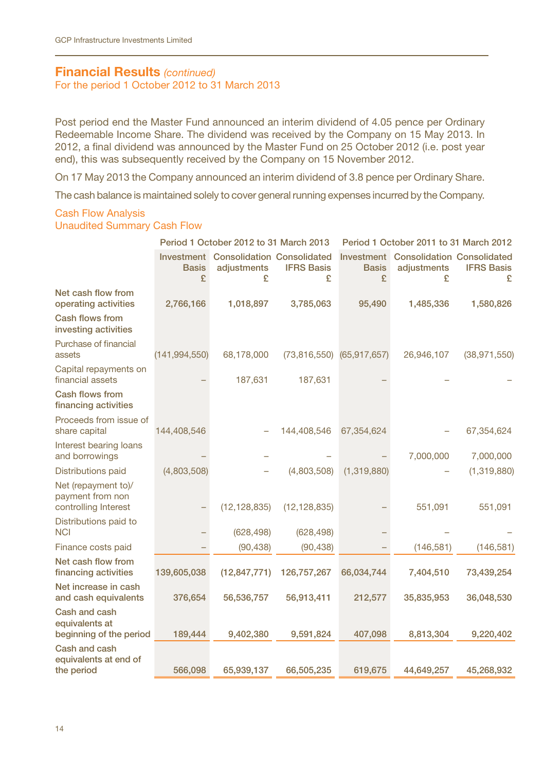## Financial Results *(continued)*

For the period 1 October 2012 to 31 March 2013

Post period end the Master Fund announced an interim dividend of 4.05 pence per Ordinary Redeemable Income Share. The dividend was received by the Company on 15 May 2013. In 2012, a final dividend was announced by the Master Fund on 25 October 2012 (i.e. post year end), this was subsequently received by the Company on 15 November 2012.

On 17 May 2013 the Company announced an interim dividend of 3.8 pence per Ordinary Share.

The cash balance is maintained solely to cover general running expenses incurred by the Company.

### Cash Flow Analysis
### Unaudited Summary Cash Flow

| | Period 1 October 2012 to 31 March 2013 | | | Period 1 October 2011 to 31 March 2012 | | |
|---|---|---|---|---|---|---|
| | Investment Basis £ | Consolidation adjustments £ | Consolidated IFRS Basis £ | Investment Basis £ | Consolidation adjustments £ | Consolidated IFRS Basis £ |
| **Net cash flow from operating activities** | **2,766,166** | **1,018,897** | **3,785,063** | **95,490** | **1,485,336** | **1,580,826** |
| **Cash flows from investing activities** | | | | | | |
| Purchase of financial assets | (141,994,550) | 68,178,000 | (73,816,550) | (65,917,657) | 26,946,107 | (38,971,550) |
| Capital repayments on financial assets | – | 187,631 | 187,631 | – | – | – |
| **Cash flows from financing activities** | | | | | | |
| Proceeds from issue of share capital | 144,408,546 | – | 144,408,546 | 67,354,624 | – | 67,354,624 |
| Interest bearing loans and borrowings | – | – | – | – | 7,000,000 | 7,000,000 |
| Distributions paid | (4,803,508) | – | (4,803,508) | (1,319,880) | – | (1,319,880) |
| Net (repayment to)/ payment from non controlling Interest | – | (12,128,835) | (12,128,835) | – | 551,091 | 551,091 |
| Distributions paid to NCI | – | (628,498) | (628,498) | – | – | – |
| Finance costs paid | – | (90,438) | (90,438) | – | (146,581) | (146,581) |
| **Net cash flow from financing activities** | **139,605,038** | **(12,847,771)** | **126,757,267** | **66,034,744** | **7,404,510** | **73,439,254** |
| **Net increase in cash and cash equivalents** | **376,654** | **56,536,757** | **56,913,411** | **212,577** | **35,835,953** | **36,048,530** |
| **Cash and cash equivalents at beginning of the period** | **189,444** | **9,402,380** | **9,591,824** | **407,098** | **8,813,304** | **9,220,402** |
| **Cash and cash equivalents at end of the period** | **566,098** | **65,939,137** | **66,505,235** | **619,675** | **44,649,257** | **45,268,932** |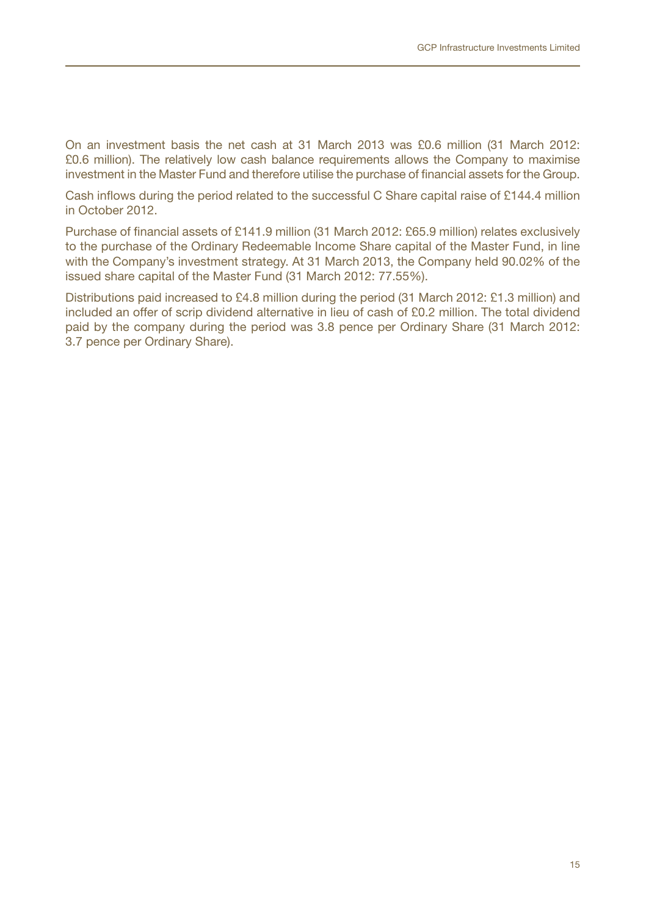On an investment basis the net cash at 31 March 2013 was £0.6 million (31 March 2012: £0.6 million). The relatively low cash balance requirements allows the Company to maximise investment in the Master Fund and therefore utilise the purchase of financial assets for the Group.

Cash inflows during the period related to the successful C Share capital raise of £144.4 million in October 2012.

Purchase of financial assets of £141.9 million (31 March 2012: £65.9 million) relates exclusively to the purchase of the Ordinary Redeemable Income Share capital of the Master Fund, in line with the Company's investment strategy. At 31 March 2013, the Company held 90.02% of the issued share capital of the Master Fund (31 March 2012: 77.55%).

Distributions paid increased to £4.8 million during the period (31 March 2012: £1.3 million) and included an offer of scrip dividend alternative in lieu of cash of £0.2 million. The total dividend paid by the company during the period was 3.8 pence per Ordinary Share (31 March 2012: 3.7 pence per Ordinary Share).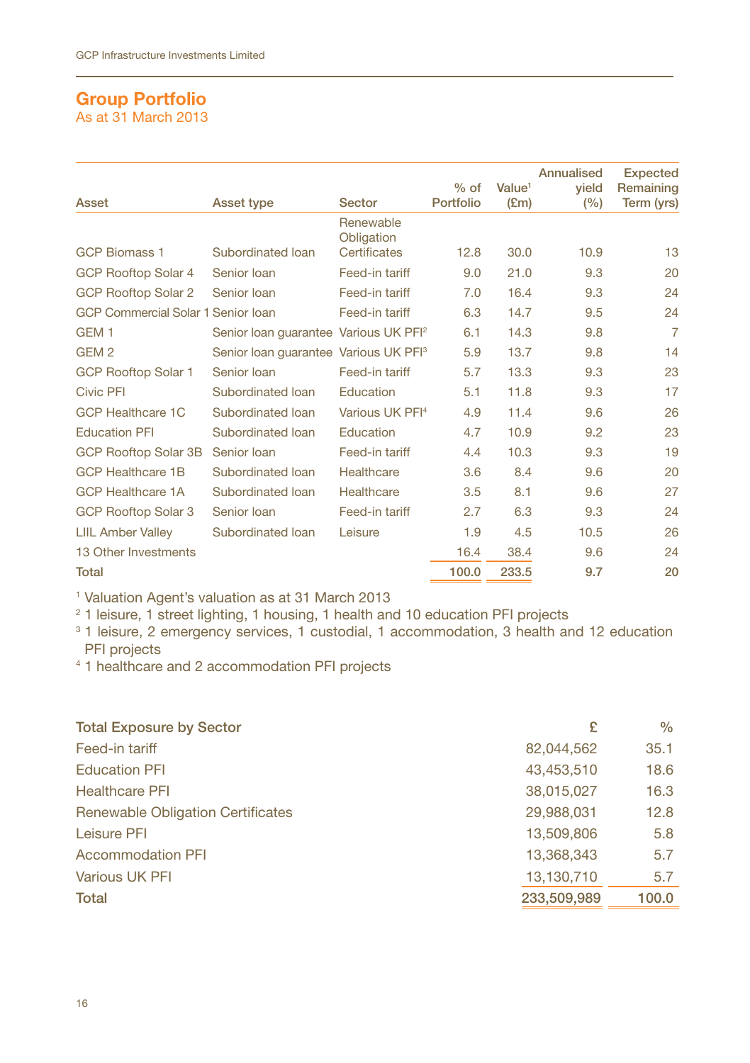## Group Portfolio

As at 31 March 2013

| Asset | Asset type | Sector | % of Portfolio | Value[1] (£m) | Annualised yield (%) | Expected Remaining Term (yrs) |
|---|---|---|---|---|---|---|
| GCP Biomass 1 | Subordinated loan | Renewable Obligation Certificates | 12.8 | 30.0 | 10.9 | 13 |
| GCP Rooftop Solar 4 | Senior loan | Feed-in tariff | 9.0 | 21.0 | 9.3 | 20 |
| GCP Rooftop Solar 2 | Senior loan | Feed-in tariff | 7.0 | 16.4 | 9.3 | 24 |
| GCP Commercial Solar 1 | Senior loan | Feed-in tariff | 6.3 | 14.7 | 9.5 | 24 |
| GEM 1 | Senior loan guarantee | Various UK PFI[2] | 6.1 | 14.3 | 9.8 | 7 |
| GEM 2 | Senior loan guarantee | Various UK PFI[3] | 5.9 | 13.7 | 9.8 | 14 |
| GCP Rooftop Solar 1 | Senior loan | Feed-in tariff | 5.7 | 13.3 | 9.3 | 23 |
| Civic PFI | Subordinated loan | Education | 5.1 | 11.8 | 9.3 | 17 |
| GCP Healthcare 1C | Subordinated loan | Various UK PFI[4] | 4.9 | 11.4 | 9.6 | 26 |
| Education PFI | Subordinated loan | Education | 4.7 | 10.9 | 9.2 | 23 |
| GCP Rooftop Solar 3B | Senior loan | Feed-in tariff | 4.4 | 10.3 | 9.3 | 19 |
| GCP Healthcare 1B | Subordinated loan | Healthcare | 3.6 | 8.4 | 9.6 | 20 |
| GCP Healthcare 1A | Subordinated loan | Healthcare | 3.5 | 8.1 | 9.6 | 27 |
| GCP Rooftop Solar 3 | Senior loan | Feed-in tariff | 2.7 | 6.3 | 9.3 | 24 |
| LIIL Amber Valley | Subordinated loan | Leisure | 1.9 | 4.5 | 10.5 | 26 |
| 13 Other Investments | | | 16.4 | 38.4 | 9.6 | 24 |
| **Total** | | | **100.0** | **233.5** | **9.7** | **20** |

[1] Valuation Agent's valuation as at 31 March 2013

[2] 1 leisure, 1 street lighting, 1 housing, 1 health and 10 education PFI projects

[3] 1 leisure, 2 emergency services, 1 custodial, 1 accommodation, 3 health and 12 education PFI projects

[4] 1 healthcare and 2 accommodation PFI projects

| Total Exposure by Sector | £ | % |
|---|---|---|
| Feed-in tariff | 82,044,562 | 35.1 |
| Education PFI | 43,453,510 | 18.6 |
| Healthcare PFI | 38,015,027 | 16.3 |
| Renewable Obligation Certificates | 29,988,031 | 12.8 |
| Leisure PFI | 13,509,806 | 5.8 |
| Accommodation PFI | 13,368,343 | 5.7 |
| Various UK PFI | 13,130,710 | 5.7 |
| **Total** | **233,509,989** | **100.0** |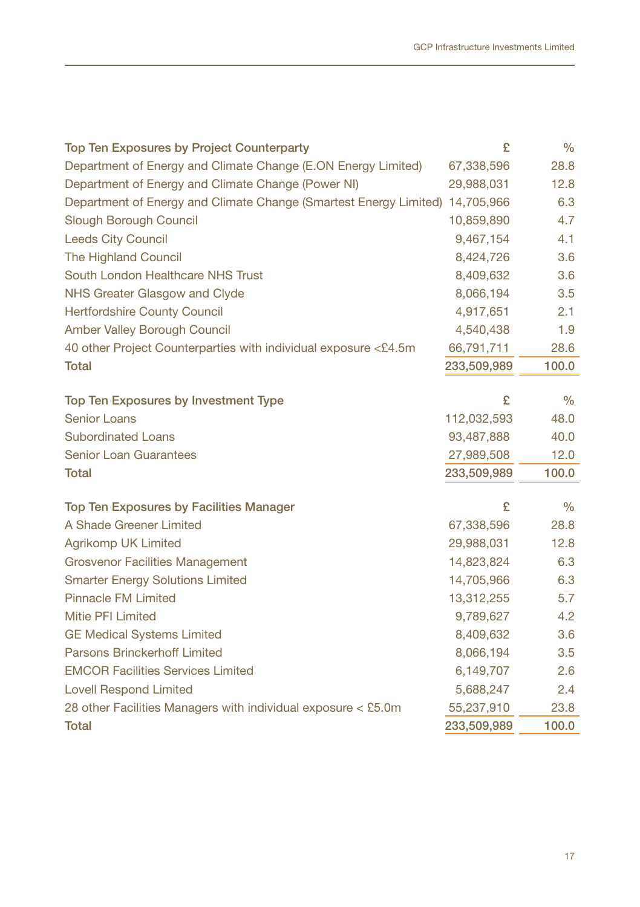| Top Ten Exposures by Project Counterparty | £ | % |
|---|---|---|
| Department of Energy and Climate Change (E.ON Energy Limited) | 67,338,596 | 28.8 |
| Department of Energy and Climate Change (Power NI) | 29,988,031 | 12.8 |
| Department of Energy and Climate Change (Smartest Energy Limited) | 14,705,966 | 6.3 |
| Slough Borough Council | 10,859,890 | 4.7 |
| Leeds City Council | 9,467,154 | 4.1 |
| The Highland Council | 8,424,726 | 3.6 |
| South London Healthcare NHS Trust | 8,409,632 | 3.6 |
| NHS Greater Glasgow and Clyde | 8,066,194 | 3.5 |
| Hertfordshire County Council | 4,917,651 | 2.1 |
| Amber Valley Borough Council | 4,540,438 | 1.9 |
| 40 other Project Counterparties with individual exposure <£4.5m | 66,791,711 | 28.6 |
| **Total** | **233,509,989** | **100.0** |

| Top Ten Exposures by Investment Type | £ | % |
|---|---|---|
| Senior Loans | 112,032,593 | 48.0 |
| Subordinated Loans | 93,487,888 | 40.0 |
| Senior Loan Guarantees | 27,989,508 | 12.0 |
| **Total** | **233,509,989** | **100.0** |

| Top Ten Exposures by Facilities Manager | £ | % |
|---|---|---|
| A Shade Greener Limited | 67,338,596 | 28.8 |
| Agrikomp UK Limited | 29,988,031 | 12.8 |
| Grosvenor Facilities Management | 14,823,824 | 6.3 |
| Smarter Energy Solutions Limited | 14,705,966 | 6.3 |
| Pinnacle FM Limited | 13,312,255 | 5.7 |
| Mitie PFI Limited | 9,789,627 | 4.2 |
| GE Medical Systems Limited | 8,409,632 | 3.6 |
| Parsons Brinckerhoff Limited | 8,066,194 | 3.5 |
| EMCOR Facilities Services Limited | 6,149,707 | 2.6 |
| Lovell Respond Limited | 5,688,247 | 2.4 |
| 28 other Facilities Managers with individual exposure < £5.0m | 55,237,910 | 23.8 |
| **Total** | **233,509,989** | **100.0** |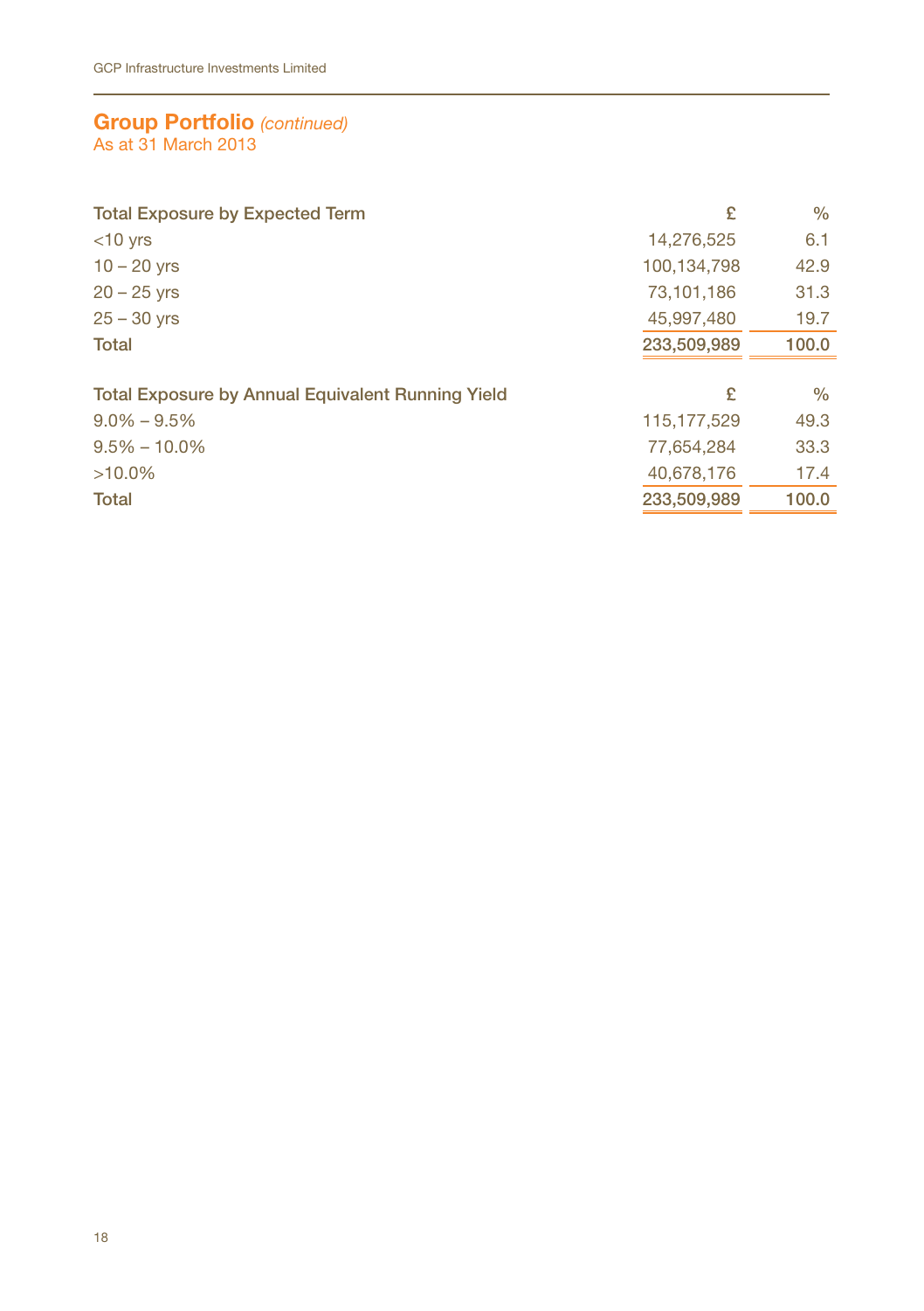## Group Portfolio *(continued)*

As at 31 March 2013

| Total Exposure by Expected Term | £ | % |
|---|---|---|
| <10 yrs | 14,276,525 | 6.1 |
| 10 – 20 yrs | 100,134,798 | 42.9 |
| 20 – 25 yrs | 73,101,186 | 31.3 |
| 25 – 30 yrs | 45,997,480 | 19.7 |
| **Total** | **233,509,989** | **100.0** |

| Total Exposure by Annual Equivalent Running Yield | £ | % |
|---|---|---|
| 9.0% – 9.5% | 115,177,529 | 49.3 |
| 9.5% – 10.0% | 77,654,284 | 33.3 |
| >10.0% | 40,678,176 | 17.4 |
| **Total** | **233,509,989** | **100.0** |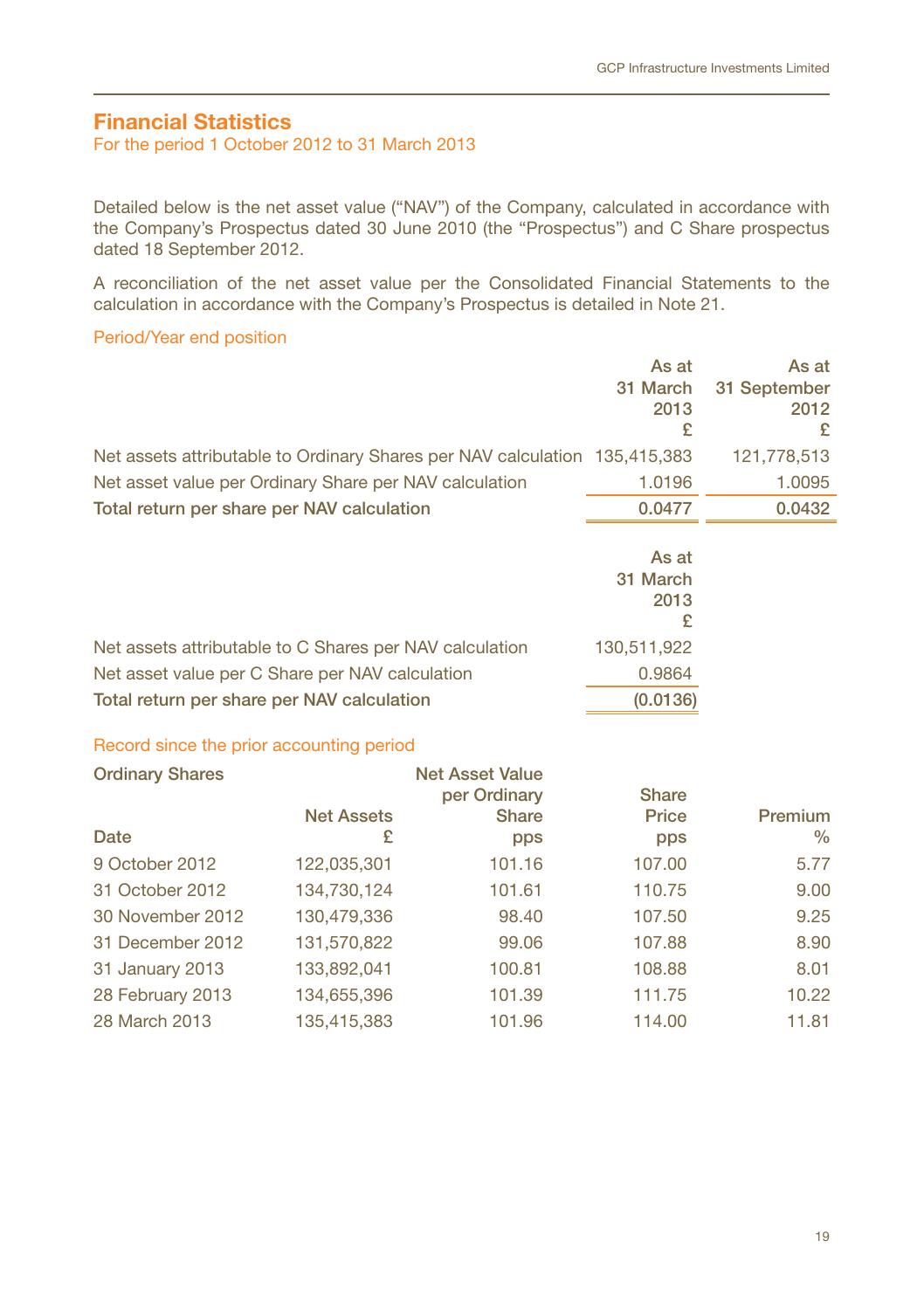## Financial Statistics

For the period 1 October 2012 to 31 March 2013

Detailed below is the net asset value ("NAV") of the Company, calculated in accordance with the Company's Prospectus dated 30 June 2010 (the "Prospectus") and C Share prospectus dated 18 September 2012.

A reconciliation of the net asset value per the Consolidated Financial Statements to the calculation in accordance with the Company's Prospectus is detailed in Note 21.

### Period/Year end position

| | As at 31 March 2013 £ | As at 31 September 2012 £ |
|---|---|---|
| Net assets attributable to Ordinary Shares per NAV calculation | 135,415,383 | 121,778,513 |
| Net asset value per Ordinary Share per NAV calculation | 1.0196 | 1.0095 |
| **Total return per share per NAV calculation** | **0.0477** | **0.0432** |

| | As at 31 March 2013 £ |
|---|---|
| Net assets attributable to C Shares per NAV calculation | 130,511,922 |
| Net asset value per C Share per NAV calculation | 0.9864 |
| **Total return per share per NAV calculation** | **(0.0136)** |

### Record since the prior accounting period

| Ordinary Shares<br>Date | Net Assets £ | Net Asset Value per Ordinary Share pps | Share Price pps | Premium % |
|---|---|---|---|---|
| 9 October 2012 | 122,035,301 | 101.16 | 107.00 | 5.77 |
| 31 October 2012 | 134,730,124 | 101.61 | 110.75 | 9.00 |
| 30 November 2012 | 130,479,336 | 98.40 | 107.50 | 9.25 |
| 31 December 2012 | 131,570,822 | 99.06 | 107.88 | 8.90 |
| 31 January 2013 | 133,892,041 | 100.81 | 108.88 | 8.01 |
| 28 February 2013 | 134,655,396 | 101.39 | 111.75 | 10.22 |
| 28 March 2013 | 135,415,383 | 101.96 | 114.00 | 11.81 |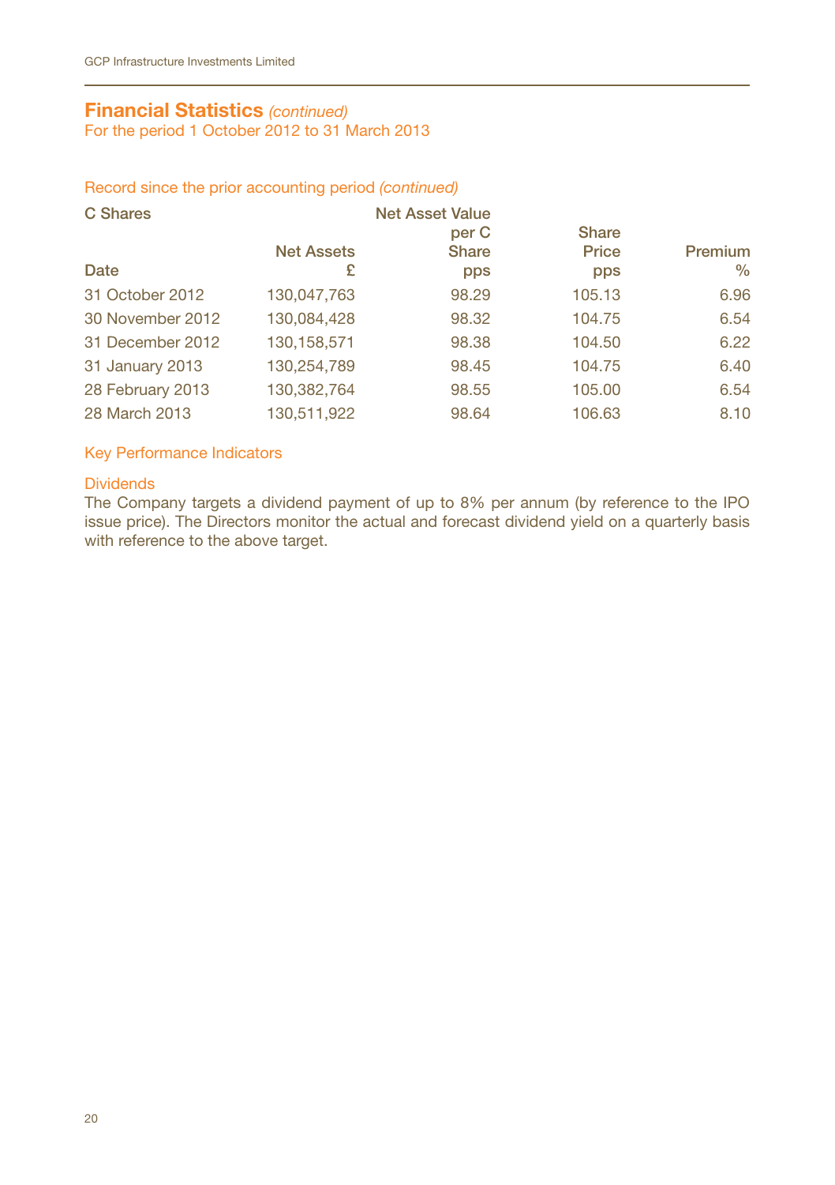## Financial Statistics *(continued)*

For the period 1 October 2012 to 31 March 2013

### Record since the prior accounting period *(continued)*

| C Shares Date | Net Assets £ | Net Asset Value per C Share pps | Share Price pps | Premium % |
|---|---|---|---|---|
| 31 October 2012 | 130,047,763 | 98.29 | 105.13 | 6.96 |
| 30 November 2012 | 130,084,428 | 98.32 | 104.75 | 6.54 |
| 31 December 2012 | 130,158,571 | 98.38 | 104.50 | 6.22 |
| 31 January 2013 | 130,254,789 | 98.45 | 104.75 | 6.40 |
| 28 February 2013 | 130,382,764 | 98.55 | 105.00 | 6.54 |
| 28 March 2013 | 130,511,922 | 98.64 | 106.63 | 8.10 |

### Key Performance Indicators

#### Dividends

The Company targets a dividend payment of up to 8% per annum (by reference to the IPO issue price). The Directors monitor the actual and forecast dividend yield on a quarterly basis with reference to the above target.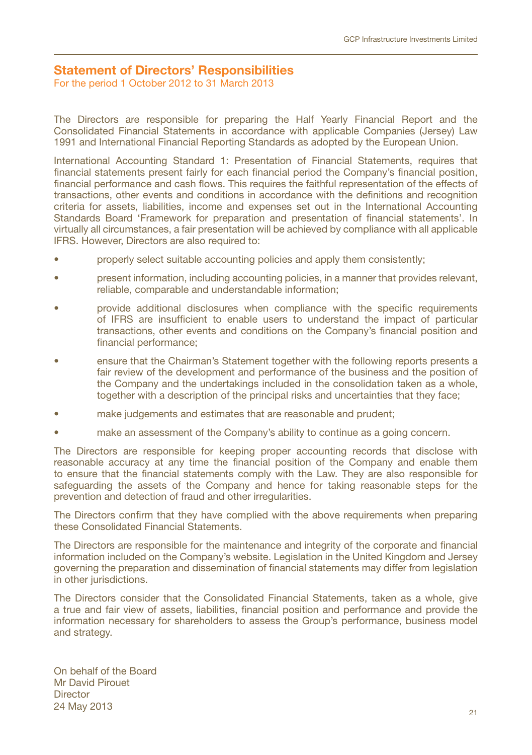# Statement of Directors' Responsibilities

For the period 1 October 2012 to 31 March 2013

The Directors are responsible for preparing the Half Yearly Financial Report and the Consolidated Financial Statements in accordance with applicable Companies (Jersey) Law 1991 and International Financial Reporting Standards as adopted by the European Union.

International Accounting Standard 1: Presentation of Financial Statements, requires that financial statements present fairly for each financial period the Company's financial position, financial performance and cash flows. This requires the faithful representation of the effects of transactions, other events and conditions in accordance with the definitions and recognition criteria for assets, liabilities, income and expenses set out in the International Accounting Standards Board 'Framework for preparation and presentation of financial statements'. In virtually all circumstances, a fair presentation will be achieved by compliance with all applicable IFRS. However, Directors are also required to:

- properly select suitable accounting policies and apply them consistently;
- present information, including accounting policies, in a manner that provides relevant, reliable, comparable and understandable information;
- provide additional disclosures when compliance with the specific requirements of IFRS are insufficient to enable users to understand the impact of particular transactions, other events and conditions on the Company's financial position and financial performance;
- ensure that the Chairman's Statement together with the following reports presents a fair review of the development and performance of the business and the position of the Company and the undertakings included in the consolidation taken as a whole, together with a description of the principal risks and uncertainties that they face;
- make judgements and estimates that are reasonable and prudent;
- make an assessment of the Company's ability to continue as a going concern.

The Directors are responsible for keeping proper accounting records that disclose with reasonable accuracy at any time the financial position of the Company and enable them to ensure that the financial statements comply with the Law. They are also responsible for safeguarding the assets of the Company and hence for taking reasonable steps for the prevention and detection of fraud and other irregularities.

The Directors confirm that they have complied with the above requirements when preparing these Consolidated Financial Statements.

The Directors are responsible for the maintenance and integrity of the corporate and financial information included on the Company's website. Legislation in the United Kingdom and Jersey governing the preparation and dissemination of financial statements may differ from legislation in other jurisdictions.

The Directors consider that the Consolidated Financial Statements, taken as a whole, give a true and fair view of assets, liabilities, financial position and performance and provide the information necessary for shareholders to assess the Group's performance, business model and strategy.

On behalf of the Board
Mr David Pirouet
Director
24 May 2013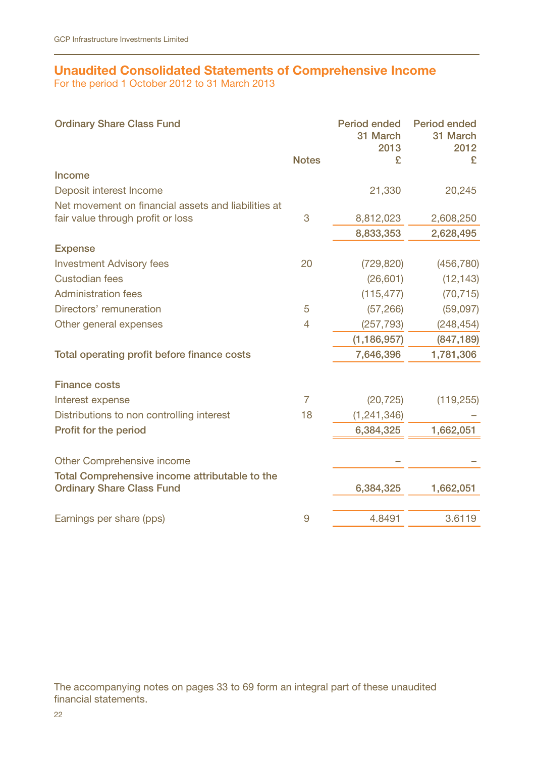## Unaudited Consolidated Statements of Comprehensive Income

For the period 1 October 2012 to 31 March 2013

| Ordinary Share Class Fund | Notes | Period ended 31 March 2013 £ | Period ended 31 March 2012 £ |
|---|---|---|---|
| **Income** | | | |
| Deposit interest Income | | 21,330 | 20,245 |
| Net movement on financial assets and liabilities at fair value through profit or loss | 3 | 8,812,023 | 2,608,250 |
| | | 8,833,353 | 2,628,495 |
| **Expense** | | | |
| Investment Advisory fees | 20 | (729,820) | (456,780) |
| Custodian fees | | (26,601) | (12,143) |
| Administration fees | | (115,477) | (70,715) |
| Directors' remuneration | 5 | (57,266) | (59,097) |
| Other general expenses | 4 | (257,793) | (248,454) |
| | | **(1,186,957)** | **(847,189)** |
| **Total operating profit before finance costs** | | **7,646,396** | **1,781,306** |
| **Finance costs** | | | |
| Interest expense | 7 | (20,725) | (119,255) |
| Distributions to non controlling interest | 18 | (1,241,346) | – |
| **Profit for the period** | | **6,384,325** | **1,662,051** |
| Other Comprehensive income | | – | – |
| **Total Comprehensive income attributable to the Ordinary Share Class Fund** | | **6,384,325** | **1,662,051** |
| Earnings per share (pps) | 9 | 4.8491 | 3.6119 |

The accompanying notes on pages 33 to 69 form an integral part of these unaudited financial statements.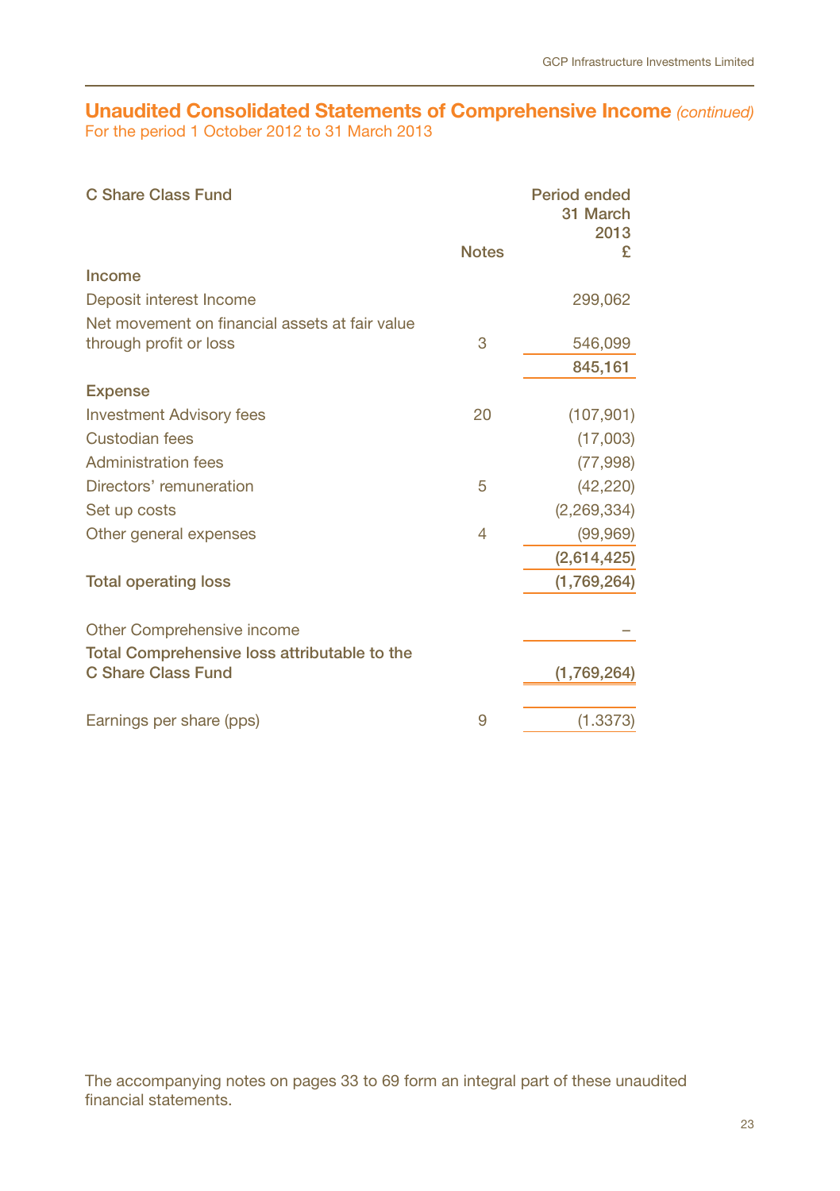## Unaudited Consolidated Statements of Comprehensive Income *(continued)*

For the period 1 October 2012 to 31 March 2013

| C Share Class Fund | Notes | Period ended 31 March 2013 £ |
|---|---|---|
| **Income** | | |
| Deposit interest Income | | 299,062 |
| Net movement on financial assets at fair value through profit or loss | 3 | 546,099 |
| | | **845,161** |
| **Expense** | | |
| Investment Advisory fees | 20 | (107,901) |
| Custodian fees | | (17,003) |
| Administration fees | | (77,998) |
| Directors' remuneration | 5 | (42,220) |
| Set up costs | | (2,269,334) |
| Other general expenses | 4 | (99,969) |
| | | **(2,614,425)** |
| **Total operating loss** | | **(1,769,264)** |
| Other Comprehensive income | | – |
| **Total Comprehensive loss attributable to the C Share Class Fund** | | **(1,769,264)** |
| Earnings per share (pps) | 9 | (1.3373) |

The accompanying notes on pages 33 to 69 form an integral part of these unaudited financial statements.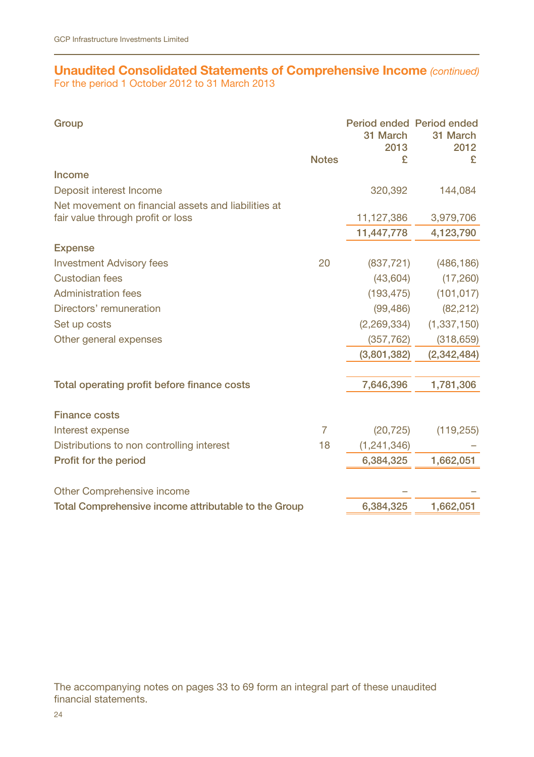## Unaudited Consolidated Statements of Comprehensive Income *(continued)*

For the period 1 October 2012 to 31 March 2013

| Group | Notes | Period ended 31 March 2013 £ | Period ended 31 March 2012 £ |
|---|---|---|---|
| **Income** | | | |
| Deposit interest Income | | 320,392 | 144,084 |
| Net movement on financial assets and liabilities at fair value through profit or loss | | 11,127,386 | 3,979,706 |
| | | 11,447,778 | 4,123,790 |
| **Expense** | | | |
| Investment Advisory fees | 20 | (837,721) | (486,186) |
| Custodian fees | | (43,604) | (17,260) |
| Administration fees | | (193,475) | (101,017) |
| Directors' remuneration | | (99,486) | (82,212) |
| Set up costs | | (2,269,334) | (1,337,150) |
| Other general expenses | | (357,762) | (318,659) |
| | | (3,801,382) | (2,342,484) |
| **Total operating profit before finance costs** | | 7,646,396 | 1,781,306 |
| **Finance costs** | | | |
| Interest expense | 7 | (20,725) | (119,255) |
| Distributions to non controlling interest | 18 | (1,241,346) | – |
| **Profit for the period** | | 6,384,325 | 1,662,051 |
| Other Comprehensive income | | – | – |
| **Total Comprehensive income attributable to the Group** | | 6,384,325 | 1,662,051 |

The accompanying notes on pages 33 to 69 form an integral part of these unaudited financial statements.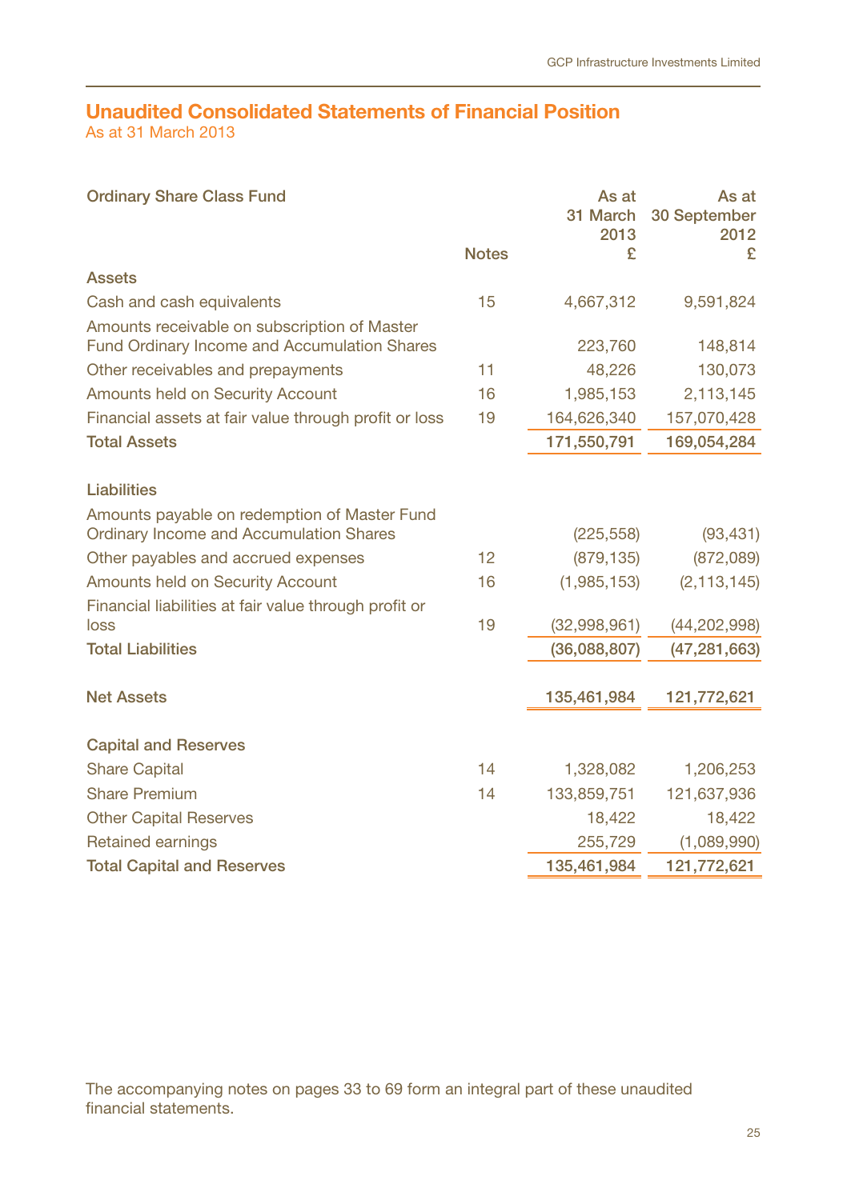## Unaudited Consolidated Statements of Financial Position

As at 31 March 2013

| Ordinary Share Class Fund | Notes | As at 31 March 2013 £ | As at 30 September 2012 £ |
|---|---|---|---|
| **Assets** | | | |
| Cash and cash equivalents | 15 | 4,667,312 | 9,591,824 |
| Amounts receivable on subscription of Master Fund Ordinary Income and Accumulation Shares | | 223,760 | 148,814 |
| Other receivables and prepayments | 11 | 48,226 | 130,073 |
| Amounts held on Security Account | 16 | 1,985,153 | 2,113,145 |
| Financial assets at fair value through profit or loss | 19 | 164,626,340 | 157,070,428 |
| **Total Assets** | | **171,550,791** | **169,054,284** |
| **Liabilities** | | | |
| Amounts payable on redemption of Master Fund Ordinary Income and Accumulation Shares | | (225,558) | (93,431) |
| Other payables and accrued expenses | 12 | (879,135) | (872,089) |
| Amounts held on Security Account | 16 | (1,985,153) | (2,113,145) |
| Financial liabilities at fair value through profit or loss | 19 | (32,998,961) | (44,202,998) |
| **Total Liabilities** | | **(36,088,807)** | **(47,281,663)** |
| **Net Assets** | | **135,461,984** | **121,772,621** |
| **Capital and Reserves** | | | |
| Share Capital | 14 | 1,328,082 | 1,206,253 |
| Share Premium | 14 | 133,859,751 | 121,637,936 |
| Other Capital Reserves | | 18,422 | 18,422 |
| Retained earnings | | 255,729 | (1,089,990) |
| **Total Capital and Reserves** | | **135,461,984** | **121,772,621** |

The accompanying notes on pages 33 to 69 form an integral part of these unaudited financial statements.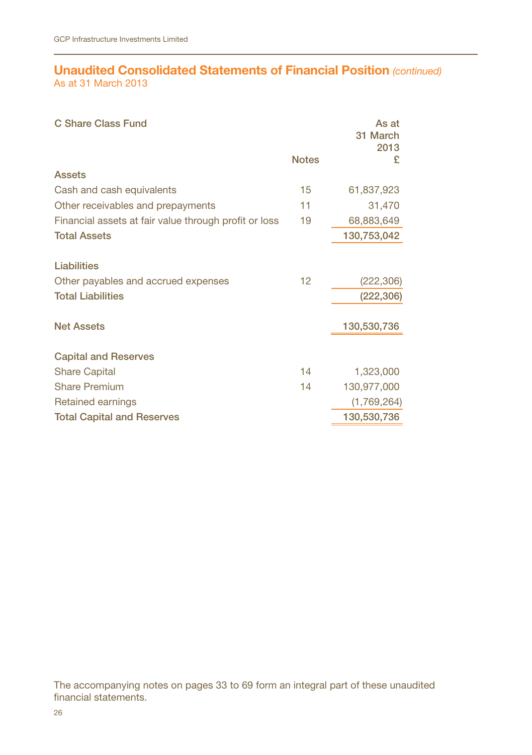## Unaudited Consolidated Statements of Financial Position *(continued)*

As at 31 March 2013

| C Share Class Fund | Notes | As at 31 March 2013 £ |
|---|---|---|
| **Assets** | | |
| Cash and cash equivalents | 15 | 61,837,923 |
| Other receivables and prepayments | 11 | 31,470 |
| Financial assets at fair value through profit or loss | 19 | 68,883,649 |
| **Total Assets** | | **130,753,042** |
| | | |
| **Liabilities** | | |
| Other payables and accrued expenses | 12 | (222,306) |
| **Total Liabilities** | | **(222,306)** |
| | | |
| **Net Assets** | | **130,530,736** |
| | | |
| **Capital and Reserves** | | |
| Share Capital | 14 | 1,323,000 |
| Share Premium | 14 | 130,977,000 |
| Retained earnings | | (1,769,264) |
| **Total Capital and Reserves** | | **130,530,736** |

The accompanying notes on pages 33 to 69 form an integral part of these unaudited financial statements.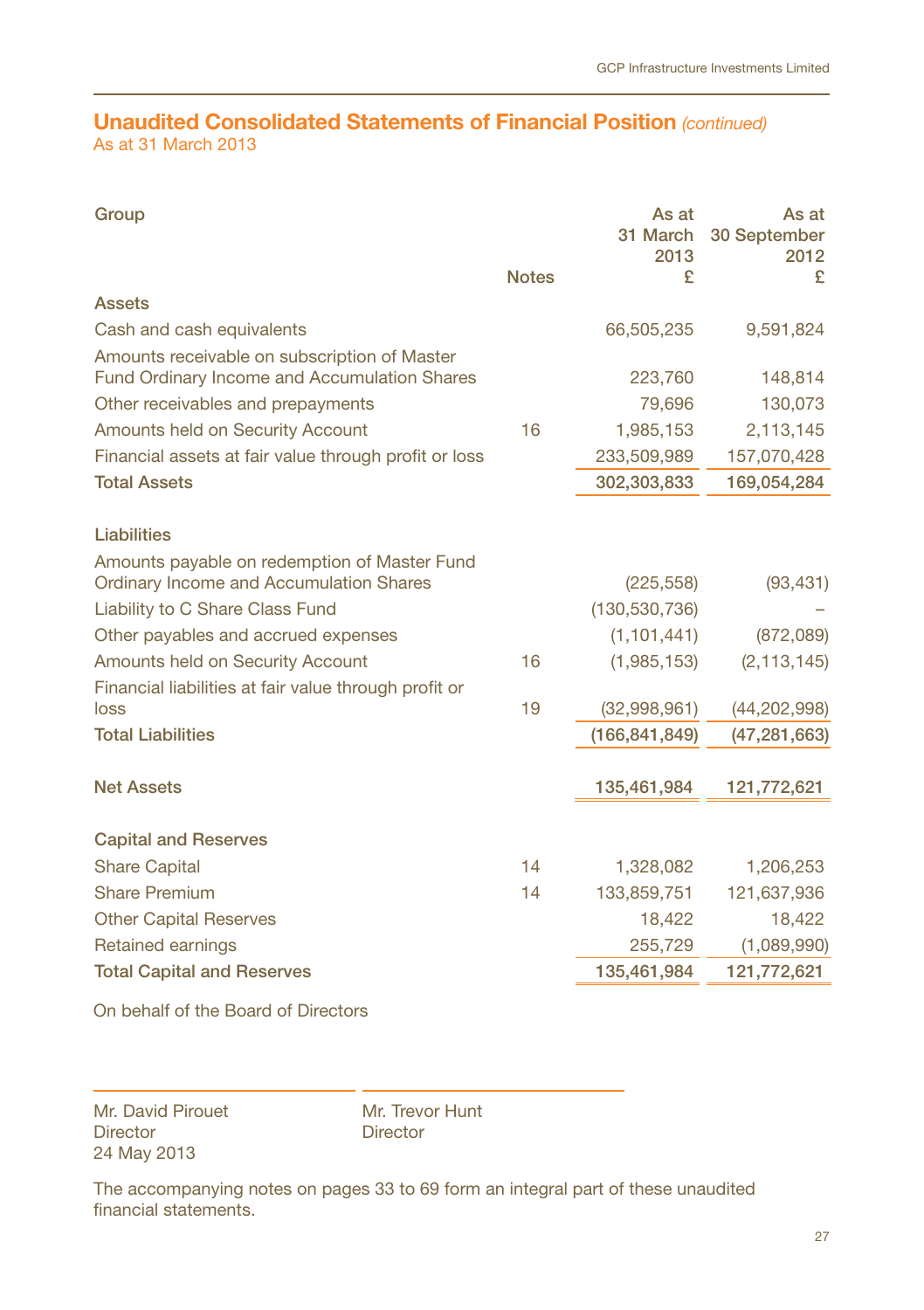## Unaudited Consolidated Statements of Financial Position *(continued)*

As at 31 March 2013

| Group | Notes | As at 31 March 2013 £ | As at 30 September 2012 £ |
|---|---|---|---|
| **Assets** | | | |
| Cash and cash equivalents | | 66,505,235 | 9,591,824 |
| Amounts receivable on subscription of Master Fund Ordinary Income and Accumulation Shares | | 223,760 | 148,814 |
| Other receivables and prepayments | | 79,696 | 130,073 |
| Amounts held on Security Account | 16 | 1,985,153 | 2,113,145 |
| Financial assets at fair value through profit or loss | | 233,509,989 | 157,070,428 |
| **Total Assets** | | **302,303,833** | **169,054,284** |
| | | | |
| **Liabilities** | | | |
| Amounts payable on redemption of Master Fund Ordinary Income and Accumulation Shares | | (225,558) | (93,431) |
| Liability to C Share Class Fund | | (130,530,736) | – |
| Other payables and accrued expenses | | (1,101,441) | (872,089) |
| Amounts held on Security Account | 16 | (1,985,153) | (2,113,145) |
| Financial liabilities at fair value through profit or loss | 19 | (32,998,961) | (44,202,998) |
| **Total Liabilities** | | **(166,841,849)** | **(47,281,663)** |
| | | | |
| **Net Assets** | | **135,461,984** | **121,772,621** |
| | | | |
| **Capital and Reserves** | | | |
| Share Capital | 14 | 1,328,082 | 1,206,253 |
| Share Premium | 14 | 133,859,751 | 121,637,936 |
| Other Capital Reserves | | 18,422 | 18,422 |
| Retained earnings | | 255,729 | (1,089,990) |
| **Total Capital and Reserves** | | **135,461,984** | **121,772,621** |

On behalf of the Board of Directors

Mr. David Pirouet
Director
24 May 2013

Mr. Trevor Hunt
Director

The accompanying notes on pages 33 to 69 form an integral part of these unaudited financial statements.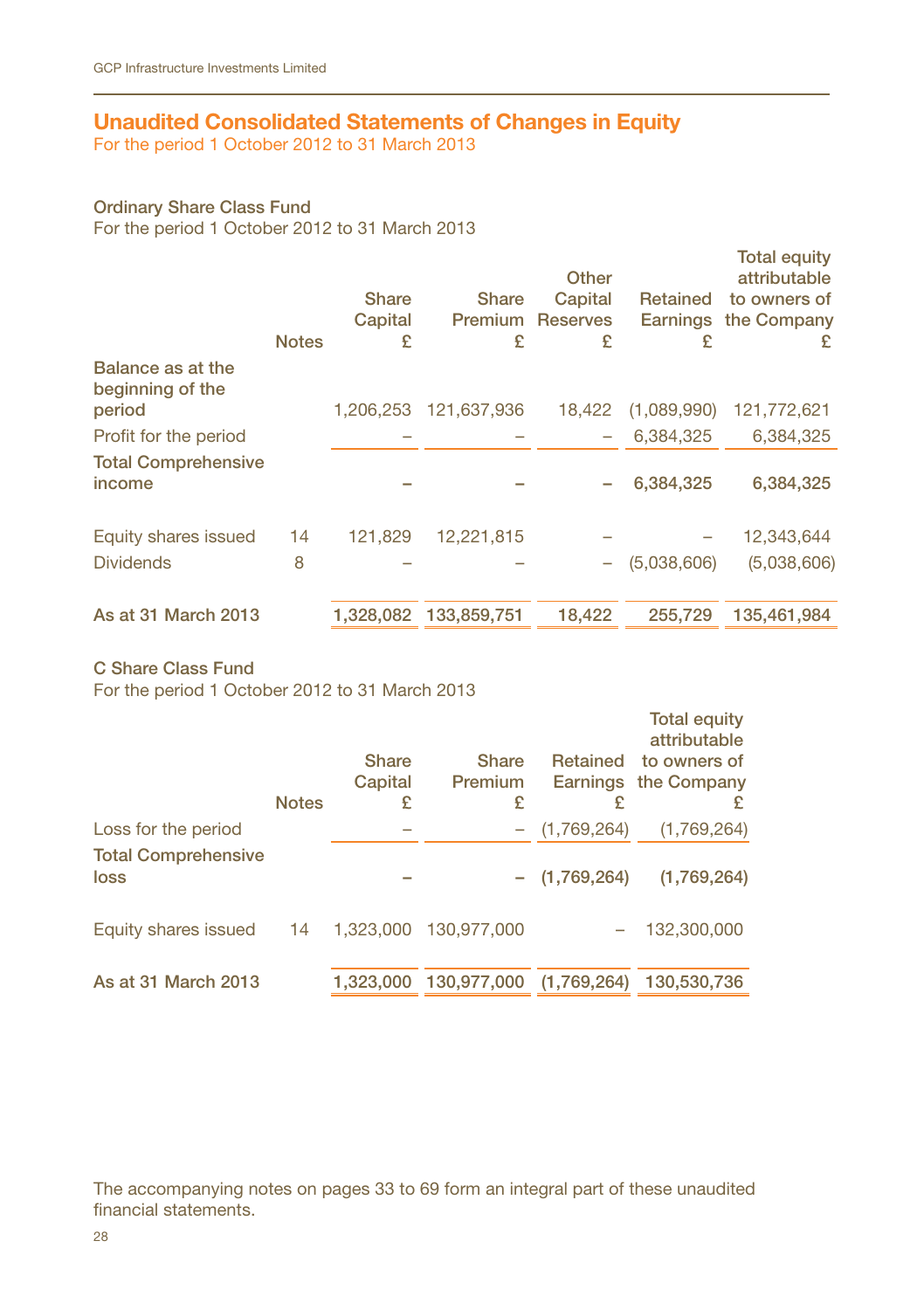## Unaudited Consolidated Statements of Changes in Equity

For the period 1 October 2012 to 31 March 2013

### Ordinary Share Class Fund

For the period 1 October 2012 to 31 March 2013

| | Notes | Share Capital £ | Share Premium £ | Other Capital Reserves £ | Retained Earnings £ | Total equity attributable to owners of the Company £ |
|---|---|---|---|---|---|---|
| **Balance as at the beginning of the period** | | 1,206,253 | 121,637,936 | 18,422 | (1,089,990) | 121,772,621 |
| Profit for the period | | – | – | – | 6,384,325 | 6,384,325 |
| **Total Comprehensive income** | | **–** | **–** | **–** | **6,384,325** | **6,384,325** |
| Equity shares issued | 14 | 121,829 | 12,221,815 | – | – | 12,343,644 |
| Dividends | 8 | – | – | – | (5,038,606) | (5,038,606) |
| **As at 31 March 2013** | | 1,328,082 | 133,859,751 | 18,422 | 255,729 | 135,461,984 |

### C Share Class Fund

For the period 1 October 2012 to 31 March 2013

| | Notes | Share Capital £ | Share Premium £ | Retained Earnings £ | Total equity attributable to owners of the Company £ |
|---|---|---|---|---|---|
| Loss for the period | | – | – | (1,769,264) | (1,769,264) |
| **Total Comprehensive loss** | | **–** | **–** | **(1,769,264)** | **(1,769,264)** |
| Equity shares issued | 14 | 1,323,000 | 130,977,000 | – | 132,300,000 |
| **As at 31 March 2013** | | 1,323,000 | 130,977,000 | (1,769,264) | 130,530,736 |

The accompanying notes on pages 33 to 69 form an integral part of these unaudited financial statements.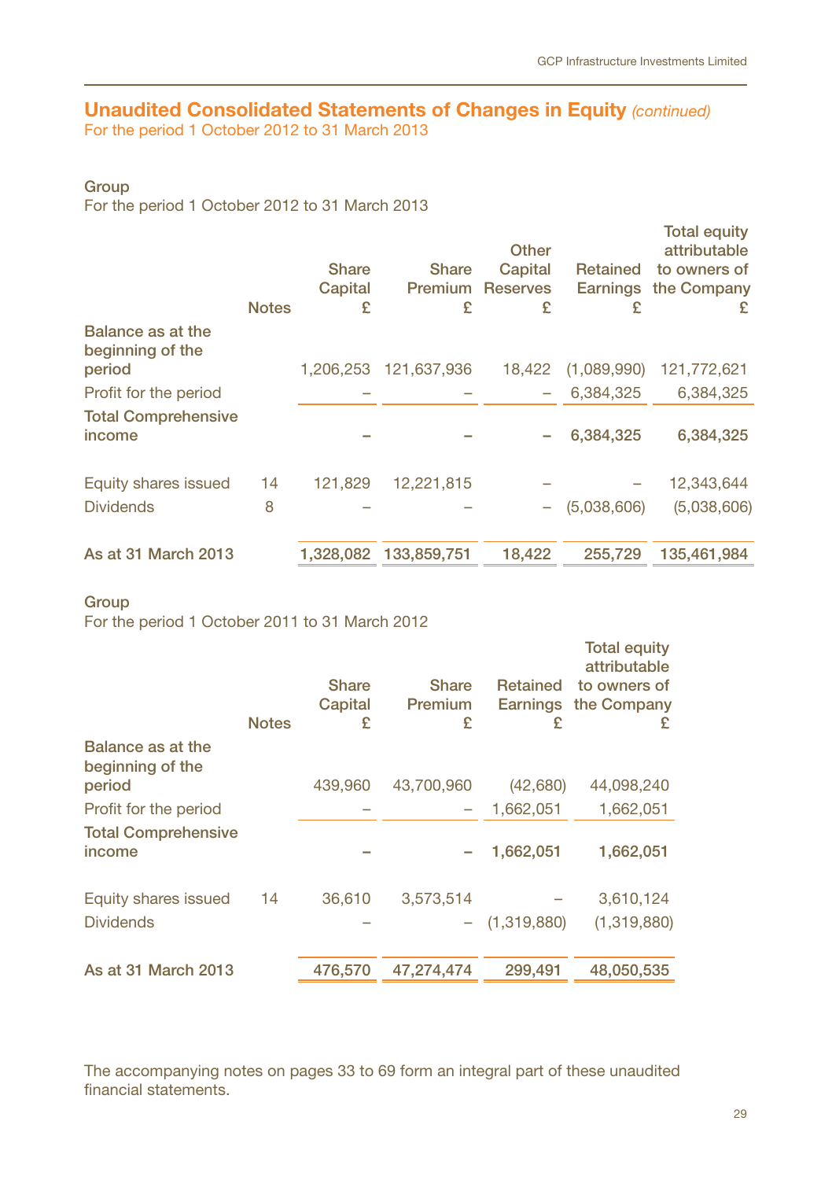## Unaudited Consolidated Statements of Changes in Equity *(continued)*

For the period 1 October 2012 to 31 March 2013

**Group**

For the period 1 October 2012 to 31 March 2013

| | Notes | Share Capital £ | Share Premium £ | Other Capital Reserves £ | Retained Earnings £ | Total equity attributable to owners of the Company £ |
|---|---|---|---|---|---|---|
| Balance as at the beginning of the period | | 1,206,253 | 121,637,936 | 18,422 | (1,089,990) | 121,772,621 |
| Profit for the period | | – | – | – | 6,384,325 | 6,384,325 |
| **Total Comprehensive income** | | **–** | **–** | **–** | **6,384,325** | **6,384,325** |
| Equity shares issued | 14 | 121,829 | 12,221,815 | – | – | 12,343,644 |
| Dividends | 8 | – | – | – | (5,038,606) | (5,038,606) |
| **As at 31 March 2013** | | **1,328,082** | **133,859,751** | **18,422** | **255,729** | **135,461,984** |

**Group**

For the period 1 October 2011 to 31 March 2012

| | Notes | Share Capital £ | Share Premium £ | Retained Earnings £ | Total equity attributable to owners of the Company £ |
|---|---|---|---|---|---|
| Balance as at the beginning of the period | | 439,960 | 43,700,960 | (42,680) | 44,098,240 |
| Profit for the period | | – | – | 1,662,051 | 1,662,051 |
| **Total Comprehensive income** | | **–** | **–** | **1,662,051** | **1,662,051** |
| Equity shares issued | 14 | 36,610 | 3,573,514 | – | 3,610,124 |
| Dividends | | – | – | (1,319,880) | (1,319,880) |
| **As at 31 March 2013** | | **476,570** | **47,274,474** | **299,491** | **48,050,535** |

The accompanying notes on pages 33 to 69 form an integral part of these unaudited financial statements.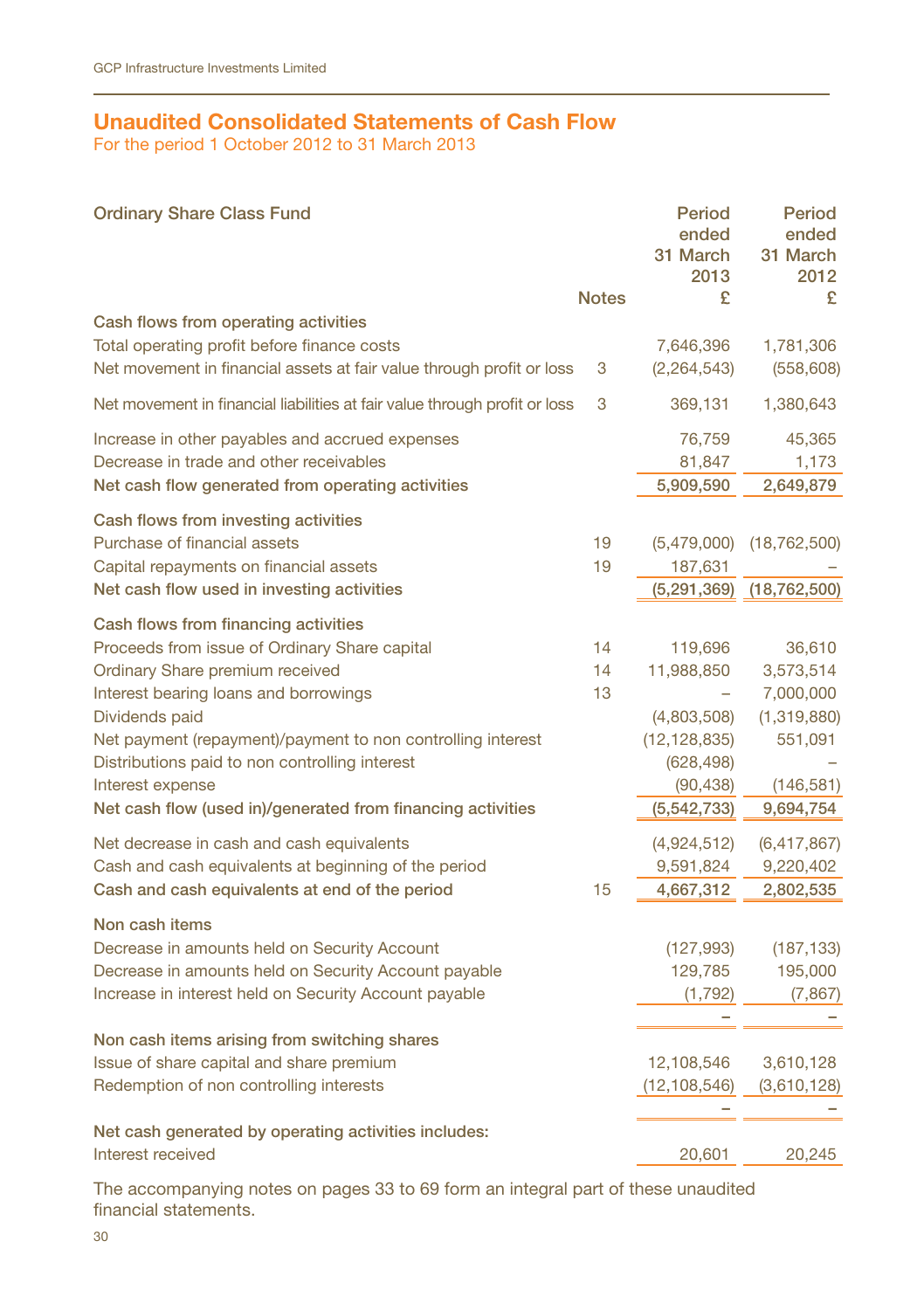# Unaudited Consolidated Statements of Cash Flow

For the period 1 October 2012 to 31 March 2013

| Ordinary Share Class Fund | Notes | Period ended 31 March 2013 £ | Period ended 31 March 2012 £ |
|---|---|---|---|
| **Cash flows from operating activities** | | | |
| Total operating profit before finance costs | | 7,646,396 | 1,781,306 |
| Net movement in financial assets at fair value through profit or loss | 3 | (2,264,543) | (558,608) |
| Net movement in financial liabilities at fair value through profit or loss | 3 | 369,131 | 1,380,643 |
| Increase in other payables and accrued expenses | | 76,759 | 45,365 |
| Decrease in trade and other receivables | | 81,847 | 1,173 |
| **Net cash flow generated from operating activities** | | **5,909,590** | **2,649,879** |
| **Cash flows from investing activities** | | | |
| Purchase of financial assets | 19 | (5,479,000) | (18,762,500) |
| Capital repayments on financial assets | 19 | 187,631 | – |
| **Net cash flow used in investing activities** | | **(5,291,369)** | **(18,762,500)** |
| **Cash flows from financing activities** | | | |
| Proceeds from issue of Ordinary Share capital | 14 | 119,696 | 36,610 |
| Ordinary Share premium received | 14 | 11,988,850 | 3,573,514 |
| Interest bearing loans and borrowings | 13 | – | 7,000,000 |
| Dividends paid | | (4,803,508) | (1,319,880) |
| Net payment (repayment)/payment to non controlling interest | | (12,128,835) | 551,091 |
| Distributions paid to non controlling interest | | (628,498) | – |
| Interest expense | | (90,438) | (146,581) |
| **Net cash flow (used in)/generated from financing activities** | | **(5,542,733)** | **9,694,754** |
| Net decrease in cash and cash equivalents | | (4,924,512) | (6,417,867) |
| Cash and cash equivalents at beginning of the period | | 9,591,824 | 9,220,402 |
| **Cash and cash equivalents at end of the period** | 15 | **4,667,312** | **2,802,535** |
| **Non cash items** | | | |
| Decrease in amounts held on Security Account | | (127,993) | (187,133) |
| Decrease in amounts held on Security Account payable | | 129,785 | 195,000 |
| Increase in interest held on Security Account payable | | (1,792) | (7,867) |
| | | – | – |
| **Non cash items arising from switching shares** | | | |
| Issue of share capital and share premium | | 12,108,546 | 3,610,128 |
| Redemption of non controlling interests | | (12,108,546) | (3,610,128) |
| | | – | – |
| **Net cash generated by operating activities includes:** | | | |
| Interest received | | 20,601 | 20,245 |

The accompanying notes on pages 33 to 69 form an integral part of these unaudited financial statements.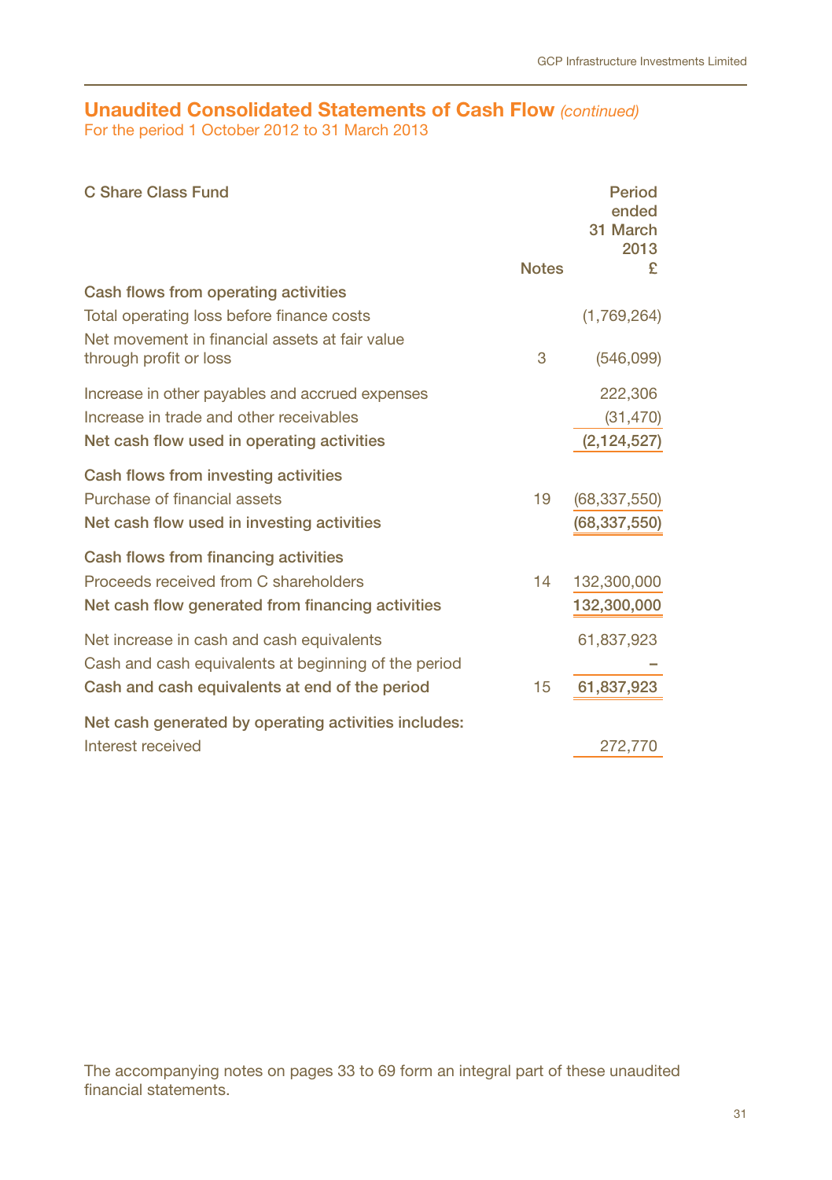## Unaudited Consolidated Statements of Cash Flow *(continued)*

For the period 1 October 2012 to 31 March 2013

| C Share Class Fund | Notes | Period ended 31 March 2013 £ |
|---|---|---|
| **Cash flows from operating activities** | | |
| Total operating loss before finance costs | | (1,769,264) |
| Net movement in financial assets at fair value through profit or loss | 3 | (546,099) |
| Increase in other payables and accrued expenses | | 222,306 |
| Increase in trade and other receivables | | (31,470) |
| **Net cash flow used in operating activities** | | **(2,124,527)** |
| **Cash flows from investing activities** | | |
| Purchase of financial assets | 19 | (68,337,550) |
| **Net cash flow used in investing activities** | | **(68,337,550)** |
| **Cash flows from financing activities** | | |
| Proceeds received from C shareholders | 14 | 132,300,000 |
| **Net cash flow generated from financing activities** | | **132,300,000** |
| Net increase in cash and cash equivalents | | 61,837,923 |
| Cash and cash equivalents at beginning of the period | | – |
| **Cash and cash equivalents at end of the period** | 15 | **61,837,923** |
| **Net cash generated by operating activities includes:** | | |
| Interest received | | 272,770 |

The accompanying notes on pages 33 to 69 form an integral part of these unaudited financial statements.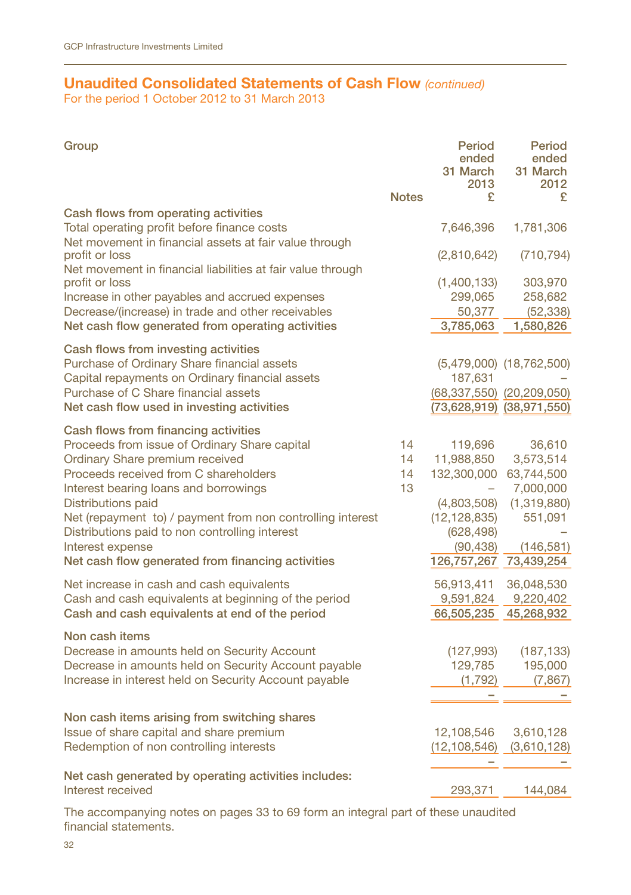## Unaudited Consolidated Statements of Cash Flow *(continued)*

For the period 1 October 2012 to 31 March 2013

| Group | Notes | Period ended 31 March 2013 £ | Period ended 31 March 2012 £ |
|---|---|---|---|
| **Cash flows from operating activities** | | | |
| Total operating profit before finance costs | | 7,646,396 | 1,781,306 |
| Net movement in financial assets at fair value through profit or loss | | (2,810,642) | (710,794) |
| Net movement in financial liabilities at fair value through profit or loss | | (1,400,133) | 303,970 |
| Increase in other payables and accrued expenses | | 299,065 | 258,682 |
| Decrease/(increase) in trade and other receivables | | 50,377 | (52,338) |
| **Net cash flow generated from operating activities** | | **3,785,063** | **1,580,826** |
| **Cash flows from investing activities** | | | |
| Purchase of Ordinary Share financial assets | | (5,479,000) | (18,762,500) |
| Capital repayments on Ordinary financial assets | | 187,631 | – |
| Purchase of C Share financial assets | | (68,337,550) | (20,209,050) |
| **Net cash flow used in investing activities** | | **(73,628,919)** | **(38,971,550)** |
| **Cash flows from financing activities** | | | |
| Proceeds from issue of Ordinary Share capital | 14 | 119,696 | 36,610 |
| Ordinary Share premium received | 14 | 11,988,850 | 3,573,514 |
| Proceeds received from C shareholders | 14 | 132,300,000 | 63,744,500 |
| Interest bearing loans and borrowings | 13 | – | 7,000,000 |
| Distributions paid | | (4,803,508) | (1,319,880) |
| Net (repayment to) / payment from non controlling interest | | (12,128,835) | 551,091 |
| Distributions paid to non controlling interest | | (628,498) | – |
| Interest expense | | (90,438) | (146,581) |
| **Net cash flow generated from financing activities** | | **126,757,267** | **73,439,254** |
| Net increase in cash and cash equivalents | | 56,913,411 | 36,048,530 |
| Cash and cash equivalents at beginning of the period | | 9,591,824 | 9,220,402 |
| **Cash and cash equivalents at end of the period** | | **66,505,235** | **45,268,932** |
| **Non cash items** | | | |
| Decrease in amounts held on Security Account | | (127,993) | (187,133) |
| Decrease in amounts held on Security Account payable | | 129,785 | 195,000 |
| Increase in interest held on Security Account payable | | (1,792) | (7,867) |
| | | – | – |
| **Non cash items arising from switching shares** | | | |
| Issue of share capital and share premium | | 12,108,546 | 3,610,128 |
| Redemption of non controlling interests | | (12,108,546) | (3,610,128) |
| | | – | – |
| **Net cash generated by operating activities includes:** | | | |
| Interest received | | 293,371 | 144,084 |

The accompanying notes on pages 33 to 69 form an integral part of these unaudited financial statements.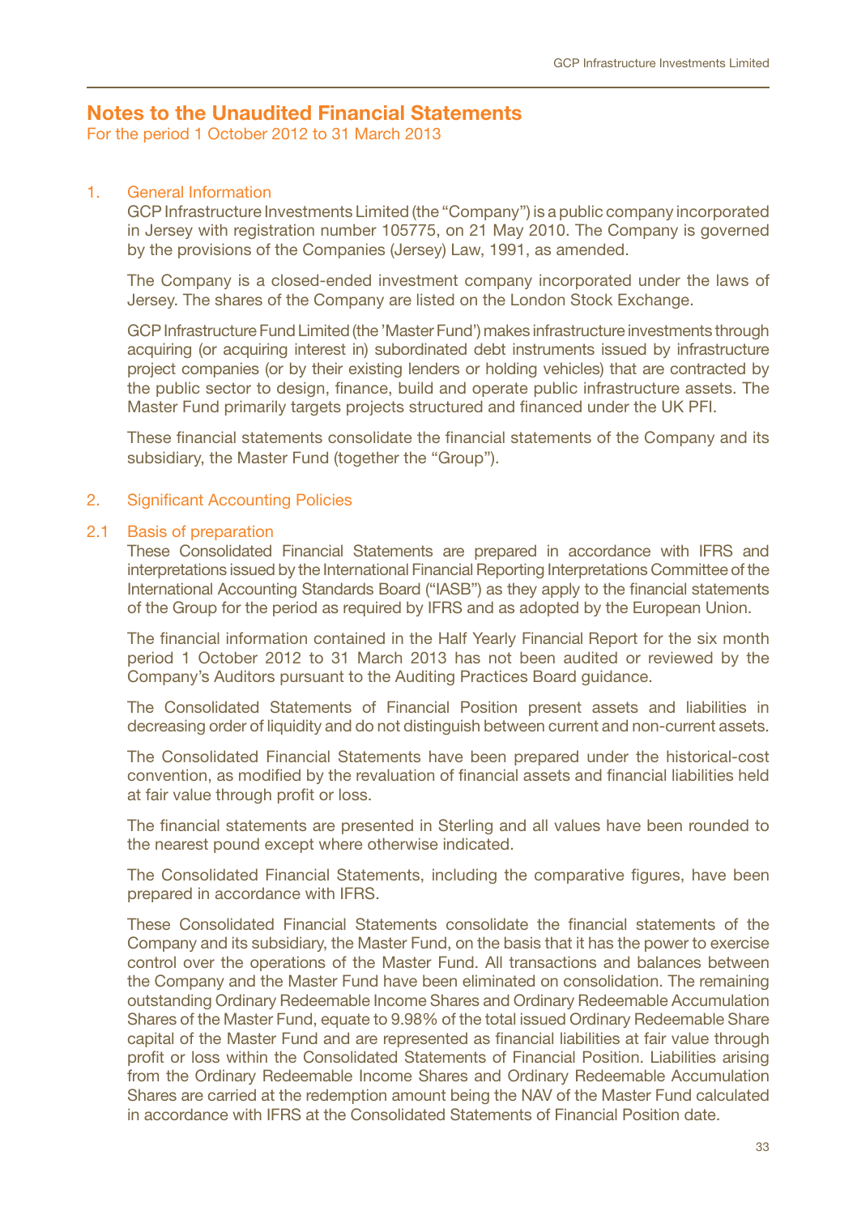# Notes to the Unaudited Financial Statements

For the period 1 October 2012 to 31 March 2013

## 1. General Information

GCP Infrastructure Investments Limited (the "Company") is a public company incorporated in Jersey with registration number 105775, on 21 May 2010. The Company is governed by the provisions of the Companies (Jersey) Law, 1991, as amended.

The Company is a closed-ended investment company incorporated under the laws of Jersey. The shares of the Company are listed on the London Stock Exchange.

GCP Infrastructure Fund Limited (the 'Master Fund') makes infrastructure investments through acquiring (or acquiring interest in) subordinated debt instruments issued by infrastructure project companies (or by their existing lenders or holding vehicles) that are contracted by the public sector to design, finance, build and operate public infrastructure assets. The Master Fund primarily targets projects structured and financed under the UK PFI.

These financial statements consolidate the financial statements of the Company and its subsidiary, the Master Fund (together the "Group").

## 2. Significant Accounting Policies

### 2.1 Basis of preparation

These Consolidated Financial Statements are prepared in accordance with IFRS and interpretations issued by the International Financial Reporting Interpretations Committee of the International Accounting Standards Board ("IASB") as they apply to the financial statements of the Group for the period as required by IFRS and as adopted by the European Union.

The financial information contained in the Half Yearly Financial Report for the six month period 1 October 2012 to 31 March 2013 has not been audited or reviewed by the Company's Auditors pursuant to the Auditing Practices Board guidance.

The Consolidated Statements of Financial Position present assets and liabilities in decreasing order of liquidity and do not distinguish between current and non-current assets.

The Consolidated Financial Statements have been prepared under the historical-cost convention, as modified by the revaluation of financial assets and financial liabilities held at fair value through profit or loss.

The financial statements are presented in Sterling and all values have been rounded to the nearest pound except where otherwise indicated.

The Consolidated Financial Statements, including the comparative figures, have been prepared in accordance with IFRS.

These Consolidated Financial Statements consolidate the financial statements of the Company and its subsidiary, the Master Fund, on the basis that it has the power to exercise control over the operations of the Master Fund. All transactions and balances between the Company and the Master Fund have been eliminated on consolidation. The remaining outstanding Ordinary Redeemable Income Shares and Ordinary Redeemable Accumulation Shares of the Master Fund, equate to 9.98% of the total issued Ordinary Redeemable Share capital of the Master Fund and are represented as financial liabilities at fair value through profit or loss within the Consolidated Statements of Financial Position. Liabilities arising from the Ordinary Redeemable Income Shares and Ordinary Redeemable Accumulation Shares are carried at the redemption amount being the NAV of the Master Fund calculated in accordance with IFRS at the Consolidated Statements of Financial Position date.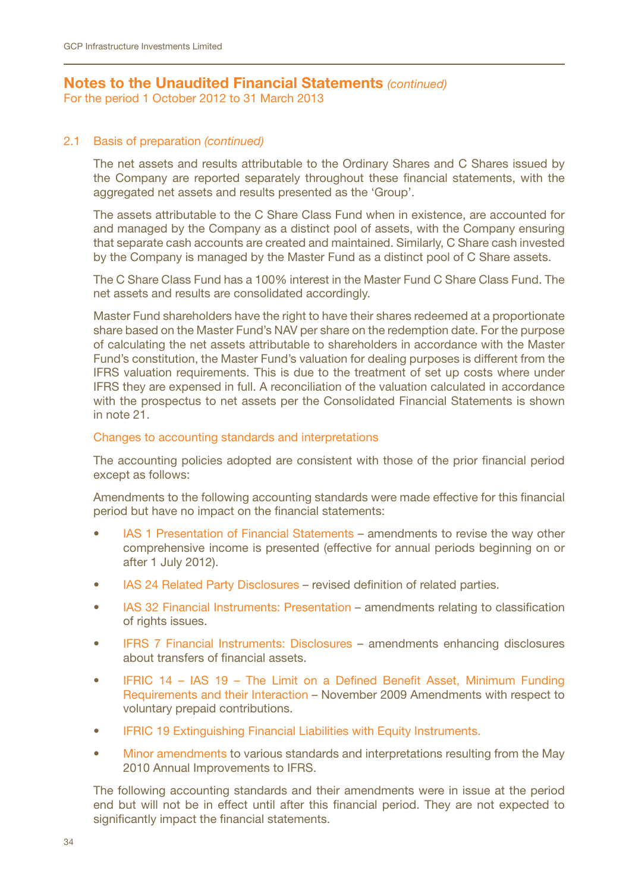## Notes to the Unaudited Financial Statements *(continued)*

For the period 1 October 2012 to 31 March 2013

### 2.1 Basis of preparation *(continued)*

The net assets and results attributable to the Ordinary Shares and C Shares issued by the Company are reported separately throughout these financial statements, with the aggregated net assets and results presented as the 'Group'.

The assets attributable to the C Share Class Fund when in existence, are accounted for and managed by the Company as a distinct pool of assets, with the Company ensuring that separate cash accounts are created and maintained. Similarly, C Share cash invested by the Company is managed by the Master Fund as a distinct pool of C Share assets.

The C Share Class Fund has a 100% interest in the Master Fund C Share Class Fund. The net assets and results are consolidated accordingly.

Master Fund shareholders have the right to have their shares redeemed at a proportionate share based on the Master Fund's NAV per share on the redemption date. For the purpose of calculating the net assets attributable to shareholders in accordance with the Master Fund's constitution, the Master Fund's valuation for dealing purposes is different from the IFRS valuation requirements. This is due to the treatment of set up costs where under IFRS they are expensed in full. A reconciliation of the valuation calculated in accordance with the prospectus to net assets per the Consolidated Financial Statements is shown in note 21.

#### Changes to accounting standards and interpretations

The accounting policies adopted are consistent with those of the prior financial period except as follows:

Amendments to the following accounting standards were made effective for this financial period but have no impact on the financial statements:

- IAS 1 Presentation of Financial Statements – amendments to revise the way other comprehensive income is presented (effective for annual periods beginning on or after 1 July 2012).
- IAS 24 Related Party Disclosures – revised definition of related parties.
- IAS 32 Financial Instruments: Presentation – amendments relating to classification of rights issues.
- IFRS 7 Financial Instruments: Disclosures – amendments enhancing disclosures about transfers of financial assets.
- IFRIC 14 – IAS 19 – The Limit on a Defined Benefit Asset, Minimum Funding Requirements and their Interaction – November 2009 Amendments with respect to voluntary prepaid contributions.
- IFRIC 19 Extinguishing Financial Liabilities with Equity Instruments.
- Minor amendments to various standards and interpretations resulting from the May 2010 Annual Improvements to IFRS.

The following accounting standards and their amendments were in issue at the period end but will not be in effect until after this financial period. They are not expected to significantly impact the financial statements.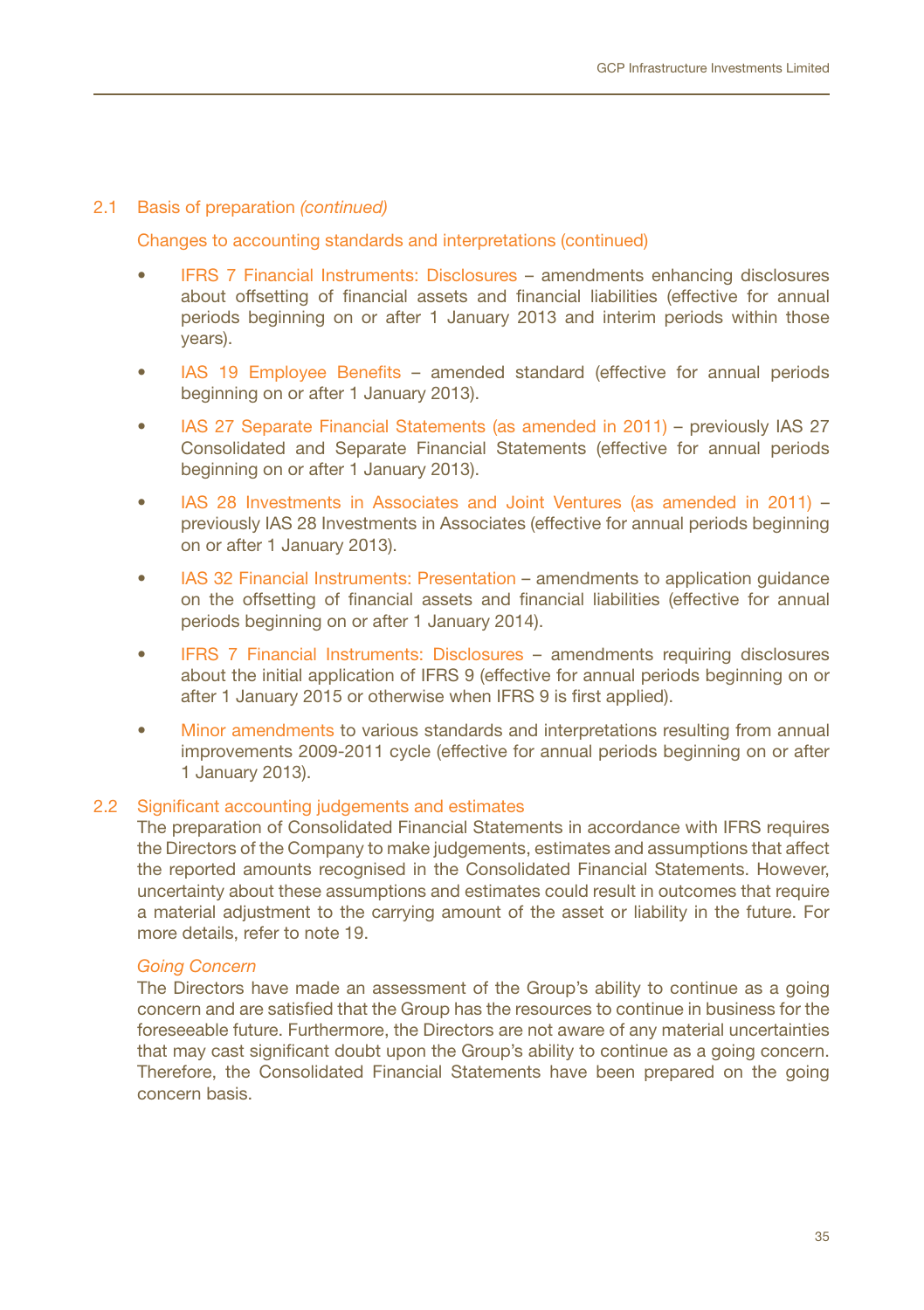## 2.1 Basis of preparation *(continued)*

### Changes to accounting standards and interpretations (continued)

- IFRS 7 Financial Instruments: Disclosures – amendments enhancing disclosures about offsetting of financial assets and financial liabilities (effective for annual periods beginning on or after 1 January 2013 and interim periods within those years).
- IAS 19 Employee Benefits – amended standard (effective for annual periods beginning on or after 1 January 2013).
- IAS 27 Separate Financial Statements (as amended in 2011) – previously IAS 27 Consolidated and Separate Financial Statements (effective for annual periods beginning on or after 1 January 2013).
- IAS 28 Investments in Associates and Joint Ventures (as amended in 2011) – previously IAS 28 Investments in Associates (effective for annual periods beginning on or after 1 January 2013).
- IAS 32 Financial Instruments: Presentation – amendments to application guidance on the offsetting of financial assets and financial liabilities (effective for annual periods beginning on or after 1 January 2014).
- IFRS 7 Financial Instruments: Disclosures – amendments requiring disclosures about the initial application of IFRS 9 (effective for annual periods beginning on or after 1 January 2015 or otherwise when IFRS 9 is first applied).
- Minor amendments to various standards and interpretations resulting from annual improvements 2009-2011 cycle (effective for annual periods beginning on or after 1 January 2013).

## 2.2 Significant accounting judgements and estimates

The preparation of Consolidated Financial Statements in accordance with IFRS requires the Directors of the Company to make judgements, estimates and assumptions that affect the reported amounts recognised in the Consolidated Financial Statements. However, uncertainty about these assumptions and estimates could result in outcomes that require a material adjustment to the carrying amount of the asset or liability in the future. For more details, refer to note 19.

*Going Concern*

The Directors have made an assessment of the Group's ability to continue as a going concern and are satisfied that the Group has the resources to continue in business for the foreseeable future. Furthermore, the Directors are not aware of any material uncertainties that may cast significant doubt upon the Group's ability to continue as a going concern. Therefore, the Consolidated Financial Statements have been prepared on the going concern basis.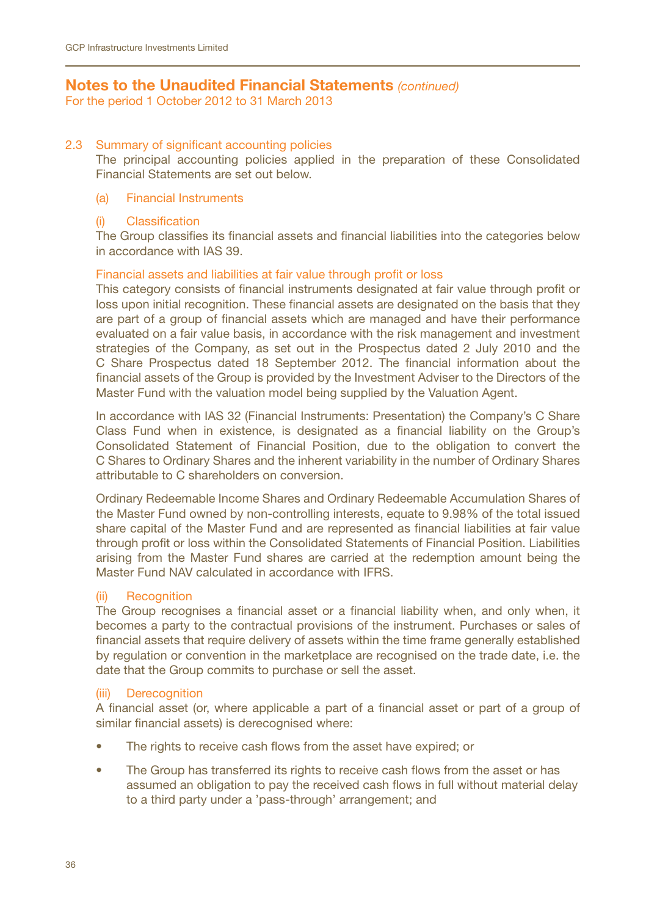## Notes to the Unaudited Financial Statements *(continued)*

For the period 1 October 2012 to 31 March 2013

### 2.3 Summary of significant accounting policies

The principal accounting policies applied in the preparation of these Consolidated Financial Statements are set out below.

#### (a) Financial Instruments

##### (i) Classification

The Group classifies its financial assets and financial liabilities into the categories below in accordance with IAS 39.

**Financial assets and liabilities at fair value through profit or loss**

This category consists of financial instruments designated at fair value through profit or loss upon initial recognition. These financial assets are designated on the basis that they are part of a group of financial assets which are managed and have their performance evaluated on a fair value basis, in accordance with the risk management and investment strategies of the Company, as set out in the Prospectus dated 2 July 2010 and the C Share Prospectus dated 18 September 2012. The financial information about the financial assets of the Group is provided by the Investment Adviser to the Directors of the Master Fund with the valuation model being supplied by the Valuation Agent.

In accordance with IAS 32 (Financial Instruments: Presentation) the Company's C Share Class Fund when in existence, is designated as a financial liability on the Group's Consolidated Statement of Financial Position, due to the obligation to convert the C Shares to Ordinary Shares and the inherent variability in the number of Ordinary Shares attributable to C shareholders on conversion.

Ordinary Redeemable Income Shares and Ordinary Redeemable Accumulation Shares of the Master Fund owned by non-controlling interests, equate to 9.98% of the total issued share capital of the Master Fund and are represented as financial liabilities at fair value through profit or loss within the Consolidated Statements of Financial Position. Liabilities arising from the Master Fund shares are carried at the redemption amount being the Master Fund NAV calculated in accordance with IFRS.

##### (ii) Recognition

The Group recognises a financial asset or a financial liability when, and only when, it becomes a party to the contractual provisions of the instrument. Purchases or sales of financial assets that require delivery of assets within the time frame generally established by regulation or convention in the marketplace are recognised on the trade date, i.e. the date that the Group commits to purchase or sell the asset.

##### (iii) Derecognition

A financial asset (or, where applicable a part of a financial asset or part of a group of similar financial assets) is derecognised where:

- The rights to receive cash flows from the asset have expired; or
- The Group has transferred its rights to receive cash flows from the asset or has assumed an obligation to pay the received cash flows in full without material delay to a third party under a 'pass-through' arrangement; and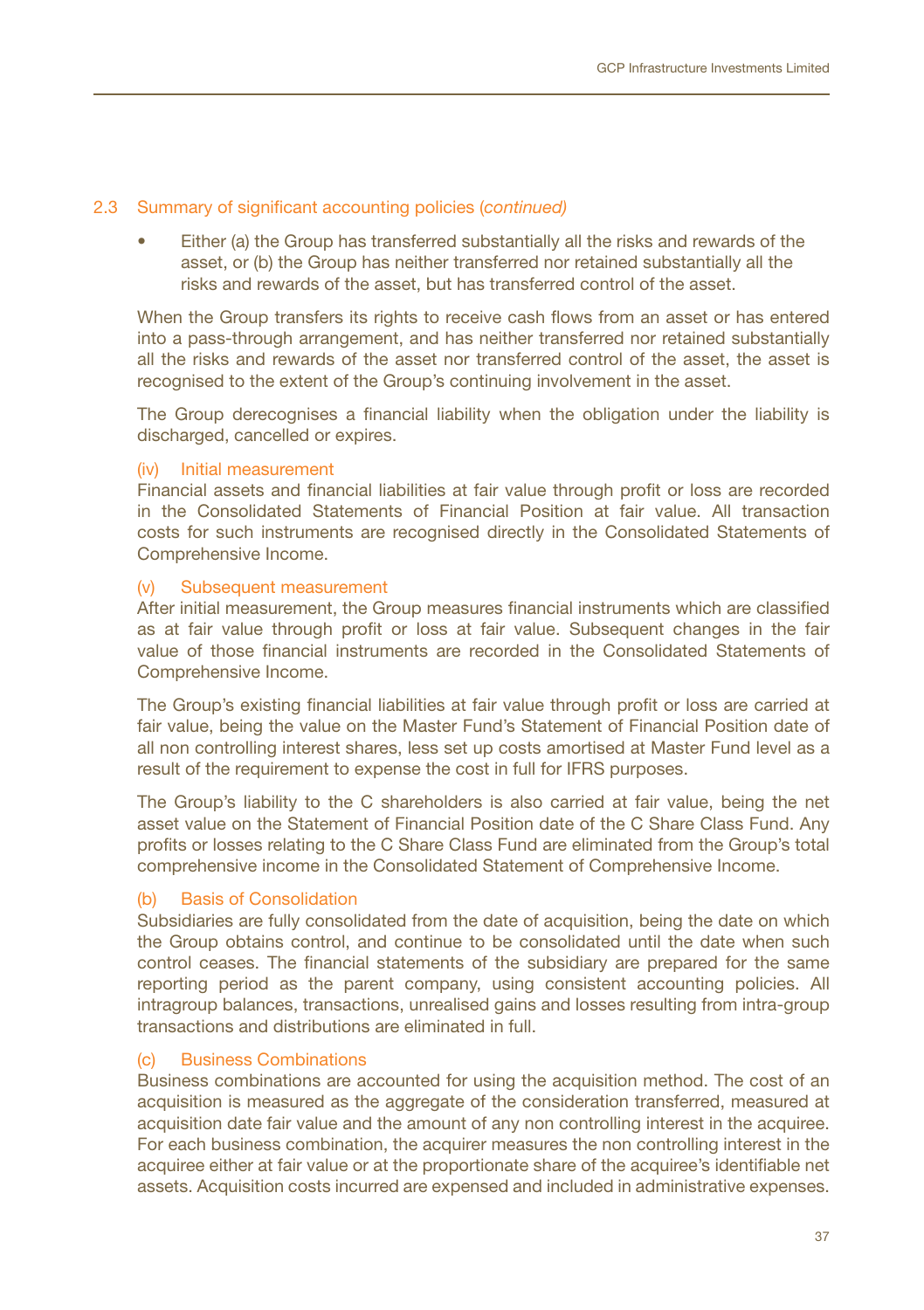## 2.3 Summary of significant accounting policies (*continued)*

- Either (a) the Group has transferred substantially all the risks and rewards of the asset, or (b) the Group has neither transferred nor retained substantially all the risks and rewards of the asset, but has transferred control of the asset.

When the Group transfers its rights to receive cash flows from an asset or has entered into a pass-through arrangement, and has neither transferred nor retained substantially all the risks and rewards of the asset nor transferred control of the asset, the asset is recognised to the extent of the Group's continuing involvement in the asset.

The Group derecognises a financial liability when the obligation under the liability is discharged, cancelled or expires.

### (iv) Initial measurement

Financial assets and financial liabilities at fair value through profit or loss are recorded in the Consolidated Statements of Financial Position at fair value. All transaction costs for such instruments are recognised directly in the Consolidated Statements of Comprehensive Income.

### (v) Subsequent measurement

After initial measurement, the Group measures financial instruments which are classified as at fair value through profit or loss at fair value. Subsequent changes in the fair value of those financial instruments are recorded in the Consolidated Statements of Comprehensive Income.

The Group's existing financial liabilities at fair value through profit or loss are carried at fair value, being the value on the Master Fund's Statement of Financial Position date of all non controlling interest shares, less set up costs amortised at Master Fund level as a result of the requirement to expense the cost in full for IFRS purposes.

The Group's liability to the C shareholders is also carried at fair value, being the net asset value on the Statement of Financial Position date of the C Share Class Fund. Any profits or losses relating to the C Share Class Fund are eliminated from the Group's total comprehensive income in the Consolidated Statement of Comprehensive Income.

### (b) Basis of Consolidation

Subsidiaries are fully consolidated from the date of acquisition, being the date on which the Group obtains control, and continue to be consolidated until the date when such control ceases. The financial statements of the subsidiary are prepared for the same reporting period as the parent company, using consistent accounting policies. All intragroup balances, transactions, unrealised gains and losses resulting from intra-group transactions and distributions are eliminated in full.

### (c) Business Combinations

Business combinations are accounted for using the acquisition method. The cost of an acquisition is measured as the aggregate of the consideration transferred, measured at acquisition date fair value and the amount of any non controlling interest in the acquiree. For each business combination, the acquirer measures the non controlling interest in the acquiree either at fair value or at the proportionate share of the acquiree's identifiable net assets. Acquisition costs incurred are expensed and included in administrative expenses.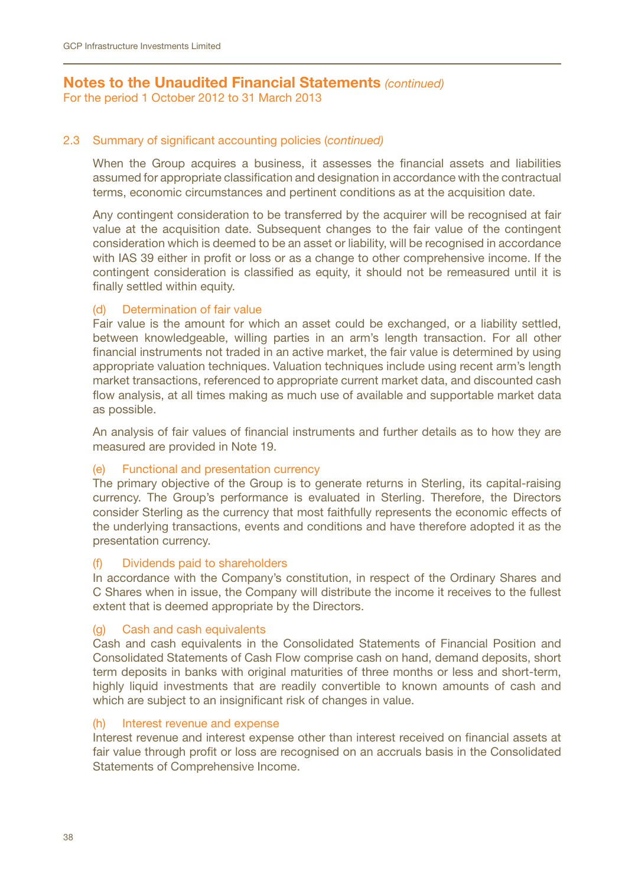## Notes to the Unaudited Financial Statements *(continued)*

For the period 1 October 2012 to 31 March 2013

### 2.3 Summary of significant accounting policies *(continued)*

When the Group acquires a business, it assesses the financial assets and liabilities assumed for appropriate classification and designation in accordance with the contractual terms, economic circumstances and pertinent conditions as at the acquisition date.

Any contingent consideration to be transferred by the acquirer will be recognised at fair value at the acquisition date. Subsequent changes to the fair value of the contingent consideration which is deemed to be an asset or liability, will be recognised in accordance with IAS 39 either in profit or loss or as a change to other comprehensive income. If the contingent consideration is classified as equity, it should not be remeasured until it is finally settled within equity.

#### (d) Determination of fair value

Fair value is the amount for which an asset could be exchanged, or a liability settled, between knowledgeable, willing parties in an arm's length transaction. For all other financial instruments not traded in an active market, the fair value is determined by using appropriate valuation techniques. Valuation techniques include using recent arm's length market transactions, referenced to appropriate current market data, and discounted cash flow analysis, at all times making as much use of available and supportable market data as possible.

An analysis of fair values of financial instruments and further details as to how they are measured are provided in Note 19.

#### (e) Functional and presentation currency

The primary objective of the Group is to generate returns in Sterling, its capital-raising currency. The Group's performance is evaluated in Sterling. Therefore, the Directors consider Sterling as the currency that most faithfully represents the economic effects of the underlying transactions, events and conditions and have therefore adopted it as the presentation currency.

#### (f) Dividends paid to shareholders

In accordance with the Company's constitution, in respect of the Ordinary Shares and C Shares when in issue, the Company will distribute the income it receives to the fullest extent that is deemed appropriate by the Directors.

#### (g) Cash and cash equivalents

Cash and cash equivalents in the Consolidated Statements of Financial Position and Consolidated Statements of Cash Flow comprise cash on hand, demand deposits, short term deposits in banks with original maturities of three months or less and short-term, highly liquid investments that are readily convertible to known amounts of cash and which are subject to an insignificant risk of changes in value.

#### (h) Interest revenue and expense

Interest revenue and interest expense other than interest received on financial assets at fair value through profit or loss are recognised on an accruals basis in the Consolidated Statements of Comprehensive Income.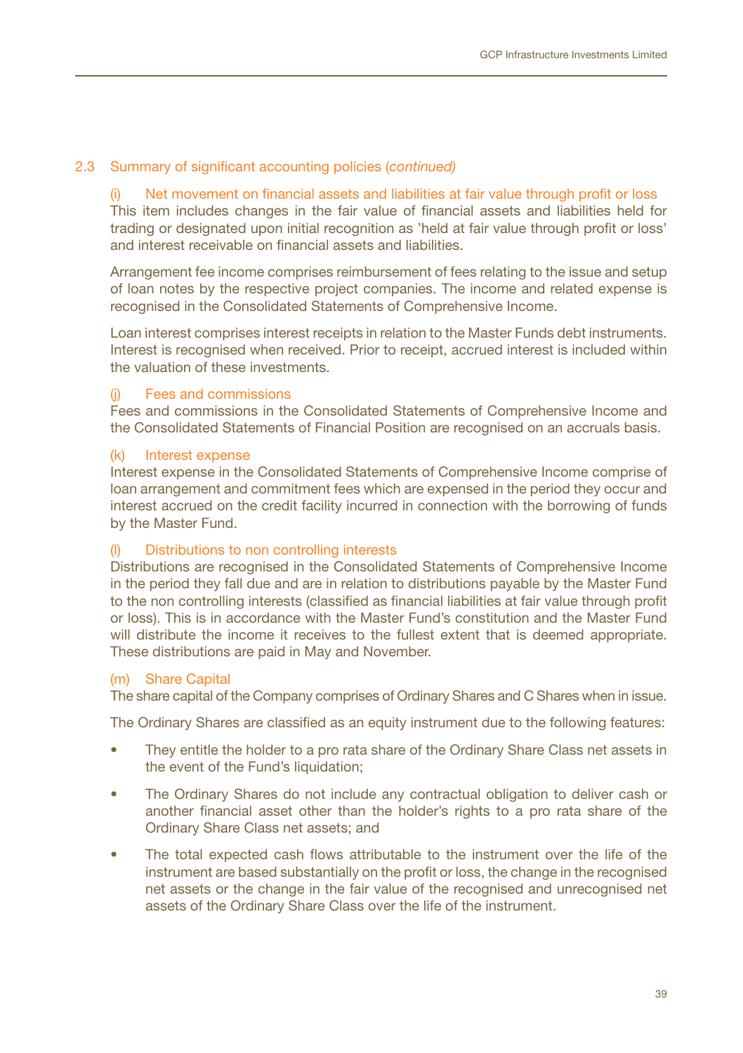## 2.3 Summary of significant accounting policies (*continued)*

### (i) Net movement on financial assets and liabilities at fair value through profit or loss

This item includes changes in the fair value of financial assets and liabilities held for trading or designated upon initial recognition as 'held at fair value through profit or loss' and interest receivable on financial assets and liabilities.

Arrangement fee income comprises reimbursement of fees relating to the issue and setup of loan notes by the respective project companies. The income and related expense is recognised in the Consolidated Statements of Comprehensive Income.

Loan interest comprises interest receipts in relation to the Master Funds debt instruments. Interest is recognised when received. Prior to receipt, accrued interest is included within the valuation of these investments.

### (j) Fees and commissions

Fees and commissions in the Consolidated Statements of Comprehensive Income and the Consolidated Statements of Financial Position are recognised on an accruals basis.

### (k) Interest expense

Interest expense in the Consolidated Statements of Comprehensive Income comprise of loan arrangement and commitment fees which are expensed in the period they occur and interest accrued on the credit facility incurred in connection with the borrowing of funds by the Master Fund.

### (l) Distributions to non controlling interests

Distributions are recognised in the Consolidated Statements of Comprehensive Income in the period they fall due and are in relation to distributions payable by the Master Fund to the non controlling interests (classified as financial liabilities at fair value through profit or loss). This is in accordance with the Master Fund's constitution and the Master Fund will distribute the income it receives to the fullest extent that is deemed appropriate. These distributions are paid in May and November.

### (m) Share Capital

The share capital of the Company comprises of Ordinary Shares and C Shares when in issue.

The Ordinary Shares are classified as an equity instrument due to the following features:

- They entitle the holder to a pro rata share of the Ordinary Share Class net assets in the event of the Fund's liquidation;
- The Ordinary Shares do not include any contractual obligation to deliver cash or another financial asset other than the holder's rights to a pro rata share of the Ordinary Share Class net assets; and
- The total expected cash flows attributable to the instrument over the life of the instrument are based substantially on the profit or loss, the change in the recognised net assets or the change in the fair value of the recognised and unrecognised net assets of the Ordinary Share Class over the life of the instrument.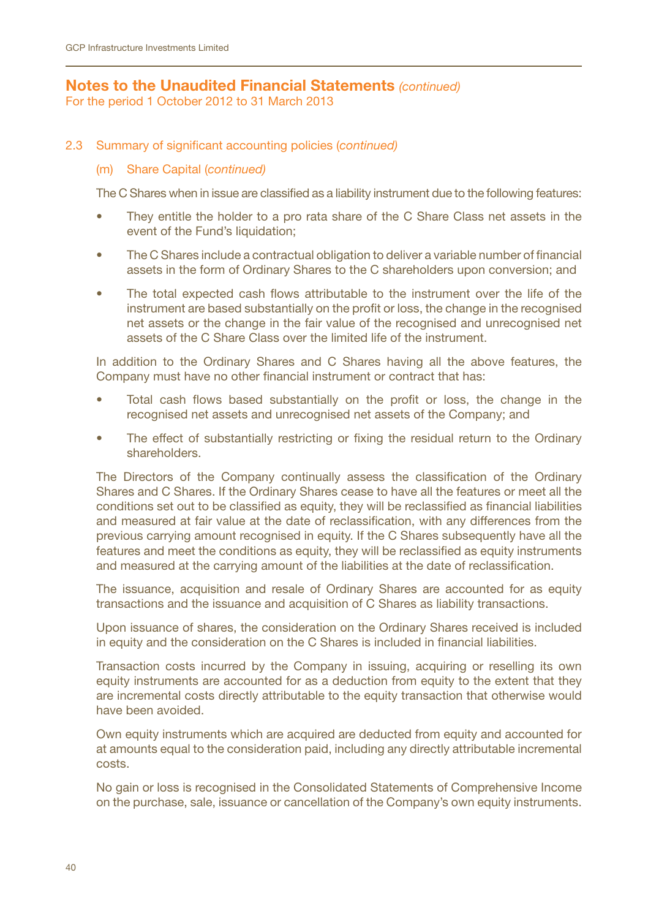## Notes to the Unaudited Financial Statements *(continued)*

For the period 1 October 2012 to 31 March 2013

### 2.3 Summary of significant accounting policies (*continued)*

#### (m) Share Capital (*continued)*

The C Shares when in issue are classified as a liability instrument due to the following features:

- They entitle the holder to a pro rata share of the C Share Class net assets in the event of the Fund's liquidation;
- The C Shares include a contractual obligation to deliver a variable number of financial assets in the form of Ordinary Shares to the C shareholders upon conversion; and
- The total expected cash flows attributable to the instrument over the life of the instrument are based substantially on the profit or loss, the change in the recognised net assets or the change in the fair value of the recognised and unrecognised net assets of the C Share Class over the limited life of the instrument.

In addition to the Ordinary Shares and C Shares having all the above features, the Company must have no other financial instrument or contract that has:

- Total cash flows based substantially on the profit or loss, the change in the recognised net assets and unrecognised net assets of the Company; and
- The effect of substantially restricting or fixing the residual return to the Ordinary shareholders.

The Directors of the Company continually assess the classification of the Ordinary Shares and C Shares. If the Ordinary Shares cease to have all the features or meet all the conditions set out to be classified as equity, they will be reclassified as financial liabilities and measured at fair value at the date of reclassification, with any differences from the previous carrying amount recognised in equity. If the C Shares subsequently have all the features and meet the conditions as equity, they will be reclassified as equity instruments and measured at the carrying amount of the liabilities at the date of reclassification.

The issuance, acquisition and resale of Ordinary Shares are accounted for as equity transactions and the issuance and acquisition of C Shares as liability transactions.

Upon issuance of shares, the consideration on the Ordinary Shares received is included in equity and the consideration on the C Shares is included in financial liabilities.

Transaction costs incurred by the Company in issuing, acquiring or reselling its own equity instruments are accounted for as a deduction from equity to the extent that they are incremental costs directly attributable to the equity transaction that otherwise would have been avoided.

Own equity instruments which are acquired are deducted from equity and accounted for at amounts equal to the consideration paid, including any directly attributable incremental costs.

No gain or loss is recognised in the Consolidated Statements of Comprehensive Income on the purchase, sale, issuance or cancellation of the Company's own equity instruments.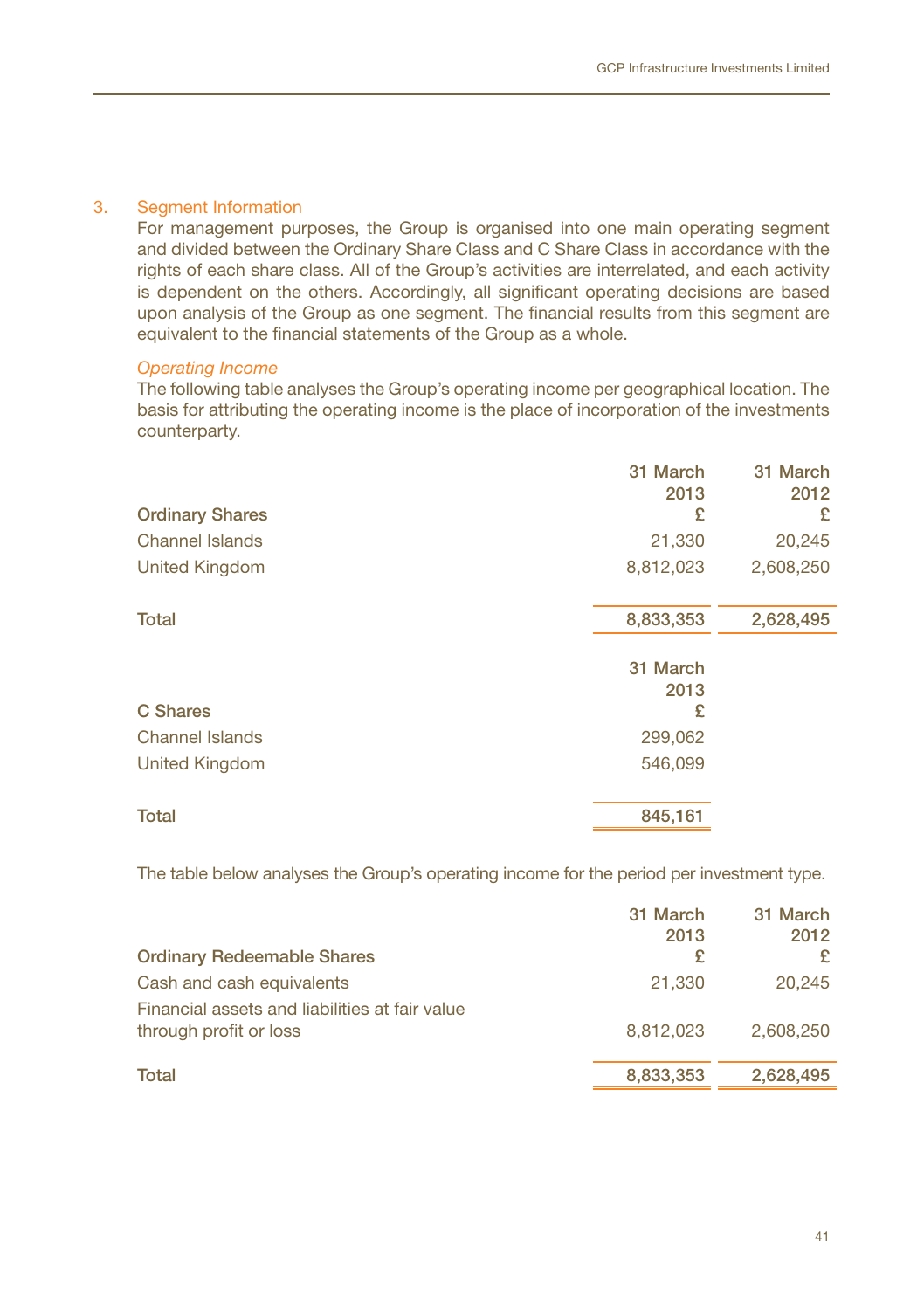## 3. Segment Information

For management purposes, the Group is organised into one main operating segment and divided between the Ordinary Share Class and C Share Class in accordance with the rights of each share class. All of the Group's activities are interrelated, and each activity is dependent on the others. Accordingly, all significant operating decisions are based upon analysis of the Group as one segment. The financial results from this segment are equivalent to the financial statements of the Group as a whole.

*Operating Income*

The following table analyses the Group's operating income per geographical location. The basis for attributing the operating income is the place of incorporation of the investments counterparty.

| Ordinary Shares | 31 March 2013 £ | 31 March 2012 £ |
|---|---|---|
| Channel Islands | 21,330 | 20,245 |
| United Kingdom | 8,812,023 | 2,608,250 |
| **Total** | 8,833,353 | 2,628,495 |

| C Shares | 31 March 2013 £ |
|---|---|
| Channel Islands | 299,062 |
| United Kingdom | 546,099 |
| **Total** | 845,161 |

The table below analyses the Group's operating income for the period per investment type.

| Ordinary Redeemable Shares | 31 March 2013 £ | 31 March 2012 £ |
|---|---|---|
| Cash and cash equivalents | 21,330 | 20,245 |
| Financial assets and liabilities at fair value through profit or loss | 8,812,023 | 2,608,250 |
| **Total** | 8,833,353 | 2,628,495 |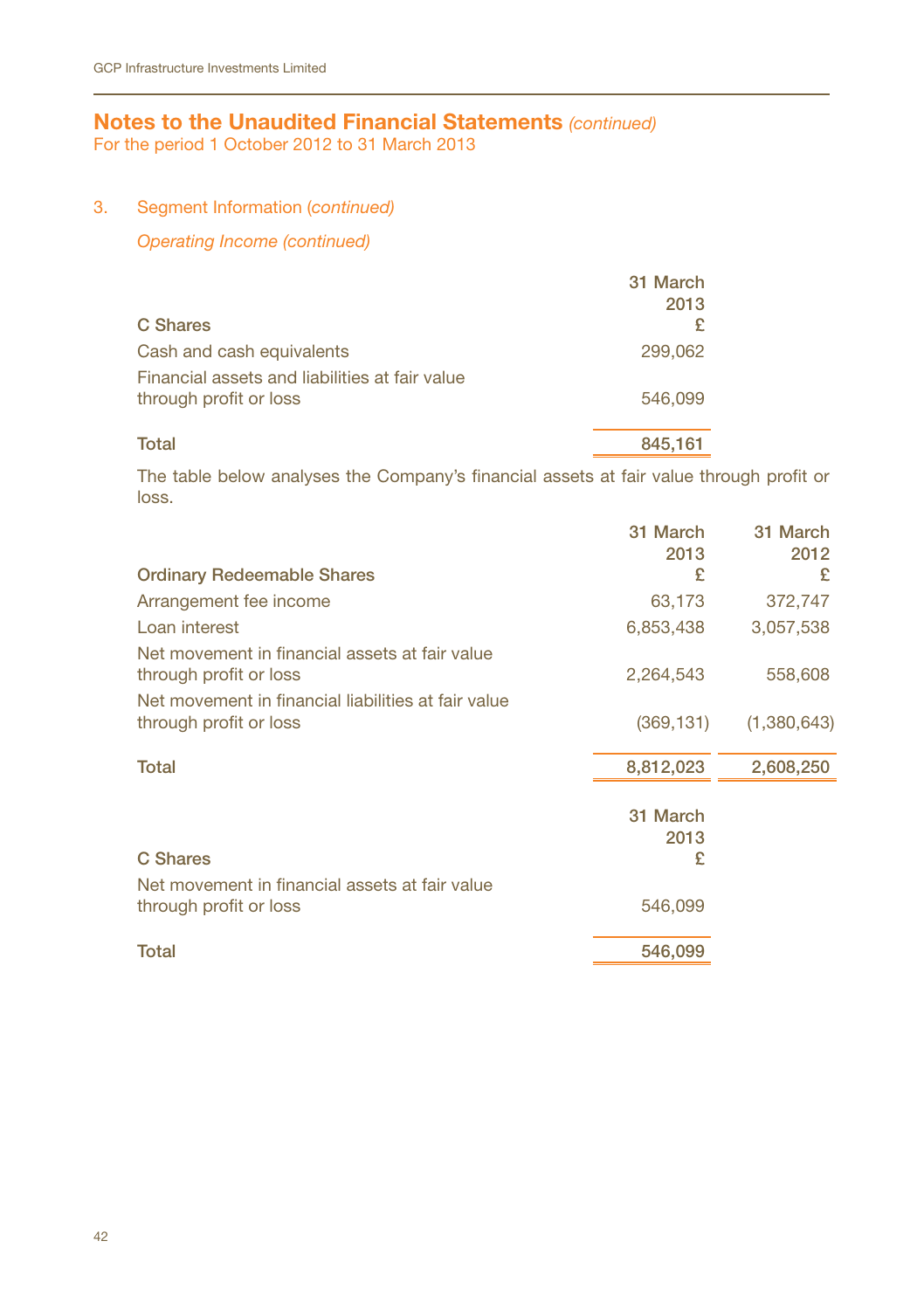## Notes to the Unaudited Financial Statements *(continued)*

For the period 1 October 2012 to 31 March 2013

### 3. Segment Information *(continued)*

*Operating Income (continued)*

| C Shares | 31 March 2013 £ |
|---|---|
| Cash and cash equivalents | 299,062 |
| Financial assets and liabilities at fair value through profit or loss | 546,099 |
| **Total** | **845,161** |

The table below analyses the Company's financial assets at fair value through profit or loss.

| Ordinary Redeemable Shares | 31 March 2013 £ | 31 March 2012 £ |
|---|---|---|
| Arrangement fee income | 63,173 | 372,747 |
| Loan interest | 6,853,438 | 3,057,538 |
| Net movement in financial assets at fair value through profit or loss | 2,264,543 | 558,608 |
| Net movement in financial liabilities at fair value through profit or loss | (369,131) | (1,380,643) |
| **Total** | **8,812,023** | **2,608,250** |

| C Shares | 31 March 2013 £ |
|---|---|
| Net movement in financial assets at fair value through profit or loss | 546,099 |
| **Total** | **546,099** |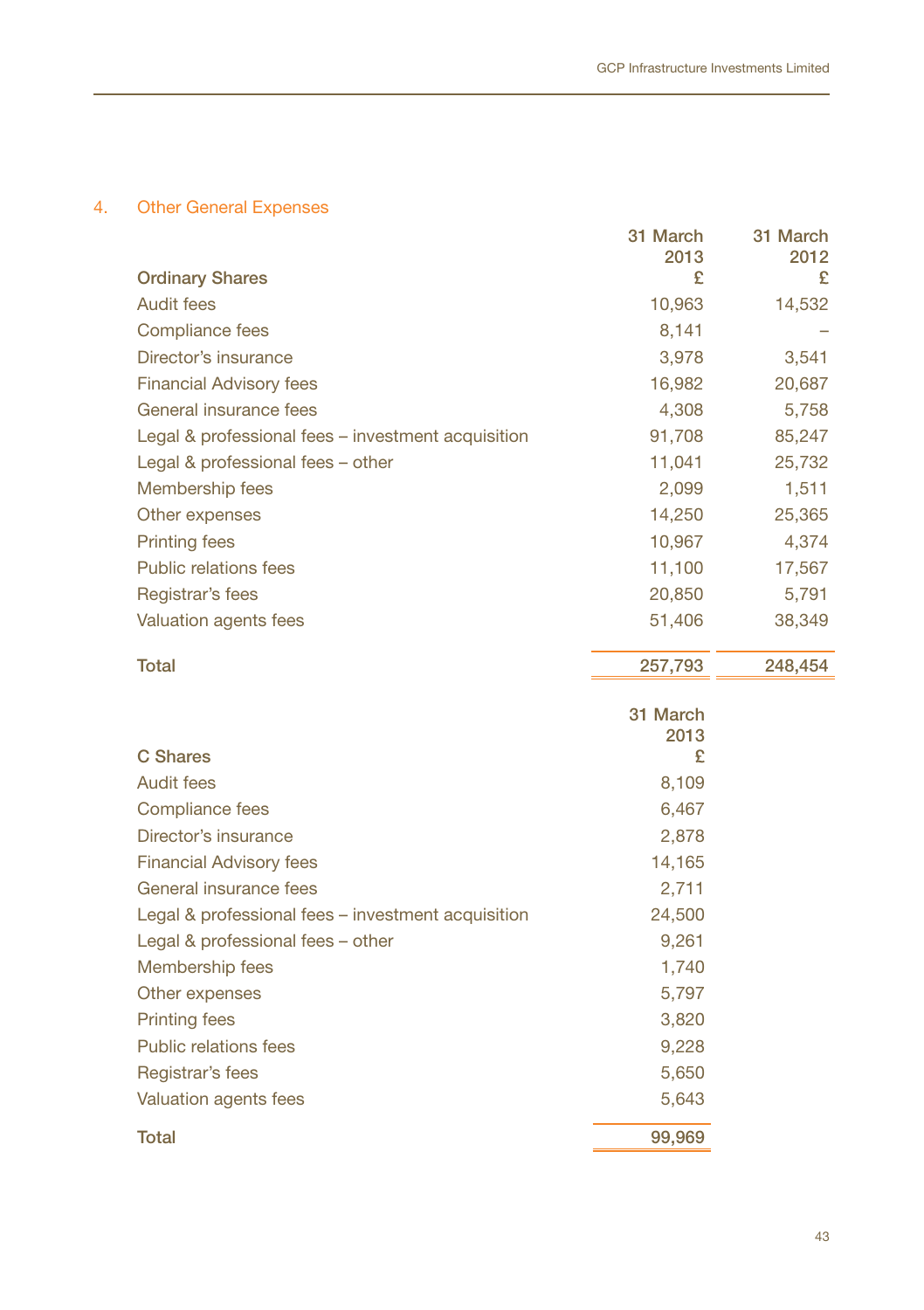## 4. Other General Expenses

| Ordinary Shares | 31 March 2013 £ | 31 March 2012 £ |
|---|---|---|
| Audit fees | 10,963 | 14,532 |
| Compliance fees | 8,141 | – |
| Director's insurance | 3,978 | 3,541 |
| Financial Advisory fees | 16,982 | 20,687 |
| General insurance fees | 4,308 | 5,758 |
| Legal & professional fees – investment acquisition | 91,708 | 85,247 |
| Legal & professional fees – other | 11,041 | 25,732 |
| Membership fees | 2,099 | 1,511 |
| Other expenses | 14,250 | 25,365 |
| Printing fees | 10,967 | 4,374 |
| Public relations fees | 11,100 | 17,567 |
| Registrar's fees | 20,850 | 5,791 |
| Valuation agents fees | 51,406 | 38,349 |
| **Total** | **257,793** | **248,454** |

| C Shares | 31 March 2013 £ |
|---|---|
| Audit fees | 8,109 |
| Compliance fees | 6,467 |
| Director's insurance | 2,878 |
| Financial Advisory fees | 14,165 |
| General insurance fees | 2,711 |
| Legal & professional fees – investment acquisition | 24,500 |
| Legal & professional fees – other | 9,261 |
| Membership fees | 1,740 |
| Other expenses | 5,797 |
| Printing fees | 3,820 |
| Public relations fees | 9,228 |
| Registrar's fees | 5,650 |
| Valuation agents fees | 5,643 |
| **Total** | **99,969** |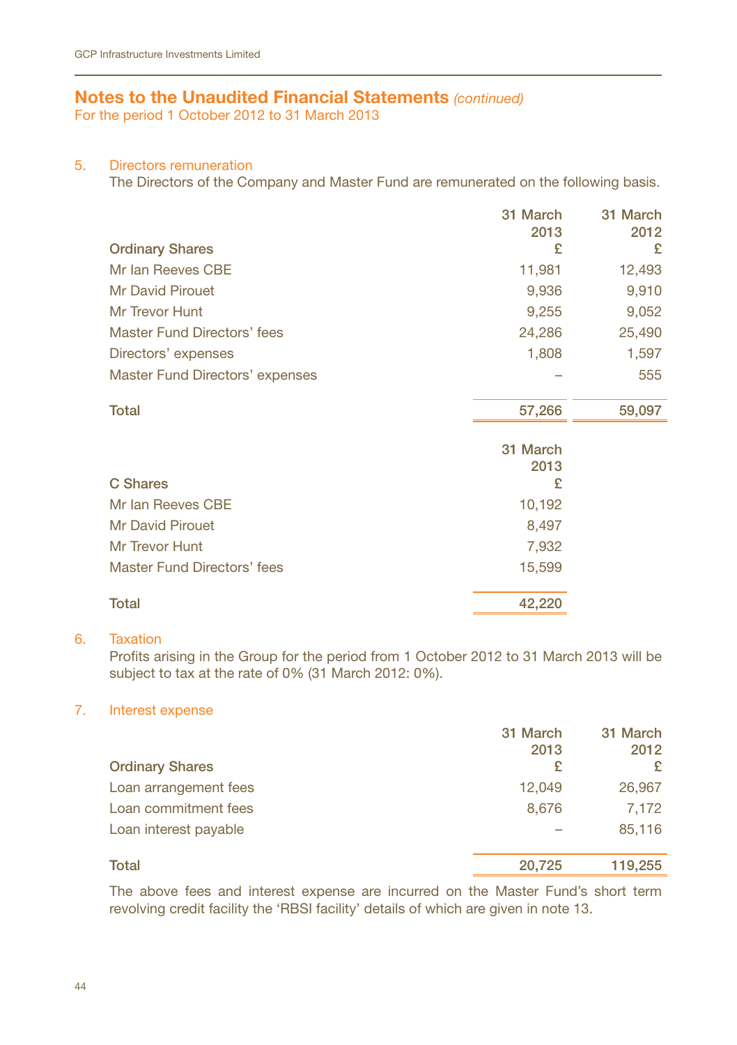## Notes to the Unaudited Financial Statements *(continued)*
For the period 1 October 2012 to 31 March 2013

### 5. Directors remuneration

The Directors of the Company and Master Fund are remunerated on the following basis.

| Ordinary Shares | 31 March 2013 £ | 31 March 2012 £ |
|---|---|---|
| Mr Ian Reeves CBE | 11,981 | 12,493 |
| Mr David Pirouet | 9,936 | 9,910 |
| Mr Trevor Hunt | 9,255 | 9,052 |
| Master Fund Directors' fees | 24,286 | 25,490 |
| Directors' expenses | 1,808 | 1,597 |
| Master Fund Directors' expenses | – | 555 |
| **Total** | **57,266** | **59,097** |

| C Shares | 31 March 2013 £ |
|---|---|
| Mr Ian Reeves CBE | 10,192 |
| Mr David Pirouet | 8,497 |
| Mr Trevor Hunt | 7,932 |
| Master Fund Directors' fees | 15,599 |
| **Total** | **42,220** |

### 6. Taxation

Profits arising in the Group for the period from 1 October 2012 to 31 March 2013 will be subject to tax at the rate of 0% (31 March 2012: 0%).

### 7. Interest expense

| Ordinary Shares | 31 March 2013 £ | 31 March 2012 £ |
|---|---|---|
| Loan arrangement fees | 12,049 | 26,967 |
| Loan commitment fees | 8,676 | 7,172 |
| Loan interest payable | – | 85,116 |
| **Total** | **20,725** | **119,255** |

The above fees and interest expense are incurred on the Master Fund's short term revolving credit facility the 'RBSI facility' details of which are given in note 13.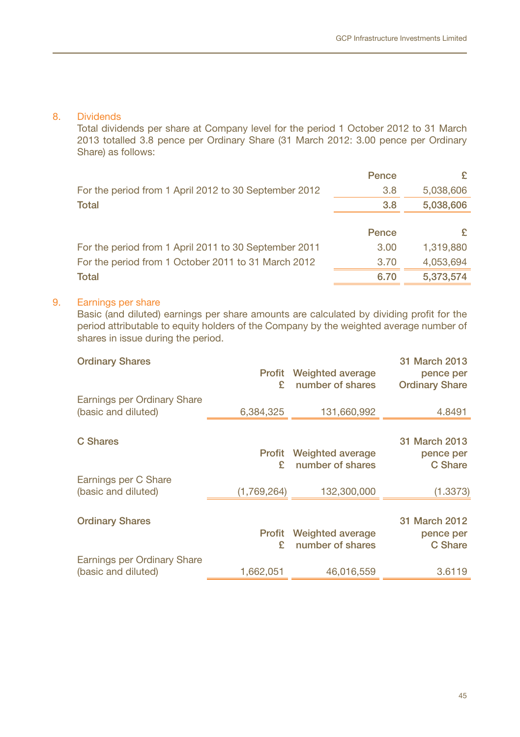## 8. Dividends

Total dividends per share at Company level for the period 1 October 2012 to 31 March 2013 totalled 3.8 pence per Ordinary Share (31 March 2012: 3.00 pence per Ordinary Share) as follows:

| | Pence | £ |
|---|---|---|
| For the period from 1 April 2012 to 30 September 2012 | 3.8 | 5,038,606 |
| **Total** | **3.8** | **5,038,606** |

| | Pence | £ |
|---|---|---|
| For the period from 1 April 2011 to 30 September 2011 | 3.00 | 1,319,880 |
| For the period from 1 October 2011 to 31 March 2012 | 3.70 | 4,053,694 |
| **Total** | **6.70** | **5,373,574** |

## 9. Earnings per share

Basic (and diluted) earnings per share amounts are calculated by dividing profit for the period attributable to equity holders of the Company by the weighted average number of shares in issue during the period.

| **Ordinary Shares** | **Profit £** | **Weighted average number of shares** | **31 March 2013 pence per Ordinary Share** |
|---|---|---|---|
| Earnings per Ordinary Share (basic and diluted) | 6,384,325 | 131,660,992 | 4.8491 |

| **C Shares** | **Profit £** | **Weighted average number of shares** | **31 March 2013 pence per C Share** |
|---|---|---|---|
| Earnings per C Share (basic and diluted) | (1,769,264) | 132,300,000 | (1.3373) |

| **Ordinary Shares** | **Profit £** | **Weighted average number of shares** | **31 March 2012 pence per C Share** |
|---|---|---|---|
| Earnings per Ordinary Share (basic and diluted) | 1,662,051 | 46,016,559 | 3.6119 |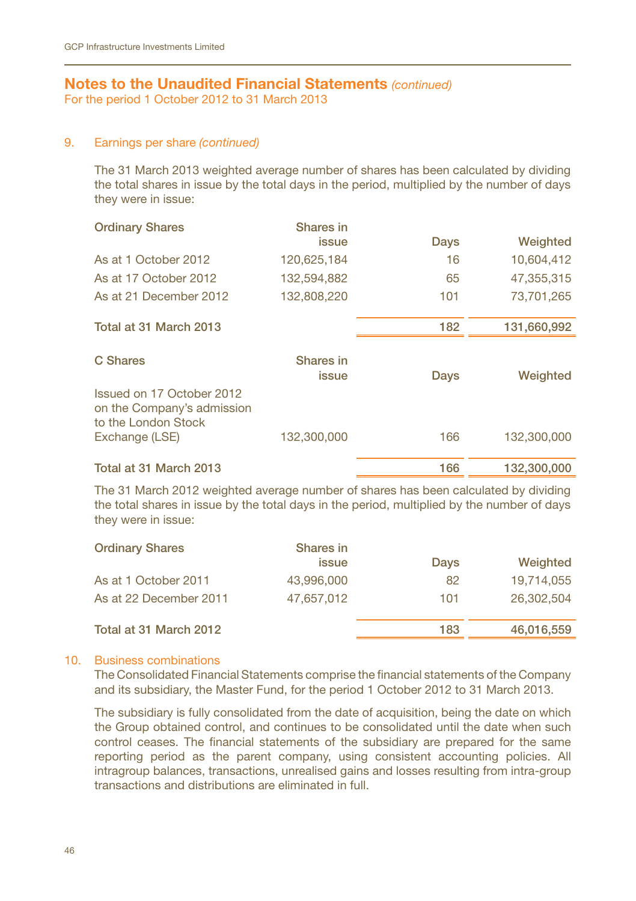## Notes to the Unaudited Financial Statements *(continued)*

For the period 1 October 2012 to 31 March 2013

### 9. Earnings per share *(continued)*

The 31 March 2013 weighted average number of shares has been calculated by dividing the total shares in issue by the total days in the period, multiplied by the number of days they were in issue:

| Ordinary Shares | Shares in issue | Days | Weighted |
|---|---|---|---|
| As at 1 October 2012 | 120,625,184 | 16 | 10,604,412 |
| As at 17 October 2012 | 132,594,882 | 65 | 47,355,315 |
| As at 21 December 2012 | 132,808,220 | 101 | 73,701,265 |
| **Total at 31 March 2013** | | **182** | **131,660,992** |

| C Shares | Shares in issue | Days | Weighted |
|---|---|---|---|
| Issued on 17 October 2012 on the Company's admission to the London Stock Exchange (LSE) | 132,300,000 | 166 | 132,300,000 |
| **Total at 31 March 2013** | | **166** | **132,300,000** |

The 31 March 2012 weighted average number of shares has been calculated by dividing the total shares in issue by the total days in the period, multiplied by the number of days they were in issue:

| Ordinary Shares | Shares in issue | Days | Weighted |
|---|---|---|---|
| As at 1 October 2011 | 43,996,000 | 82 | 19,714,055 |
| As at 22 December 2011 | 47,657,012 | 101 | 26,302,504 |
| **Total at 31 March 2012** | | **183** | **46,016,559** |

### 10. Business combinations

The Consolidated Financial Statements comprise the financial statements of the Company and its subsidiary, the Master Fund, for the period 1 October 2012 to 31 March 2013.

The subsidiary is fully consolidated from the date of acquisition, being the date on which the Group obtained control, and continues to be consolidated until the date when such control ceases. The financial statements of the subsidiary are prepared for the same reporting period as the parent company, using consistent accounting policies. All intragroup balances, transactions, unrealised gains and losses resulting from intra-group transactions and distributions are eliminated in full.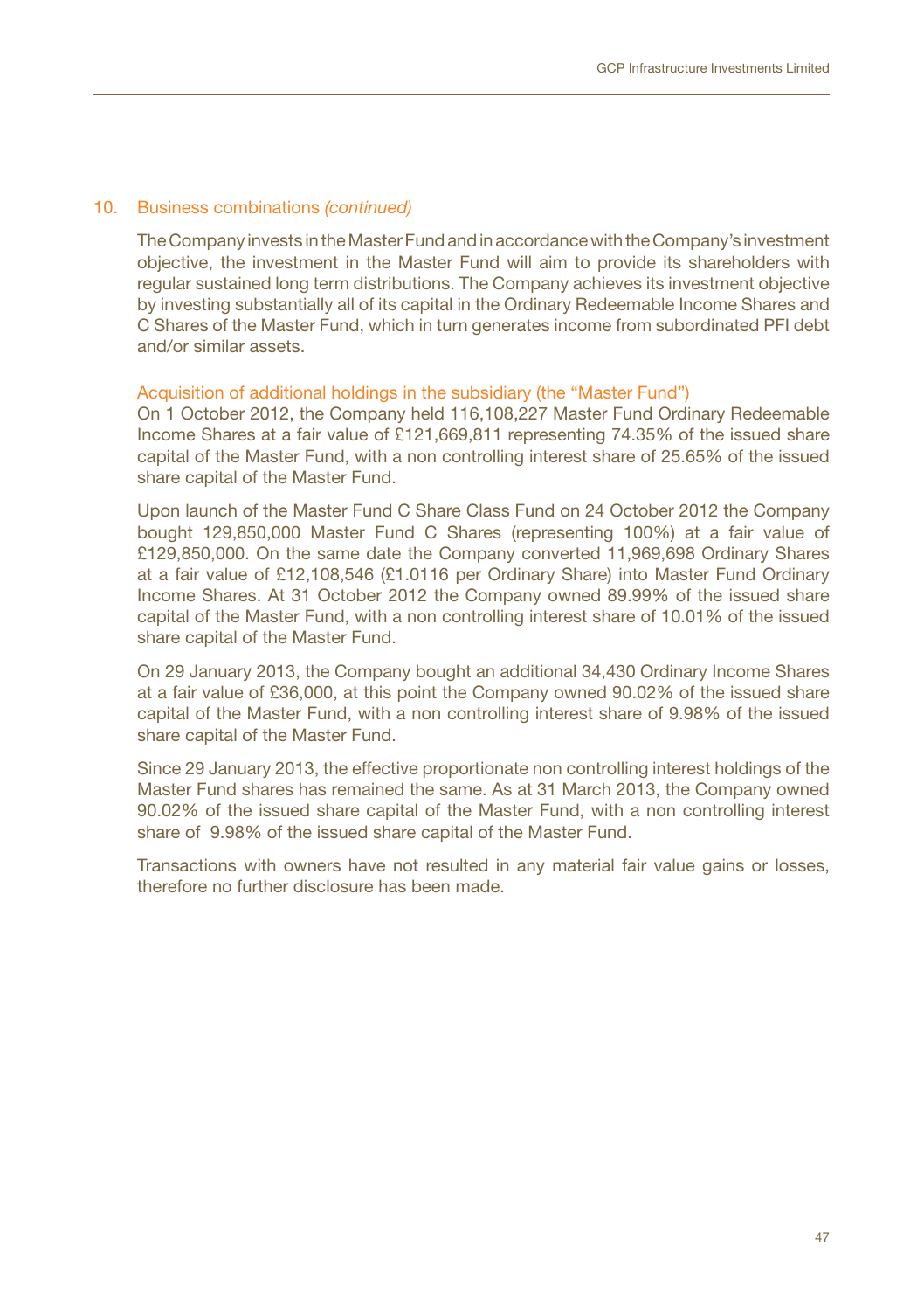## 10. Business combinations *(continued)*

The Company invests in the Master Fund and in accordance with the Company's investment objective, the investment in the Master Fund will aim to provide its shareholders with regular sustained long term distributions. The Company achieves its investment objective by investing substantially all of its capital in the Ordinary Redeemable Income Shares and C Shares of the Master Fund, which in turn generates income from subordinated PFI debt and/or similar assets.

### Acquisition of additional holdings in the subsidiary (the "Master Fund")

On 1 October 2012, the Company held 116,108,227 Master Fund Ordinary Redeemable Income Shares at a fair value of £121,669,811 representing 74.35% of the issued share capital of the Master Fund, with a non controlling interest share of 25.65% of the issued share capital of the Master Fund.

Upon launch of the Master Fund C Share Class Fund on 24 October 2012 the Company bought 129,850,000 Master Fund C Shares (representing 100%) at a fair value of £129,850,000. On the same date the Company converted 11,969,698 Ordinary Shares at a fair value of £12,108,546 (£1.0116 per Ordinary Share) into Master Fund Ordinary Income Shares. At 31 October 2012 the Company owned 89.99% of the issued share capital of the Master Fund, with a non controlling interest share of 10.01% of the issued share capital of the Master Fund.

On 29 January 2013, the Company bought an additional 34,430 Ordinary Income Shares at a fair value of £36,000, at this point the Company owned 90.02% of the issued share capital of the Master Fund, with a non controlling interest share of 9.98% of the issued share capital of the Master Fund.

Since 29 January 2013, the effective proportionate non controlling interest holdings of the Master Fund shares has remained the same. As at 31 March 2013, the Company owned 90.02% of the issued share capital of the Master Fund, with a non controlling interest share of 9.98% of the issued share capital of the Master Fund.

Transactions with owners have not resulted in any material fair value gains or losses, therefore no further disclosure has been made.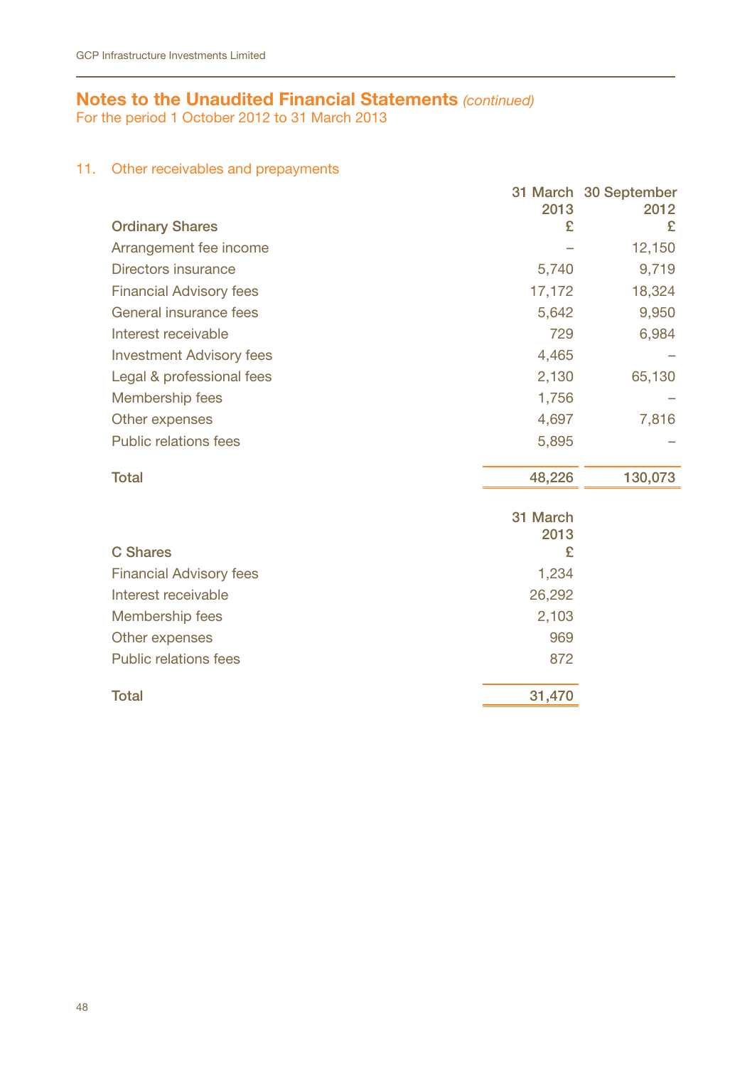## Notes to the Unaudited Financial Statements *(continued)*

For the period 1 October 2012 to 31 March 2013

### 11. Other receivables and prepayments

| Ordinary Shares | 31 March 2013 £ | 30 September 2012 £ |
|---|---|---|
| Arrangement fee income | – | 12,150 |
| Directors insurance | 5,740 | 9,719 |
| Financial Advisory fees | 17,172 | 18,324 |
| General insurance fees | 5,642 | 9,950 |
| Interest receivable | 729 | 6,984 |
| Investment Advisory fees | 4,465 | – |
| Legal & professional fees | 2,130 | 65,130 |
| Membership fees | 1,756 | – |
| Other expenses | 4,697 | 7,816 |
| Public relations fees | 5,895 | – |
| **Total** | **48,226** | **130,073** |

| C Shares | 31 March 2013 £ |
|---|---|
| Financial Advisory fees | 1,234 |
| Interest receivable | 26,292 |
| Membership fees | 2,103 |
| Other expenses | 969 |
| Public relations fees | 872 |
| **Total** | **31,470** |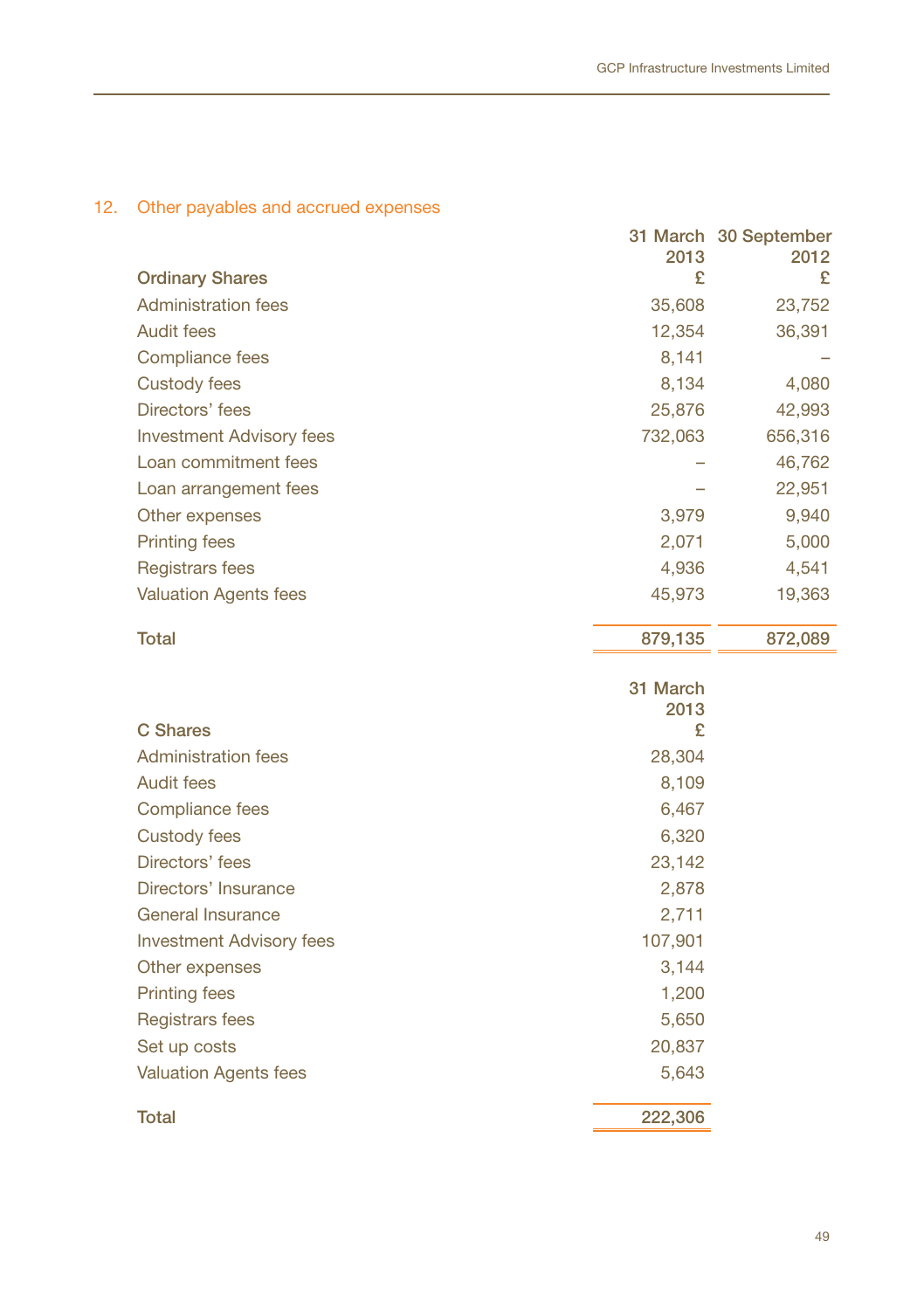## 12. Other payables and accrued expenses

| Ordinary Shares | 31 March 2013 £ | 30 September 2012 £ |
|---|---|---|
| Administration fees | 35,608 | 23,752 |
| Audit fees | 12,354 | 36,391 |
| Compliance fees | 8,141 | – |
| Custody fees | 8,134 | 4,080 |
| Directors' fees | 25,876 | 42,993 |
| Investment Advisory fees | 732,063 | 656,316 |
| Loan commitment fees | – | 46,762 |
| Loan arrangement fees | – | 22,951 |
| Other expenses | 3,979 | 9,940 |
| Printing fees | 2,071 | 5,000 |
| Registrars fees | 4,936 | 4,541 |
| Valuation Agents fees | 45,973 | 19,363 |
| **Total** | **879,135** | **872,089** |

| C Shares | 31 March 2013 £ |
|---|---|
| Administration fees | 28,304 |
| Audit fees | 8,109 |
| Compliance fees | 6,467 |
| Custody fees | 6,320 |
| Directors' fees | 23,142 |
| Directors' Insurance | 2,878 |
| General Insurance | 2,711 |
| Investment Advisory fees | 107,901 |
| Other expenses | 3,144 |
| Printing fees | 1,200 |
| Registrars fees | 5,650 |
| Set up costs | 20,837 |
| Valuation Agents fees | 5,643 |
| **Total** | **222,306** |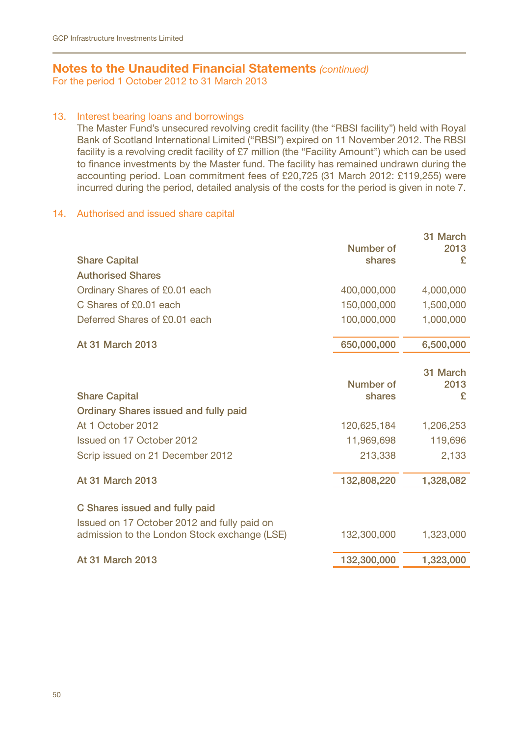## Notes to the Unaudited Financial Statements *(continued)*

For the period 1 October 2012 to 31 March 2013

### 13. Interest bearing loans and borrowings

The Master Fund's unsecured revolving credit facility (the "RBSI facility") held with Royal Bank of Scotland International Limited ("RBSI") expired on 11 November 2012. The RBSI facility is a revolving credit facility of £7 million (the "Facility Amount") which can be used to finance investments by the Master fund. The facility has remained undrawn during the accounting period. Loan commitment fees of £20,725 (31 March 2012: £119,255) were incurred during the period, detailed analysis of the costs for the period is given in note 7.

### 14. Authorised and issued share capital

| Share Capital | Number of shares | 31 March 2013 £ |
|---|---|---|
| **Authorised Shares** | | |
| Ordinary Shares of £0.01 each | 400,000,000 | 4,000,000 |
| C Shares of £0.01 each | 150,000,000 | 1,500,000 |
| Deferred Shares of £0.01 each | 100,000,000 | 1,000,000 |
| **At 31 March 2013** | 650,000,000 | 6,500,000 |

| Share Capital | Number of shares | 31 March 2013 £ |
|---|---|---|
| **Ordinary Shares issued and fully paid** | | |
| At 1 October 2012 | 120,625,184 | 1,206,253 |
| Issued on 17 October 2012 | 11,969,698 | 119,696 |
| Scrip issued on 21 December 2012 | 213,338 | 2,133 |
| **At 31 March 2013** | 132,808,220 | 1,328,082 |
| **C Shares issued and fully paid** | | |
| Issued on 17 October 2012 and fully paid on admission to the London Stock exchange (LSE) | 132,300,000 | 1,323,000 |
| **At 31 March 2013** | 132,300,000 | 1,323,000 |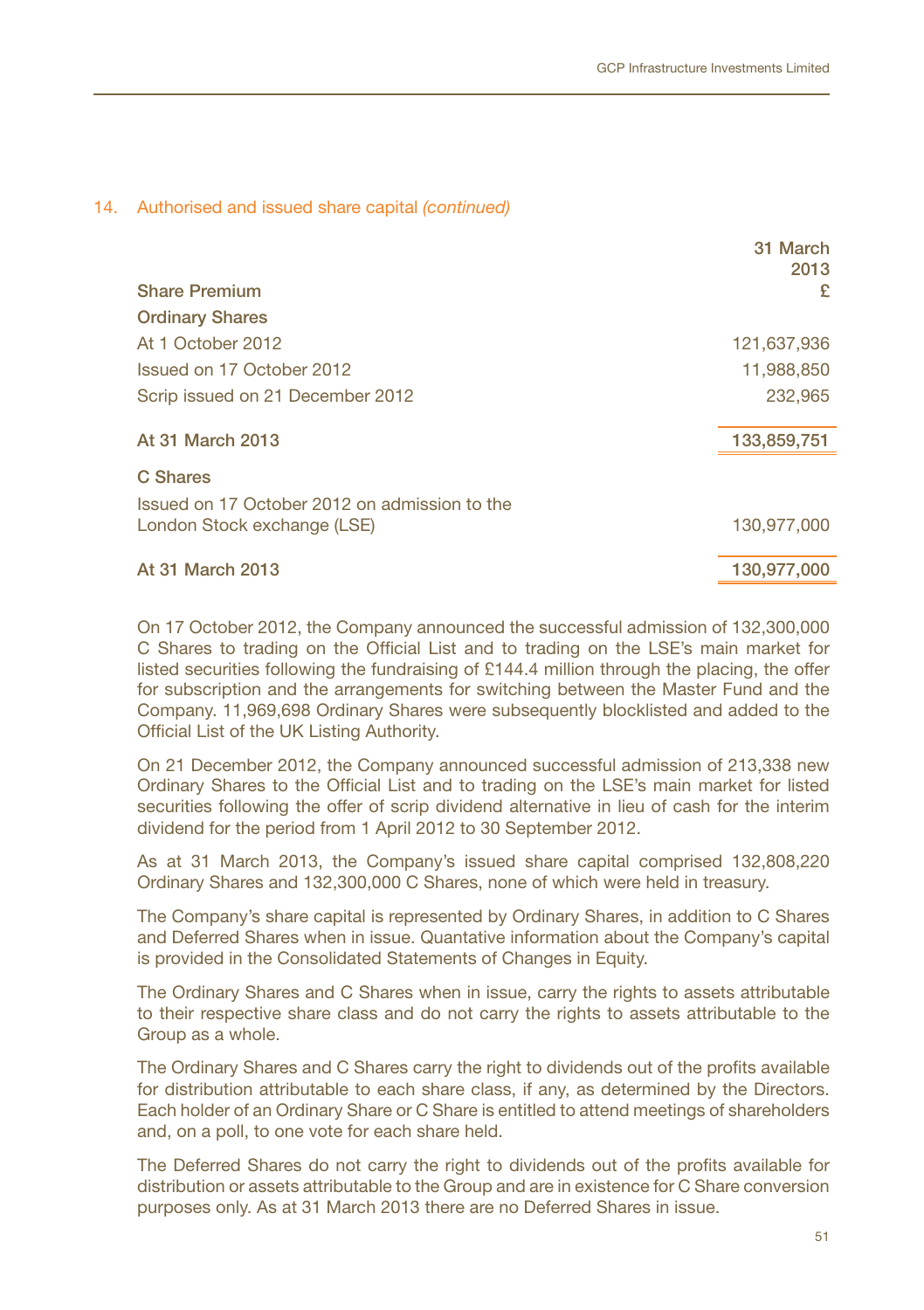## 14. Authorised and issued share capital *(continued)*

| Share Premium | 31 March 2013 £ |
|---|---|
| **Ordinary Shares** | |
| At 1 October 2012 | 121,637,936 |
| Issued on 17 October 2012 | 11,988,850 |
| Scrip issued on 21 December 2012 | 232,965 |
| **At 31 March 2013** | **133,859,751** |
| **C Shares** | |
| Issued on 17 October 2012 on admission to the London Stock exchange (LSE) | 130,977,000 |
| **At 31 March 2013** | **130,977,000** |

On 17 October 2012, the Company announced the successful admission of 132,300,000 C Shares to trading on the Official List and to trading on the LSE's main market for listed securities following the fundraising of £144.4 million through the placing, the offer for subscription and the arrangements for switching between the Master Fund and the Company. 11,969,698 Ordinary Shares were subsequently blocklisted and added to the Official List of the UK Listing Authority.

On 21 December 2012, the Company announced successful admission of 213,338 new Ordinary Shares to the Official List and to trading on the LSE's main market for listed securities following the offer of scrip dividend alternative in lieu of cash for the interim dividend for the period from 1 April 2012 to 30 September 2012.

As at 31 March 2013, the Company's issued share capital comprised 132,808,220 Ordinary Shares and 132,300,000 C Shares, none of which were held in treasury.

The Company's share capital is represented by Ordinary Shares, in addition to C Shares and Deferred Shares when in issue. Quantative information about the Company's capital is provided in the Consolidated Statements of Changes in Equity.

The Ordinary Shares and C Shares when in issue, carry the rights to assets attributable to their respective share class and do not carry the rights to assets attributable to the Group as a whole.

The Ordinary Shares and C Shares carry the right to dividends out of the profits available for distribution attributable to each share class, if any, as determined by the Directors. Each holder of an Ordinary Share or C Share is entitled to attend meetings of shareholders and, on a poll, to one vote for each share held.

The Deferred Shares do not carry the right to dividends out of the profits available for distribution or assets attributable to the Group and are in existence for C Share conversion purposes only. As at 31 March 2013 there are no Deferred Shares in issue.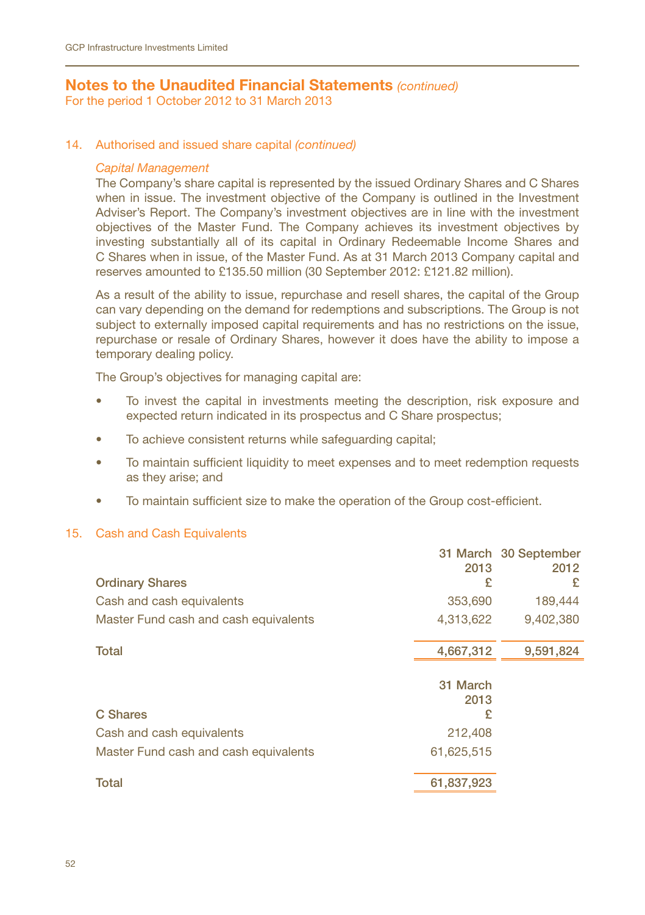## Notes to the Unaudited Financial Statements *(continued)*
For the period 1 October 2012 to 31 March 2013

### 14. Authorised and issued share capital *(continued)*

*Capital Management*

The Company's share capital is represented by the issued Ordinary Shares and C Shares when in issue. The investment objective of the Company is outlined in the Investment Adviser's Report. The Company's investment objectives are in line with the investment objectives of the Master Fund. The Company achieves its investment objectives by investing substantially all of its capital in Ordinary Redeemable Income Shares and C Shares when in issue, of the Master Fund. As at 31 March 2013 Company capital and reserves amounted to £135.50 million (30 September 2012: £121.82 million).

As a result of the ability to issue, repurchase and resell shares, the capital of the Group can vary depending on the demand for redemptions and subscriptions. The Group is not subject to externally imposed capital requirements and has no restrictions on the issue, repurchase or resale of Ordinary Shares, however it does have the ability to impose a temporary dealing policy.

The Group's objectives for managing capital are:

- To invest the capital in investments meeting the description, risk exposure and expected return indicated in its prospectus and C Share prospectus;
- To achieve consistent returns while safeguarding capital;
- To maintain sufficient liquidity to meet expenses and to meet redemption requests as they arise; and
- To maintain sufficient size to make the operation of the Group cost-efficient.

### 15. Cash and Cash Equivalents

| Ordinary Shares | 31 March 2013 £ | 30 September 2012 £ |
|---|---|---|
| Cash and cash equivalents | 353,690 | 189,444 |
| Master Fund cash and cash equivalents | 4,313,622 | 9,402,380 |
| **Total** | **4,667,312** | **9,591,824** |

| C Shares | 31 March 2013 £ |
|---|---|
| Cash and cash equivalents | 212,408 |
| Master Fund cash and cash equivalents | 61,625,515 |
| **Total** | **61,837,923** |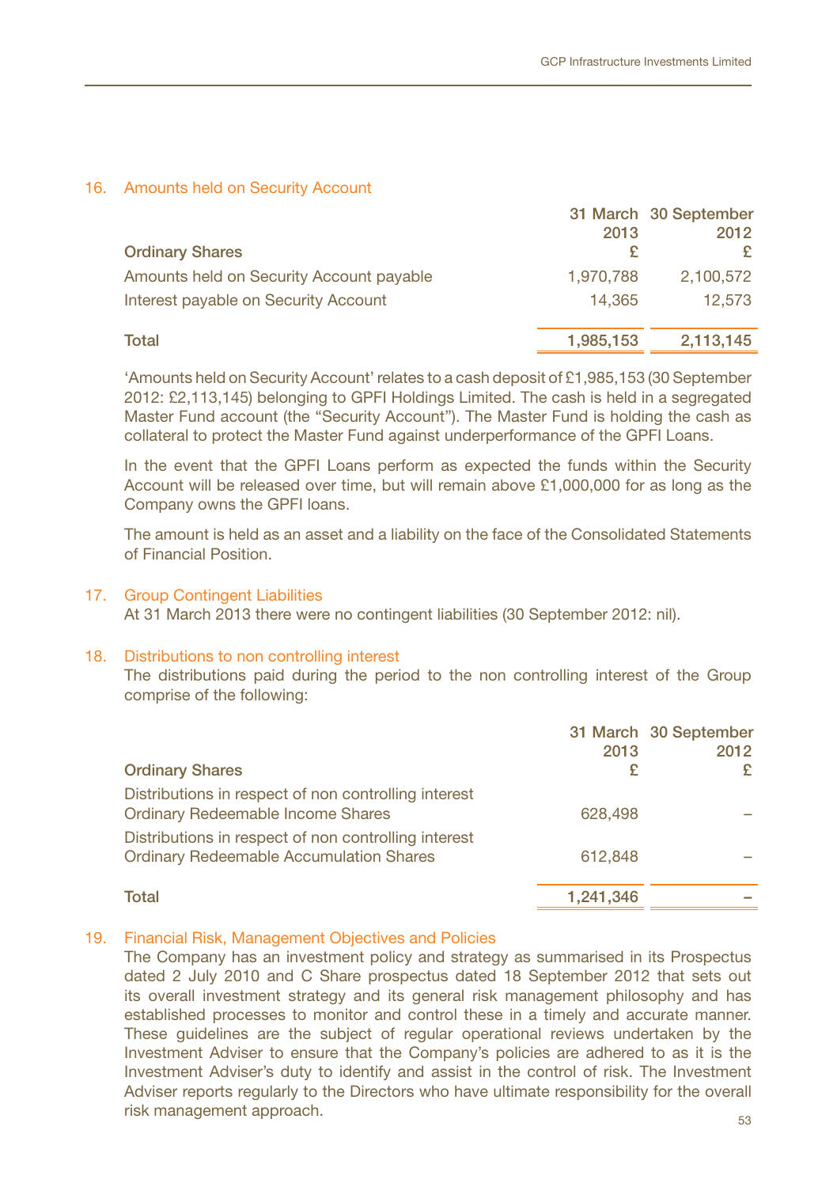## 16. Amounts held on Security Account

| Ordinary Shares | 31 March 2013 £ | 30 September 2012 £ |
|---|---|---|
| Amounts held on Security Account payable | 1,970,788 | 2,100,572 |
| Interest payable on Security Account | 14,365 | 12,573 |
| **Total** | **1,985,153** | **2,113,145** |

'Amounts held on Security Account' relates to a cash deposit of £1,985,153 (30 September 2012: £2,113,145) belonging to GPFI Holdings Limited. The cash is held in a segregated Master Fund account (the "Security Account"). The Master Fund is holding the cash as collateral to protect the Master Fund against underperformance of the GPFI Loans.

In the event that the GPFI Loans perform as expected the funds within the Security Account will be released over time, but will remain above £1,000,000 for as long as the Company owns the GPFI loans.

The amount is held as an asset and a liability on the face of the Consolidated Statements of Financial Position.

## 17. Group Contingent Liabilities

At 31 March 2013 there were no contingent liabilities (30 September 2012: nil).

## 18. Distributions to non controlling interest

The distributions paid during the period to the non controlling interest of the Group comprise of the following:

| Ordinary Shares | 31 March 2013 £ | 30 September 2012 £ |
|---|---|---|
| Distributions in respect of non controlling interest Ordinary Redeemable Income Shares | 628,498 | – |
| Distributions in respect of non controlling interest Ordinary Redeemable Accumulation Shares | 612,848 | – |
| **Total** | **1,241,346** | **–** |

## 19. Financial Risk, Management Objectives and Policies

The Company has an investment policy and strategy as summarised in its Prospectus dated 2 July 2010 and C Share prospectus dated 18 September 2012 that sets out its overall investment strategy and its general risk management philosophy and has established processes to monitor and control these in a timely and accurate manner. These guidelines are the subject of regular operational reviews undertaken by the Investment Adviser to ensure that the Company's policies are adhered to as it is the Investment Adviser's duty to identify and assist in the control of risk. The Investment Adviser reports regularly to the Directors who have ultimate responsibility for the overall risk management approach.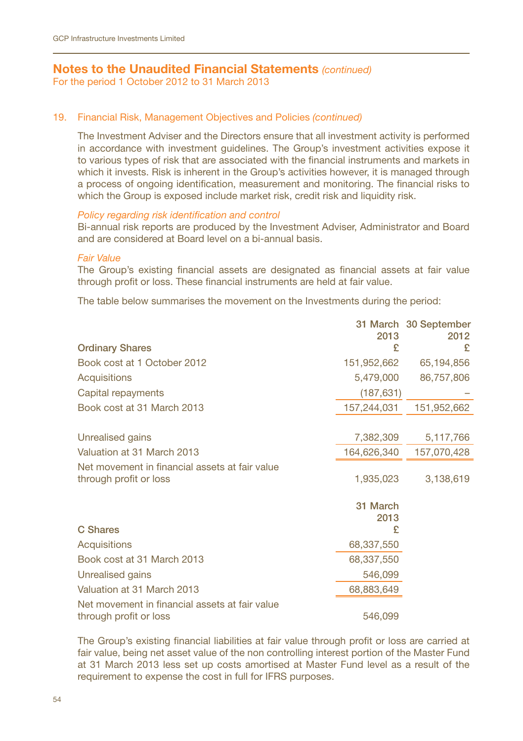# Notes to the Unaudited Financial Statements *(continued)*

For the period 1 October 2012 to 31 March 2013

## 19. Financial Risk, Management Objectives and Policies *(continued)*

The Investment Adviser and the Directors ensure that all investment activity is performed in accordance with investment guidelines. The Group's investment activities expose it to various types of risk that are associated with the financial instruments and markets in which it invests. Risk is inherent in the Group's activities however, it is managed through a process of ongoing identification, measurement and monitoring. The financial risks to which the Group is exposed include market risk, credit risk and liquidity risk.

*Policy regarding risk identification and control*

Bi-annual risk reports are produced by the Investment Adviser, Administrator and Board and are considered at Board level on a bi-annual basis.

*Fair Value*

The Group's existing financial assets are designated as financial assets at fair value through profit or loss. These financial instruments are held at fair value.

The table below summarises the movement on the Investments during the period:

| Ordinary Shares | 31 March 2013 £ | 30 September 2012 £ |
|---|---|---|
| Book cost at 1 October 2012 | 151,952,662 | 65,194,856 |
| Acquisitions | 5,479,000 | 86,757,806 |
| Capital repayments | (187,631) | – |
| Book cost at 31 March 2013 | 157,244,031 | 151,952,662 |
| Unrealised gains | 7,382,309 | 5,117,766 |
| Valuation at 31 March 2013 | 164,626,340 | 157,070,428 |
| Net movement in financial assets at fair value through profit or loss | 1,935,023 | 3,138,619 |

| C Shares | 31 March 2013 £ |
|---|---|
| Acquisitions | 68,337,550 |
| Book cost at 31 March 2013 | 68,337,550 |
| Unrealised gains | 546,099 |
| Valuation at 31 March 2013 | 68,883,649 |
| Net movement in financial assets at fair value through profit or loss | 546,099 |

The Group's existing financial liabilities at fair value through profit or loss are carried at fair value, being net asset value of the non controlling interest portion of the Master Fund at 31 March 2013 less set up costs amortised at Master Fund level as a result of the requirement to expense the cost in full for IFRS purposes.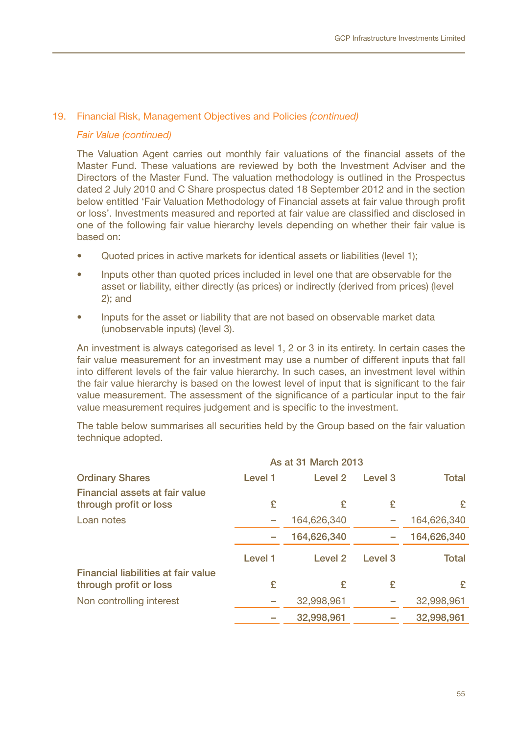## 19. Financial Risk, Management Objectives and Policies *(continued)*

*Fair Value (continued)*

The Valuation Agent carries out monthly fair valuations of the financial assets of the Master Fund. These valuations are reviewed by both the Investment Adviser and the Directors of the Master Fund. The valuation methodology is outlined in the Prospectus dated 2 July 2010 and C Share prospectus dated 18 September 2012 and in the section below entitled 'Fair Valuation Methodology of Financial assets at fair value through profit or loss'. Investments measured and reported at fair value are classified and disclosed in one of the following fair value hierarchy levels depending on whether their fair value is based on:

- Quoted prices in active markets for identical assets or liabilities (level 1);
- Inputs other than quoted prices included in level one that are observable for the asset or liability, either directly (as prices) or indirectly (derived from prices) (level 2); and
- Inputs for the asset or liability that are not based on observable market data (unobservable inputs) (level 3).

An investment is always categorised as level 1, 2 or 3 in its entirety. In certain cases the fair value measurement for an investment may use a number of different inputs that fall into different levels of the fair value hierarchy. In such cases, an investment level within the fair value hierarchy is based on the lowest level of input that is significant to the fair value measurement. The assessment of the significance of a particular input to the fair value measurement requires judgement and is specific to the investment.

The table below summarises all securities held by the Group based on the fair valuation technique adopted.

| | As at 31 March 2013 | | | |
|---|---|---|---|---|
| **Ordinary Shares** | **Level 1** | **Level 2** | **Level 3** | **Total** |
| **Financial assets at fair value through profit or loss** | **£** | **£** | **£** | **£** |
| Loan notes | – | 164,626,340 | – | 164,626,340 |
| | **–** | **164,626,340** | **–** | **164,626,340** |
| | **Level 1** | **Level 2** | **Level 3** | **Total** |
| **Financial liabilities at fair value through profit or loss** | **£** | **£** | **£** | **£** |
| Non controlling interest | – | 32,998,961 | – | 32,998,961 |
| | **–** | **32,998,961** | **–** | **32,998,961** |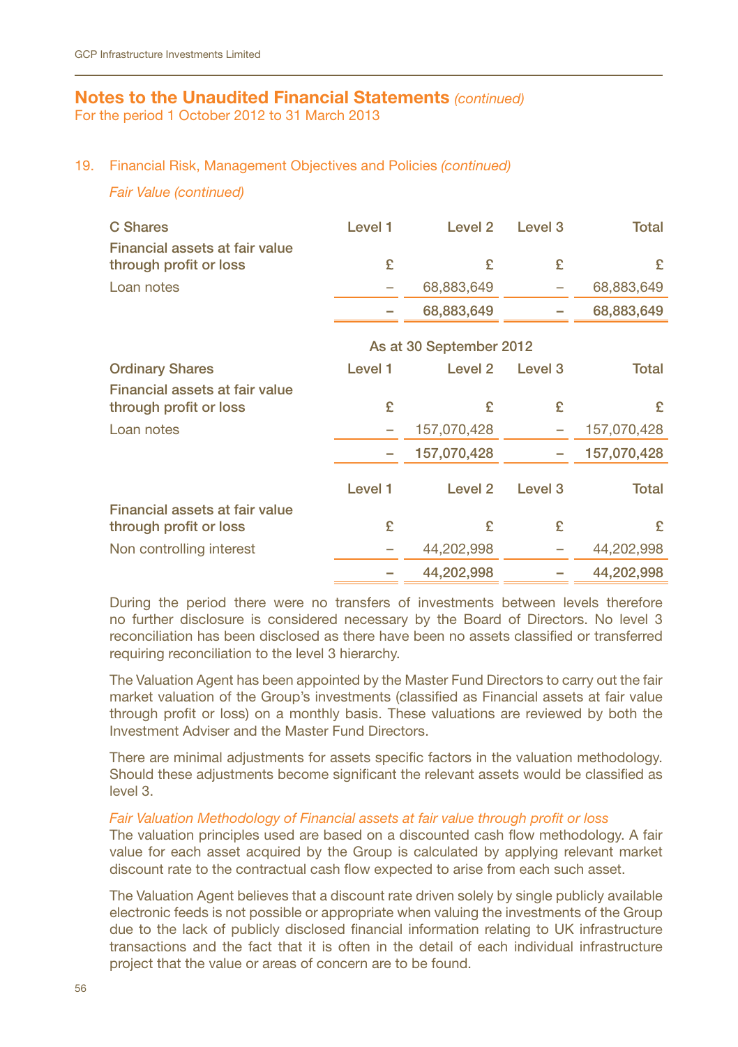## Notes to the Unaudited Financial Statements *(continued)*

For the period 1 October 2012 to 31 March 2013

### 19. Financial Risk, Management Objectives and Policies *(continued)*

*Fair Value (continued)*

| C Shares | Level 1 | Level 2 | Level 3 | Total |
|---|---|---|---|---|
| Financial assets at fair value through profit or loss | £ | £ | £ | £ |
| Loan notes | – | 68,883,649 | – | 68,883,649 |
| | – | 68,883,649 | – | 68,883,649 |

| | As at 30 September 2012 | | | |
|---|---|---|---|---|
| Ordinary Shares | Level 1 | Level 2 | Level 3 | Total |
| Financial assets at fair value through profit or loss | £ | £ | £ | £ |
| Loan notes | – | 157,070,428 | – | 157,070,428 |
| | – | 157,070,428 | – | 157,070,428 |

| | Level 1 | Level 2 | Level 3 | Total |
|---|---|---|---|---|
| Financial assets at fair value through profit or loss | £ | £ | £ | £ |
| Non controlling interest | – | 44,202,998 | – | 44,202,998 |
| | – | 44,202,998 | – | 44,202,998 |

During the period there were no transfers of investments between levels therefore no further disclosure is considered necessary by the Board of Directors. No level 3 reconciliation has been disclosed as there have been no assets classified or transferred requiring reconciliation to the level 3 hierarchy.

The Valuation Agent has been appointed by the Master Fund Directors to carry out the fair market valuation of the Group's investments (classified as Financial assets at fair value through profit or loss) on a monthly basis. These valuations are reviewed by both the Investment Adviser and the Master Fund Directors.

There are minimal adjustments for assets specific factors in the valuation methodology. Should these adjustments become significant the relevant assets would be classified as level 3.

*Fair Valuation Methodology of Financial assets at fair value through profit or loss*

The valuation principles used are based on a discounted cash flow methodology. A fair value for each asset acquired by the Group is calculated by applying relevant market discount rate to the contractual cash flow expected to arise from each such asset.

The Valuation Agent believes that a discount rate driven solely by single publicly available electronic feeds is not possible or appropriate when valuing the investments of the Group due to the lack of publicly disclosed financial information relating to UK infrastructure transactions and the fact that it is often in the detail of each individual infrastructure project that the value or areas of concern are to be found.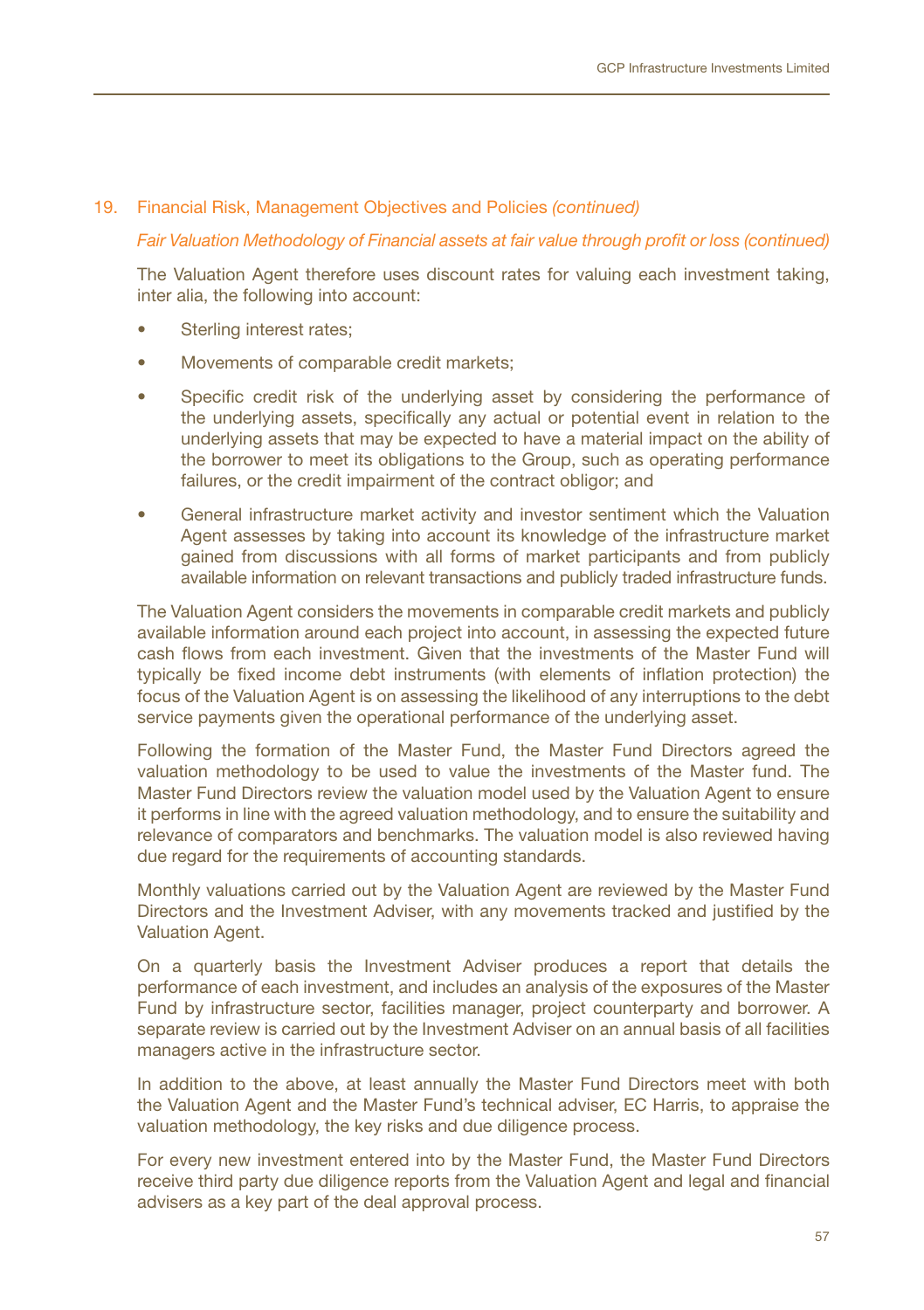## 19. Financial Risk, Management Objectives and Policies *(continued)*

*Fair Valuation Methodology of Financial assets at fair value through profit or loss (continued)*

The Valuation Agent therefore uses discount rates for valuing each investment taking, inter alia, the following into account:

- Sterling interest rates;
- Movements of comparable credit markets;
- Specific credit risk of the underlying asset by considering the performance of the underlying assets, specifically any actual or potential event in relation to the underlying assets that may be expected to have a material impact on the ability of the borrower to meet its obligations to the Group, such as operating performance failures, or the credit impairment of the contract obligor; and
- General infrastructure market activity and investor sentiment which the Valuation Agent assesses by taking into account its knowledge of the infrastructure market gained from discussions with all forms of market participants and from publicly available information on relevant transactions and publicly traded infrastructure funds.

The Valuation Agent considers the movements in comparable credit markets and publicly available information around each project into account, in assessing the expected future cash flows from each investment. Given that the investments of the Master Fund will typically be fixed income debt instruments (with elements of inflation protection) the focus of the Valuation Agent is on assessing the likelihood of any interruptions to the debt service payments given the operational performance of the underlying asset.

Following the formation of the Master Fund, the Master Fund Directors agreed the valuation methodology to be used to value the investments of the Master fund. The Master Fund Directors review the valuation model used by the Valuation Agent to ensure it performs in line with the agreed valuation methodology, and to ensure the suitability and relevance of comparators and benchmarks. The valuation model is also reviewed having due regard for the requirements of accounting standards.

Monthly valuations carried out by the Valuation Agent are reviewed by the Master Fund Directors and the Investment Adviser, with any movements tracked and justified by the Valuation Agent.

On a quarterly basis the Investment Adviser produces a report that details the performance of each investment, and includes an analysis of the exposures of the Master Fund by infrastructure sector, facilities manager, project counterparty and borrower. A separate review is carried out by the Investment Adviser on an annual basis of all facilities managers active in the infrastructure sector.

In addition to the above, at least annually the Master Fund Directors meet with both the Valuation Agent and the Master Fund's technical adviser, EC Harris, to appraise the valuation methodology, the key risks and due diligence process.

For every new investment entered into by the Master Fund, the Master Fund Directors receive third party due diligence reports from the Valuation Agent and legal and financial advisers as a key part of the deal approval process.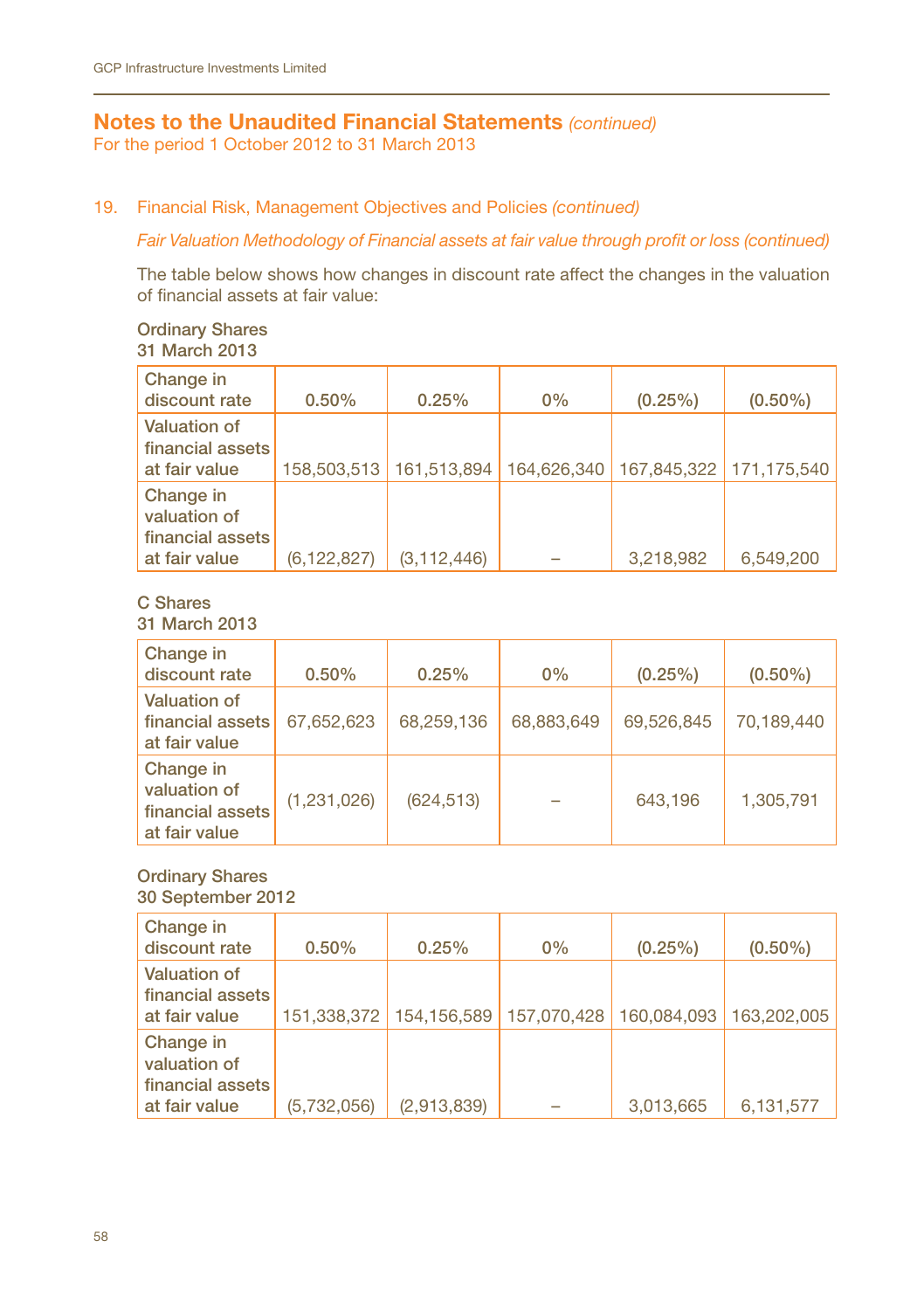## Notes to the Unaudited Financial Statements *(continued)*

For the period 1 October 2012 to 31 March 2013

### 19. Financial Risk, Management Objectives and Policies *(continued)*

*Fair Valuation Methodology of Financial assets at fair value through profit or loss (continued)*

The table below shows how changes in discount rate affect the changes in the valuation of financial assets at fair value:

**Ordinary Shares**
**31 March 2013**

| Change in discount rate | 0.50% | 0.25% | 0% | (0.25%) | (0.50%) |
|---|---|---|---|---|---|
| Valuation of financial assets at fair value | 158,503,513 | 161,513,894 | 164,626,340 | 167,845,322 | 171,175,540 |
| Change in valuation of financial assets at fair value | (6,122,827) | (3,112,446) | – | 3,218,982 | 6,549,200 |

**C Shares**
**31 March 2013**

| Change in discount rate | 0.50% | 0.25% | 0% | (0.25%) | (0.50%) |
|---|---|---|---|---|---|
| Valuation of financial assets at fair value | 67,652,623 | 68,259,136 | 68,883,649 | 69,526,845 | 70,189,440 |
| Change in valuation of financial assets at fair value | (1,231,026) | (624,513) | – | 643,196 | 1,305,791 |

**Ordinary Shares**
**30 September 2012**

| Change in discount rate | 0.50% | 0.25% | 0% | (0.25%) | (0.50%) |
|---|---|---|---|---|---|
| Valuation of financial assets at fair value | 151,338,372 | 154,156,589 | 157,070,428 | 160,084,093 | 163,202,005 |
| Change in valuation of financial assets at fair value | (5,732,056) | (2,913,839) | – | 3,013,665 | 6,131,577 |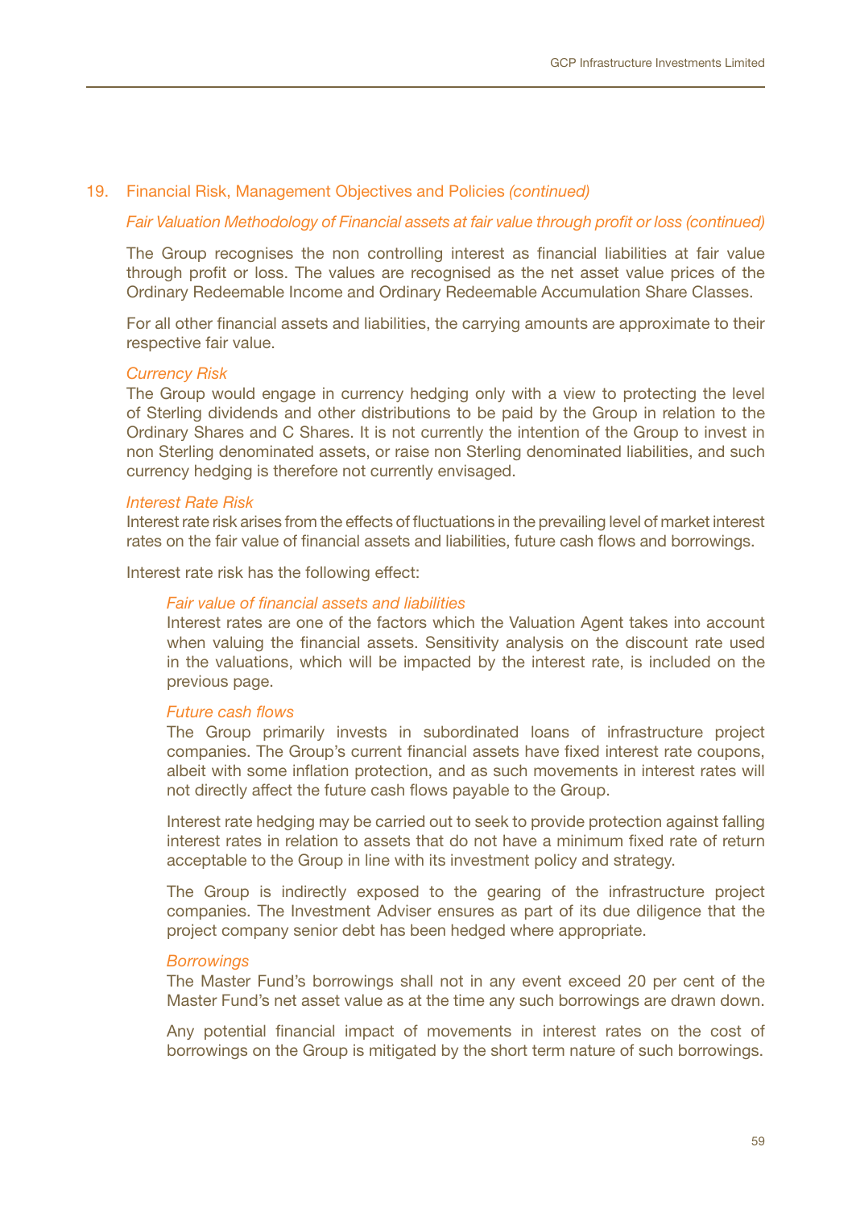## 19. Financial Risk, Management Objectives and Policies *(continued)*

*Fair Valuation Methodology of Financial assets at fair value through profit or loss (continued)*

The Group recognises the non controlling interest as financial liabilities at fair value through profit or loss. The values are recognised as the net asset value prices of the Ordinary Redeemable Income and Ordinary Redeemable Accumulation Share Classes.

For all other financial assets and liabilities, the carrying amounts are approximate to their respective fair value.

*Currency Risk*

The Group would engage in currency hedging only with a view to protecting the level of Sterling dividends and other distributions to be paid by the Group in relation to the Ordinary Shares and C Shares. It is not currently the intention of the Group to invest in non Sterling denominated assets, or raise non Sterling denominated liabilities, and such currency hedging is therefore not currently envisaged.

*Interest Rate Risk*

Interest rate risk arises from the effects of fluctuations in the prevailing level of market interest rates on the fair value of financial assets and liabilities, future cash flows and borrowings.

Interest rate risk has the following effect:

*Fair value of financial assets and liabilities*

Interest rates are one of the factors which the Valuation Agent takes into account when valuing the financial assets. Sensitivity analysis on the discount rate used in the valuations, which will be impacted by the interest rate, is included on the previous page.

*Future cash flows*

The Group primarily invests in subordinated loans of infrastructure project companies. The Group's current financial assets have fixed interest rate coupons, albeit with some inflation protection, and as such movements in interest rates will not directly affect the future cash flows payable to the Group.

Interest rate hedging may be carried out to seek to provide protection against falling interest rates in relation to assets that do not have a minimum fixed rate of return acceptable to the Group in line with its investment policy and strategy.

The Group is indirectly exposed to the gearing of the infrastructure project companies. The Investment Adviser ensures as part of its due diligence that the project company senior debt has been hedged where appropriate.

*Borrowings*

The Master Fund's borrowings shall not in any event exceed 20 per cent of the Master Fund's net asset value as at the time any such borrowings are drawn down.

Any potential financial impact of movements in interest rates on the cost of borrowings on the Group is mitigated by the short term nature of such borrowings.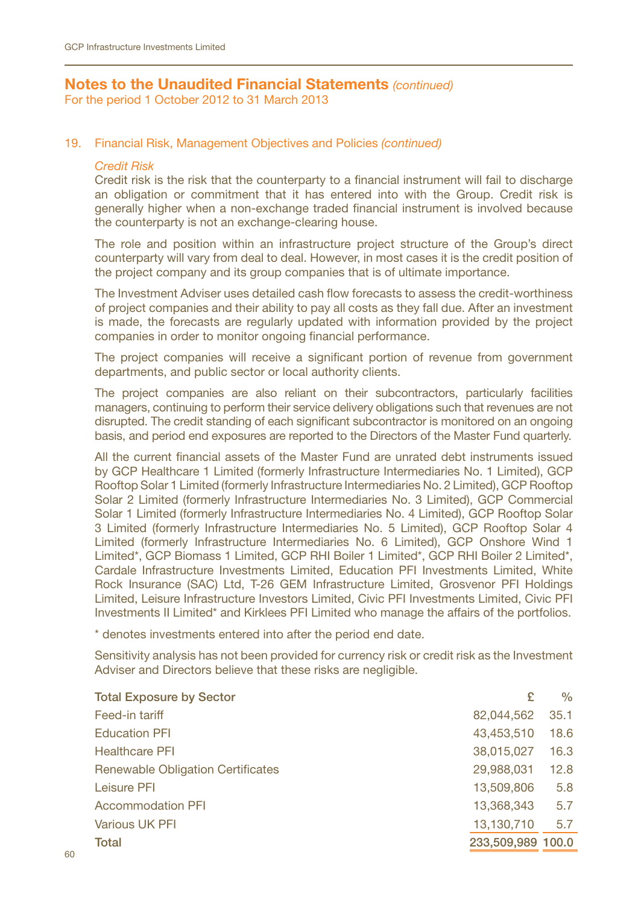## Notes to the Unaudited Financial Statements *(continued)*

For the period 1 October 2012 to 31 March 2013

### 19. Financial Risk, Management Objectives and Policies *(continued)*

*Credit Risk*

Credit risk is the risk that the counterparty to a financial instrument will fail to discharge an obligation or commitment that it has entered into with the Group. Credit risk is generally higher when a non-exchange traded financial instrument is involved because the counterparty is not an exchange-clearing house.

The role and position within an infrastructure project structure of the Group's direct counterparty will vary from deal to deal. However, in most cases it is the credit position of the project company and its group companies that is of ultimate importance.

The Investment Adviser uses detailed cash flow forecasts to assess the credit-worthiness of project companies and their ability to pay all costs as they fall due. After an investment is made, the forecasts are regularly updated with information provided by the project companies in order to monitor ongoing financial performance.

The project companies will receive a significant portion of revenue from government departments, and public sector or local authority clients.

The project companies are also reliant on their subcontractors, particularly facilities managers, continuing to perform their service delivery obligations such that revenues are not disrupted. The credit standing of each significant subcontractor is monitored on an ongoing basis, and period end exposures are reported to the Directors of the Master Fund quarterly.

All the current financial assets of the Master Fund are unrated debt instruments issued by GCP Healthcare 1 Limited (formerly Infrastructure Intermediaries No. 1 Limited), GCP Rooftop Solar 1 Limited (formerly Infrastructure Intermediaries No. 2 Limited), GCP Rooftop Solar 2 Limited (formerly Infrastructure Intermediaries No. 3 Limited), GCP Commercial Solar 1 Limited (formerly Infrastructure Intermediaries No. 4 Limited), GCP Rooftop Solar 3 Limited (formerly Infrastructure Intermediaries No. 5 Limited), GCP Rooftop Solar 4 Limited (formerly Infrastructure Intermediaries No. 6 Limited), GCP Onshore Wind 1 Limited*, GCP Biomass 1 Limited, GCP RHI Boiler 1 Limited*, GCP RHI Boiler 2 Limited*, Cardale Infrastructure Investments Limited, Education PFI Investments Limited, White Rock Insurance (SAC) Ltd, T-26 GEM Infrastructure Limited, Grosvenor PFI Holdings Limited, Leisure Infrastructure Investors Limited, Civic PFI Investments Limited, Civic PFI Investments II Limited* and Kirklees PFI Limited who manage the affairs of the portfolios.

\* denotes investments entered into after the period end date.

Sensitivity analysis has not been provided for currency risk or credit risk as the Investment Adviser and Directors believe that these risks are negligible.

| **Total Exposure by Sector** | £ | % |
|---|---|---|
| Feed-in tariff | 82,044,562 | 35.1 |
| Education PFI | 43,453,510 | 18.6 |
| Healthcare PFI | 38,015,027 | 16.3 |
| Renewable Obligation Certificates | 29,988,031 | 12.8 |
| Leisure PFI | 13,509,806 | 5.8 |
| Accommodation PFI | 13,368,343 | 5.7 |
| Various UK PFI | 13,130,710 | 5.7 |
| **Total** | **233,509,989** | **100.0** |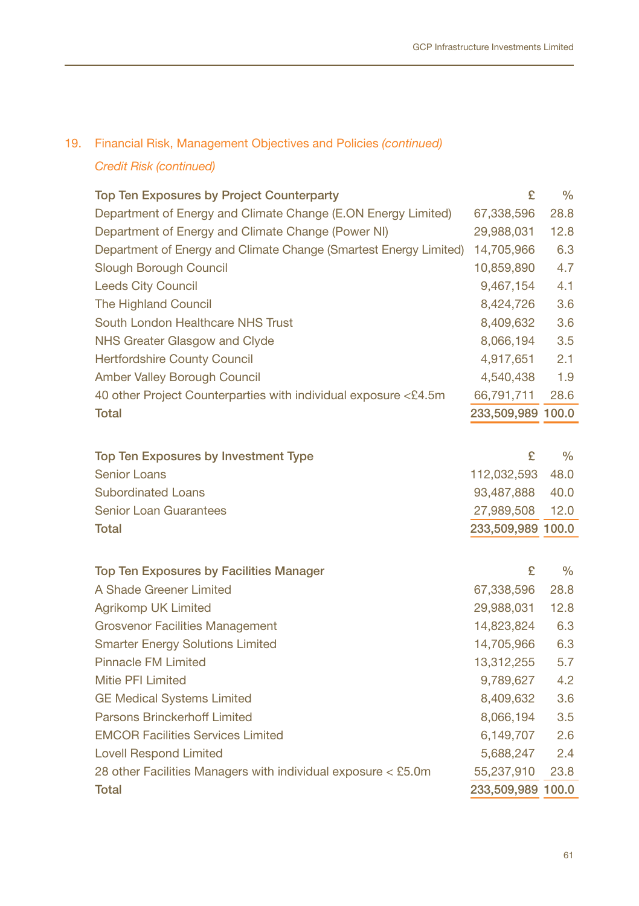## 19. Financial Risk, Management Objectives and Policies *(continued)*

### *Credit Risk (continued)*

| Top Ten Exposures by Project Counterparty | £ | % |
|---|---|---|
| Department of Energy and Climate Change (E.ON Energy Limited) | 67,338,596 | 28.8 |
| Department of Energy and Climate Change (Power NI) | 29,988,031 | 12.8 |
| Department of Energy and Climate Change (Smartest Energy Limited) | 14,705,966 | 6.3 |
| Slough Borough Council | 10,859,890 | 4.7 |
| Leeds City Council | 9,467,154 | 4.1 |
| The Highland Council | 8,424,726 | 3.6 |
| South London Healthcare NHS Trust | 8,409,632 | 3.6 |
| NHS Greater Glasgow and Clyde | 8,066,194 | 3.5 |
| Hertfordshire County Council | 4,917,651 | 2.1 |
| Amber Valley Borough Council | 4,540,438 | 1.9 |
| 40 other Project Counterparties with individual exposure <£4.5m | 66,791,711 | 28.6 |
| **Total** | **233,509,989** | **100.0** |

| Top Ten Exposures by Investment Type | £ | % |
|---|---|---|
| Senior Loans | 112,032,593 | 48.0 |
| Subordinated Loans | 93,487,888 | 40.0 |
| Senior Loan Guarantees | 27,989,508 | 12.0 |
| **Total** | **233,509,989** | **100.0** |

| Top Ten Exposures by Facilities Manager | £ | % |
|---|---|---|
| A Shade Greener Limited | 67,338,596 | 28.8 |
| Agrikomp UK Limited | 29,988,031 | 12.8 |
| Grosvenor Facilities Management | 14,823,824 | 6.3 |
| Smarter Energy Solutions Limited | 14,705,966 | 6.3 |
| Pinnacle FM Limited | 13,312,255 | 5.7 |
| Mitie PFI Limited | 9,789,627 | 4.2 |
| GE Medical Systems Limited | 8,409,632 | 3.6 |
| Parsons Brinckerhoff Limited | 8,066,194 | 3.5 |
| EMCOR Facilities Services Limited | 6,149,707 | 2.6 |
| Lovell Respond Limited | 5,688,247 | 2.4 |
| 28 other Facilities Managers with individual exposure < £5.0m | 55,237,910 | 23.8 |
| **Total** | **233,509,989** | **100.0** |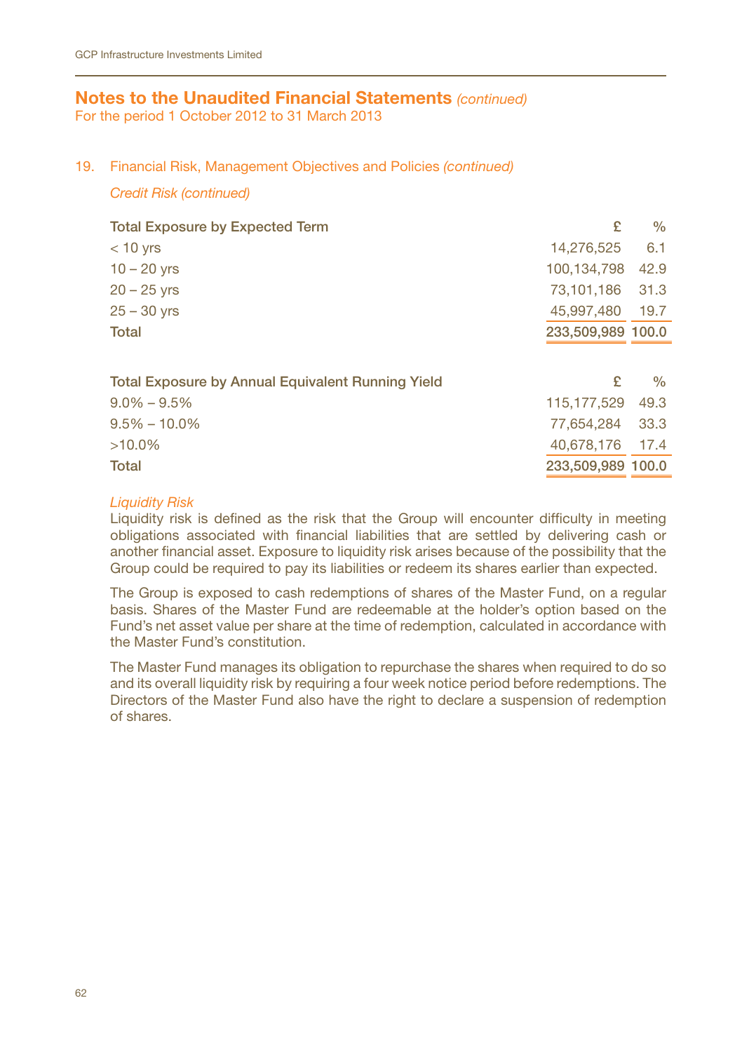## Notes to the Unaudited Financial Statements *(continued)*

For the period 1 October 2012 to 31 March 2013

### 19. Financial Risk, Management Objectives and Policies *(continued)*

*Credit Risk (continued)*

| Total Exposure by Expected Term | £ | % |
|---|---|---|
| < 10 yrs | 14,276,525 | 6.1 |
| 10 – 20 yrs | 100,134,798 | 42.9 |
| 20 – 25 yrs | 73,101,186 | 31.3 |
| 25 – 30 yrs | 45,997,480 | 19.7 |
| **Total** | **233,509,989** | **100.0** |

| Total Exposure by Annual Equivalent Running Yield | £ | % |
|---|---|---|
| 9.0% – 9.5% | 115,177,529 | 49.3 |
| 9.5% – 10.0% | 77,654,284 | 33.3 |
| >10.0% | 40,678,176 | 17.4 |
| **Total** | **233,509,989** | **100.0** |

*Liquidity Risk*

Liquidity risk is defined as the risk that the Group will encounter difficulty in meeting obligations associated with financial liabilities that are settled by delivering cash or another financial asset. Exposure to liquidity risk arises because of the possibility that the Group could be required to pay its liabilities or redeem its shares earlier than expected.

The Group is exposed to cash redemptions of shares of the Master Fund, on a regular basis. Shares of the Master Fund are redeemable at the holder's option based on the Fund's net asset value per share at the time of redemption, calculated in accordance with the Master Fund's constitution.

The Master Fund manages its obligation to repurchase the shares when required to do so and its overall liquidity risk by requiring a four week notice period before redemptions. The Directors of the Master Fund also have the right to declare a suspension of redemption of shares.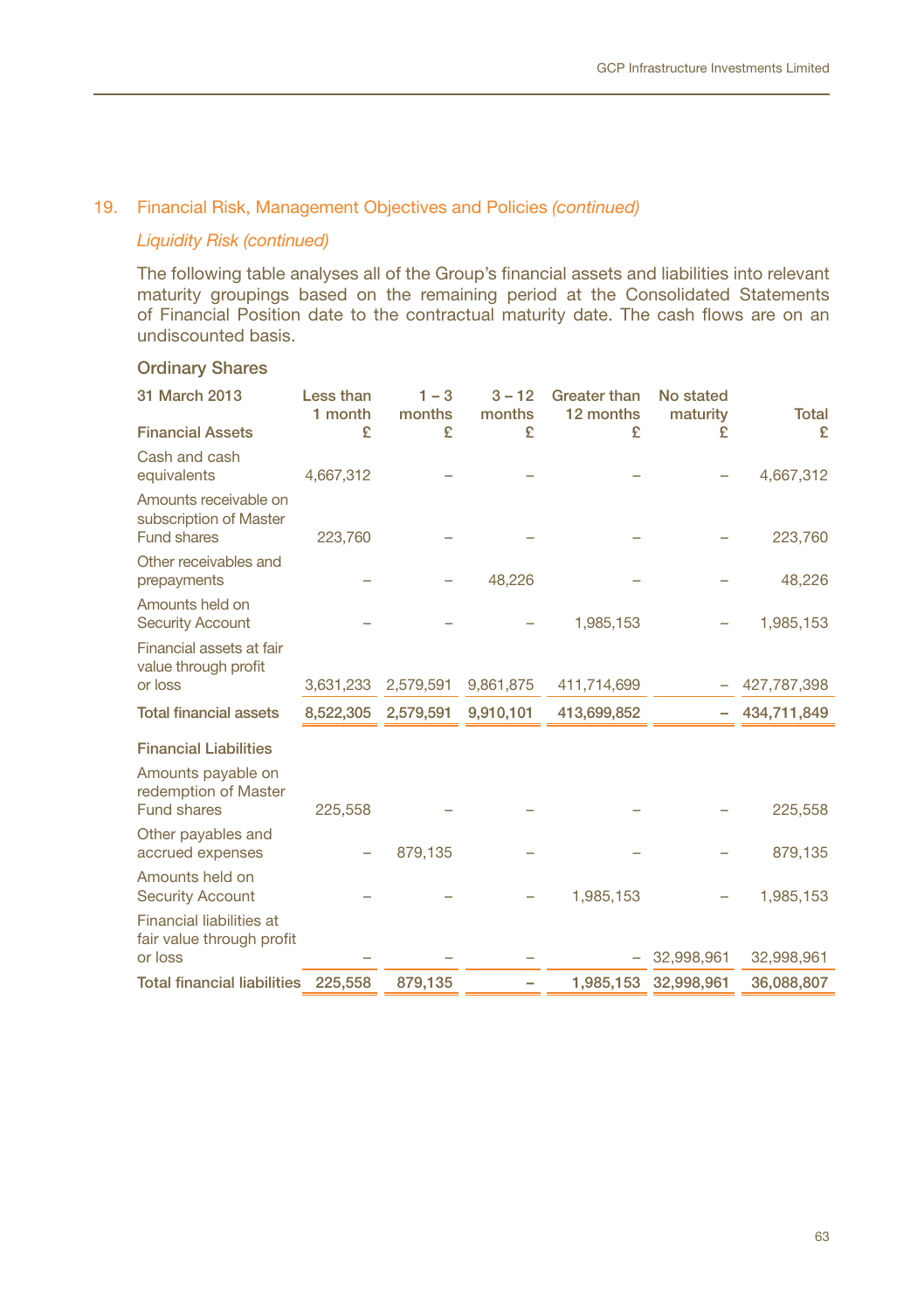## 19. Financial Risk, Management Objectives and Policies *(continued)*

### *Liquidity Risk (continued)*

The following table analyses all of the Group's financial assets and liabilities into relevant maturity groupings based on the remaining period at the Consolidated Statements of Financial Position date to the contractual maturity date. The cash flows are on an undiscounted basis.

### Ordinary Shares

| 31 March 2013 | Less than 1 month | 1 – 3 months | 3 – 12 months | Greater than 12 months | No stated maturity | Total |
|---|---|---|---|---|---|---|
| **Financial Assets** | £ | £ | £ | £ | £ | £ |
| Cash and cash equivalents | 4,667,312 | – | – | – | – | 4,667,312 |
| Amounts receivable on subscription of Master Fund shares | 223,760 | – | – | – | – | 223,760 |
| Other receivables and prepayments | – | – | 48,226 | – | – | 48,226 |
| Amounts held on Security Account | – | – | – | 1,985,153 | – | 1,985,153 |
| Financial assets at fair value through profit or loss | 3,631,233 | 2,579,591 | 9,861,875 | 411,714,699 | – | 427,787,398 |
| **Total financial assets** | **8,522,305** | **2,579,591** | **9,910,101** | **413,699,852** | **–** | **434,711,849** |
| **Financial Liabilities** | | | | | | |
| Amounts payable on redemption of Master Fund shares | 225,558 | – | – | – | – | 225,558 |
| Other payables and accrued expenses | – | 879,135 | – | – | – | 879,135 |
| Amounts held on Security Account | – | – | – | 1,985,153 | – | 1,985,153 |
| Financial liabilities at fair value through profit or loss | – | – | – | – | 32,998,961 | 32,998,961 |
| **Total financial liabilities** | **225,558** | **879,135** | **–** | **1,985,153** | **32,998,961** | **36,088,807** |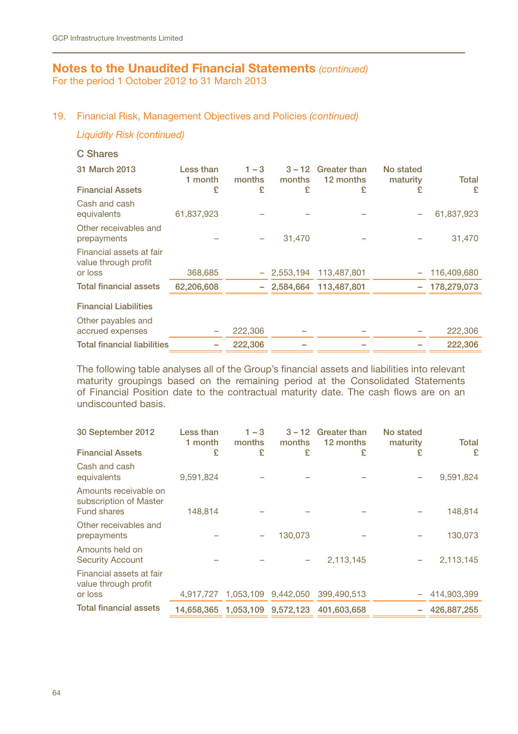# Notes to the Unaudited Financial Statements *(continued)*

For the period 1 October 2012 to 31 March 2013

## 19. Financial Risk, Management Objectives and Policies *(continued)*

*Liquidity Risk (continued)*

### C Shares

| 31 March 2013 | Less than 1 month | 1 – 3 months | 3 – 12 months | Greater than 12 months | No stated maturity | Total |
|---|---|---|---|---|---|---|
| **Financial Assets** | £ | £ | £ | £ | £ | £ |
| Cash and cash equivalents | 61,837,923 | – | – | – | – | 61,837,923 |
| Other receivables and prepayments | – | – | 31,470 | – | – | 31,470 |
| Financial assets at fair value through profit or loss | 368,685 | – | 2,553,194 | 113,487,801 | – | 116,409,680 |
| **Total financial assets** | **62,206,608** | **–** | **2,584,664** | **113,487,801** | **–** | **178,279,073** |
| **Financial Liabilities** | | | | | | |
| Other payables and accrued expenses | – | 222,306 | – | – | – | 222,306 |
| **Total financial liabilities** | **–** | **222,306** | **–** | **–** | **–** | **222,306** |

The following table analyses all of the Group's financial assets and liabilities into relevant maturity groupings based on the remaining period at the Consolidated Statements of Financial Position date to the contractual maturity date. The cash flows are on an undiscounted basis.

| 30 September 2012 | Less than 1 month | 1 – 3 months | 3 – 12 months | Greater than 12 months | No stated maturity | Total |
|---|---|---|---|---|---|---|
| **Financial Assets** | £ | £ | £ | £ | £ | £ |
| Cash and cash equivalents | 9,591,824 | – | – | – | – | 9,591,824 |
| Amounts receivable on subscription of Master Fund shares | 148,814 | – | – | – | – | 148,814 |
| Other receivables and prepayments | – | – | 130,073 | – | – | 130,073 |
| Amounts held on Security Account | – | – | – | 2,113,145 | – | 2,113,145 |
| Financial assets at fair value through profit or loss | 4,917,727 | 1,053,109 | 9,442,050 | 399,490,513 | – | 414,903,399 |
| **Total financial assets** | **14,658,365** | **1,053,109** | **9,572,123** | **401,603,658** | **–** | **426,887,255** |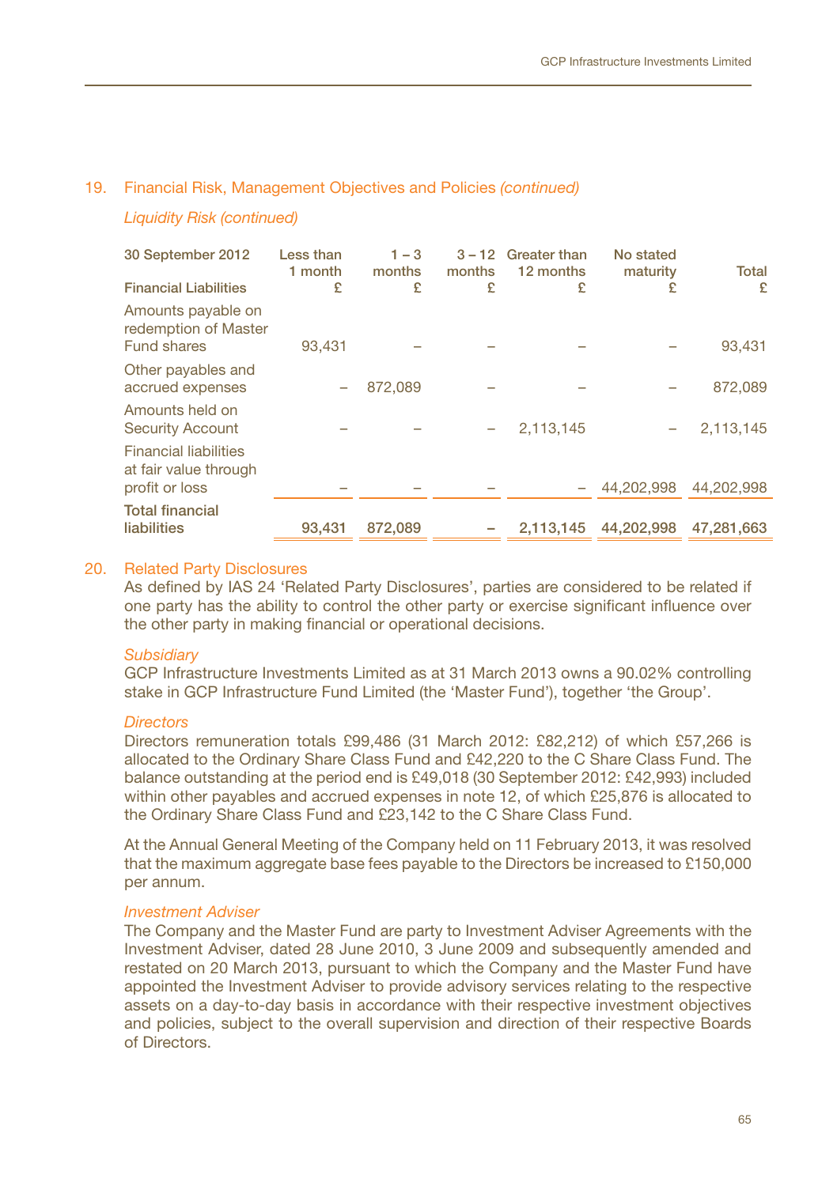## 19. Financial Risk, Management Objectives and Policies *(continued)*

*Liquidity Risk (continued)*

| 30 September 2012<br>Financial Liabilities | Less than 1 month<br>£ | 1 – 3 months<br>£ | 3 – 12 months<br>£ | Greater than 12 months<br>£ | No stated maturity<br>£ | Total<br>£ |
|---|---|---|---|---|---|---|
| Amounts payable on redemption of Master Fund shares | 93,431 | – | – | – | – | 93,431 |
| Other payables and accrued expenses | – | 872,089 | – | – | – | 872,089 |
| Amounts held on Security Account | – | – | – | 2,113,145 | – | 2,113,145 |
| Financial liabilities at fair value through profit or loss | – | – | – | – | 44,202,998 | 44,202,998 |
| **Total financial liabilities** | 93,431 | 872,089 | – | 2,113,145 | 44,202,998 | 47,281,663 |

## 20. Related Party Disclosures

As defined by IAS 24 'Related Party Disclosures', parties are considered to be related if one party has the ability to control the other party or exercise significant influence over the other party in making financial or operational decisions.

*Subsidiary*

GCP Infrastructure Investments Limited as at 31 March 2013 owns a 90.02% controlling stake in GCP Infrastructure Fund Limited (the 'Master Fund'), together 'the Group'.

*Directors*

Directors remuneration totals £99,486 (31 March 2012: £82,212) of which £57,266 is allocated to the Ordinary Share Class Fund and £42,220 to the C Share Class Fund. The balance outstanding at the period end is £49,018 (30 September 2012: £42,993) included within other payables and accrued expenses in note 12, of which £25,876 is allocated to the Ordinary Share Class Fund and £23,142 to the C Share Class Fund.

At the Annual General Meeting of the Company held on 11 February 2013, it was resolved that the maximum aggregate base fees payable to the Directors be increased to £150,000 per annum.

*Investment Adviser*

The Company and the Master Fund are party to Investment Adviser Agreements with the Investment Adviser, dated 28 June 2010, 3 June 2009 and subsequently amended and restated on 20 March 2013, pursuant to which the Company and the Master Fund have appointed the Investment Adviser to provide advisory services relating to the respective assets on a day-to-day basis in accordance with their respective investment objectives and policies, subject to the overall supervision and direction of their respective Boards of Directors.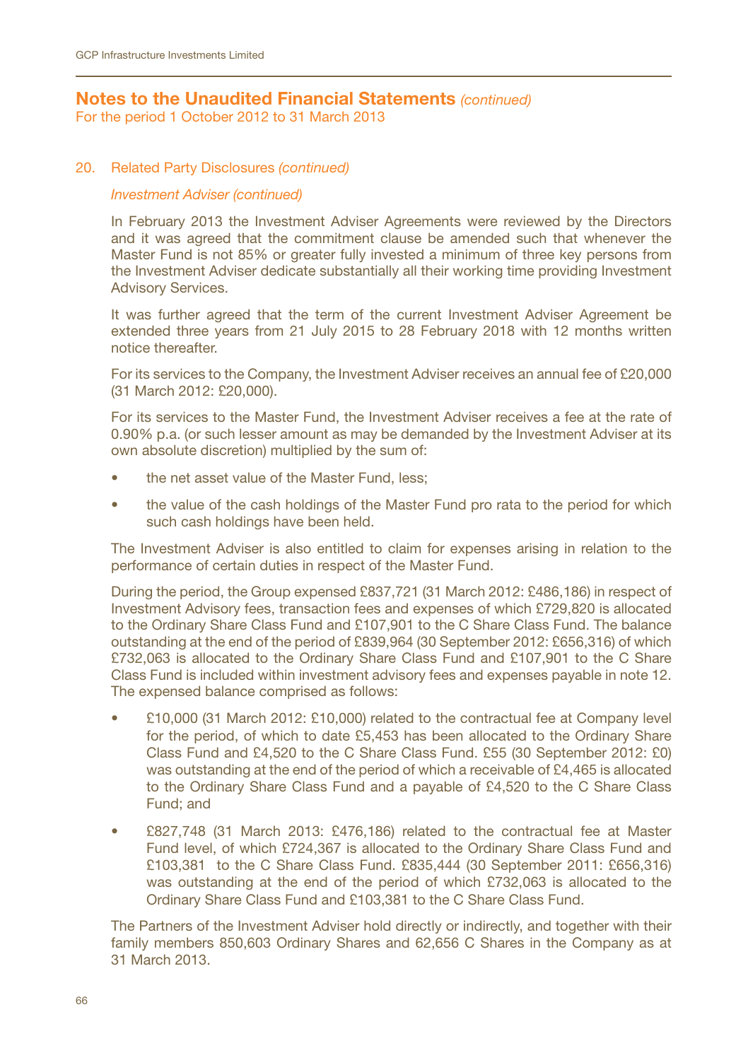## Notes to the Unaudited Financial Statements *(continued)*

For the period 1 October 2012 to 31 March 2013

### 20. Related Party Disclosures *(continued)*

*Investment Adviser (continued)*

In February 2013 the Investment Adviser Agreements were reviewed by the Directors and it was agreed that the commitment clause be amended such that whenever the Master Fund is not 85% or greater fully invested a minimum of three key persons from the Investment Adviser dedicate substantially all their working time providing Investment Advisory Services.

It was further agreed that the term of the current Investment Adviser Agreement be extended three years from 21 July 2015 to 28 February 2018 with 12 months written notice thereafter.

For its services to the Company, the Investment Adviser receives an annual fee of £20,000 (31 March 2012: £20,000).

For its services to the Master Fund, the Investment Adviser receives a fee at the rate of 0.90% p.a. (or such lesser amount as may be demanded by the Investment Adviser at its own absolute discretion) multiplied by the sum of:

- the net asset value of the Master Fund, less;
- the value of the cash holdings of the Master Fund pro rata to the period for which such cash holdings have been held.

The Investment Adviser is also entitled to claim for expenses arising in relation to the performance of certain duties in respect of the Master Fund.

During the period, the Group expensed £837,721 (31 March 2012: £486,186) in respect of Investment Advisory fees, transaction fees and expenses of which £729,820 is allocated to the Ordinary Share Class Fund and £107,901 to the C Share Class Fund. The balance outstanding at the end of the period of £839,964 (30 September 2012: £656,316) of which £732,063 is allocated to the Ordinary Share Class Fund and £107,901 to the C Share Class Fund is included within investment advisory fees and expenses payable in note 12. The expensed balance comprised as follows:

- £10,000 (31 March 2012: £10,000) related to the contractual fee at Company level for the period, of which to date £5,453 has been allocated to the Ordinary Share Class Fund and £4,520 to the C Share Class Fund. £55 (30 September 2012: £0) was outstanding at the end of the period of which a receivable of £4,465 is allocated to the Ordinary Share Class Fund and a payable of £4,520 to the C Share Class Fund; and
- £827,748 (31 March 2013: £476,186) related to the contractual fee at Master Fund level, of which £724,367 is allocated to the Ordinary Share Class Fund and £103,381 to the C Share Class Fund. £835,444 (30 September 2011: £656,316) was outstanding at the end of the period of which £732,063 is allocated to the Ordinary Share Class Fund and £103,381 to the C Share Class Fund.

The Partners of the Investment Adviser hold directly or indirectly, and together with their family members 850,603 Ordinary Shares and 62,656 C Shares in the Company as at 31 March 2013.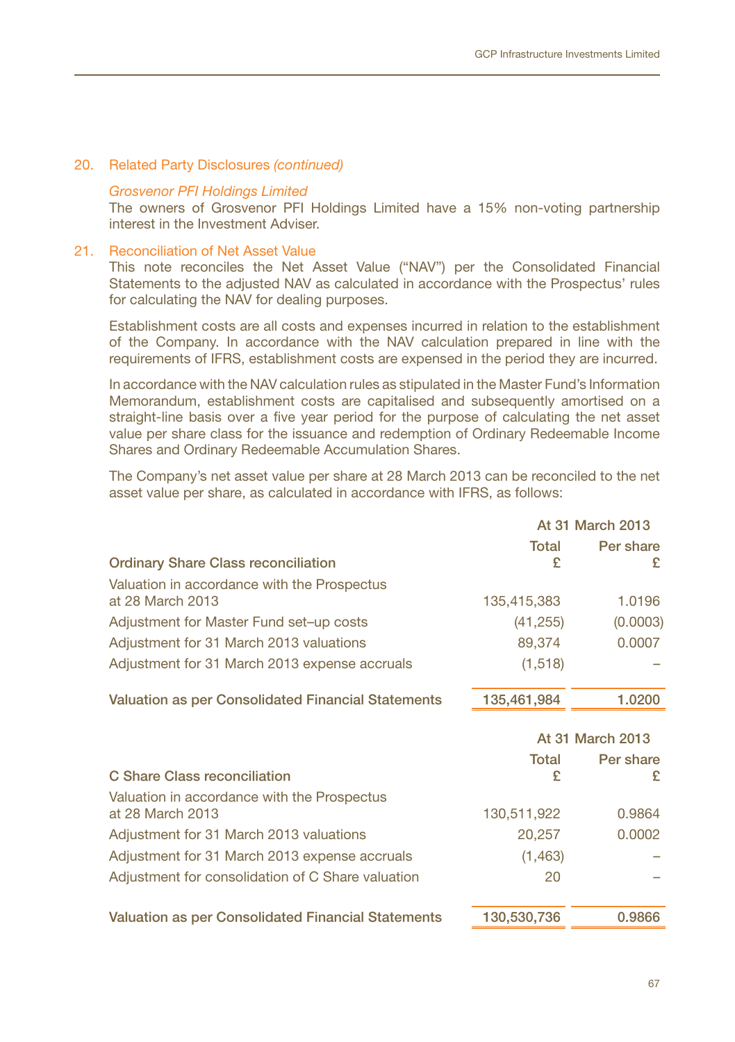## 20. Related Party Disclosures *(continued)*

*Grosvenor PFI Holdings Limited*

The owners of Grosvenor PFI Holdings Limited have a 15% non-voting partnership interest in the Investment Adviser.

## 21. Reconciliation of Net Asset Value

This note reconciles the Net Asset Value ("NAV") per the Consolidated Financial Statements to the adjusted NAV as calculated in accordance with the Prospectus' rules for calculating the NAV for dealing purposes.

Establishment costs are all costs and expenses incurred in relation to the establishment of the Company. In accordance with the NAV calculation prepared in line with the requirements of IFRS, establishment costs are expensed in the period they are incurred.

In accordance with the NAV calculation rules as stipulated in the Master Fund's Information Memorandum, establishment costs are capitalised and subsequently amortised on a straight-line basis over a five year period for the purpose of calculating the net asset value per share class for the issuance and redemption of Ordinary Redeemable Income Shares and Ordinary Redeemable Accumulation Shares.

The Company's net asset value per share at 28 March 2013 can be reconciled to the net asset value per share, as calculated in accordance with IFRS, as follows:

| | At 31 March 2013 | |
|---|---|---|
| **Ordinary Share Class reconciliation** | **Total £** | **Per share £** |
| Valuation in accordance with the Prospectus at 28 March 2013 | 135,415,383 | 1.0196 |
| Adjustment for Master Fund set–up costs | (41,255) | (0.0003) |
| Adjustment for 31 March 2013 valuations | 89,374 | 0.0007 |
| Adjustment for 31 March 2013 expense accruals | (1,518) | – |
| **Valuation as per Consolidated Financial Statements** | **135,461,984** | **1.0200** |

| | At 31 March 2013 | |
|---|---|---|
| **C Share Class reconciliation** | **Total £** | **Per share £** |
| Valuation in accordance with the Prospectus at 28 March 2013 | 130,511,922 | 0.9864 |
| Adjustment for 31 March 2013 valuations | 20,257 | 0.0002 |
| Adjustment for 31 March 2013 expense accruals | (1,463) | – |
| Adjustment for consolidation of C Share valuation | 20 | – |
| **Valuation as per Consolidated Financial Statements** | **130,530,736** | **0.9866** |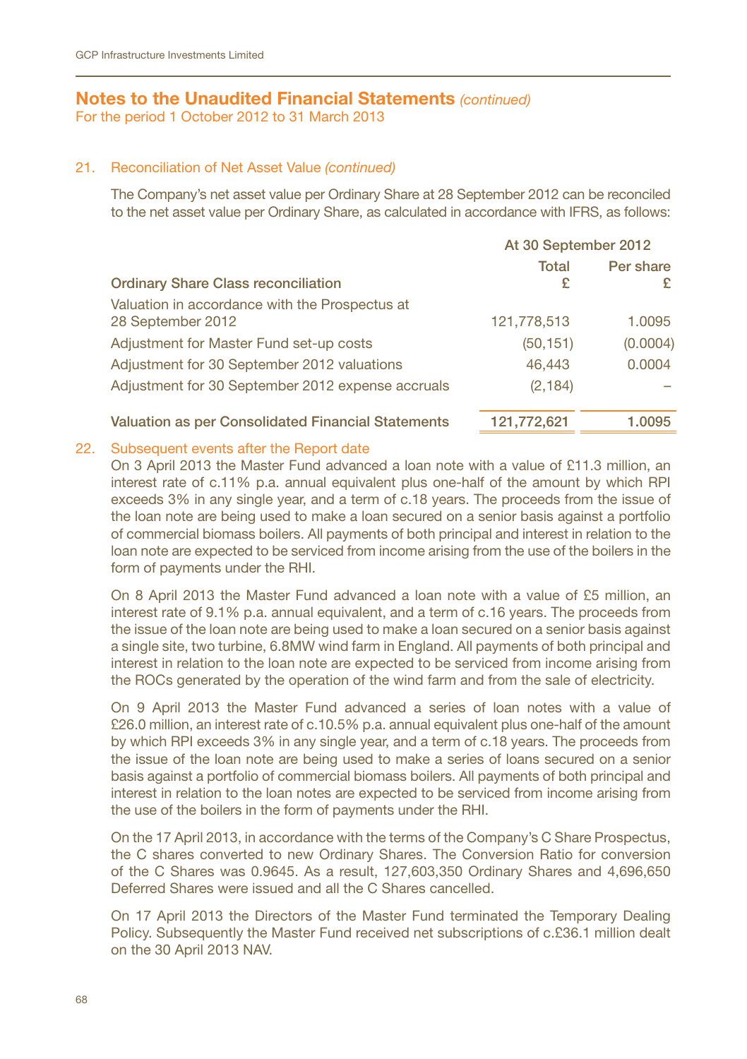## Notes to the Unaudited Financial Statements *(continued)*

For the period 1 October 2012 to 31 March 2013

### 21. Reconciliation of Net Asset Value *(continued)*

The Company's net asset value per Ordinary Share at 28 September 2012 can be reconciled to the net asset value per Ordinary Share, as calculated in accordance with IFRS, as follows:

| | At 30 September 2012 | |
|---|---|---|
| **Ordinary Share Class reconciliation** | Total £ | Per share £ |
| Valuation in accordance with the Prospectus at 28 September 2012 | 121,778,513 | 1.0095 |
| Adjustment for Master Fund set-up costs | (50,151) | (0.0004) |
| Adjustment for 30 September 2012 valuations | 46,443 | 0.0004 |
| Adjustment for 30 September 2012 expense accruals | (2,184) | – |
| **Valuation as per Consolidated Financial Statements** | **121,772,621** | **1.0095** |

### 22. Subsequent events after the Report date

On 3 April 2013 the Master Fund advanced a loan note with a value of £11.3 million, an interest rate of c.11% p.a. annual equivalent plus one-half of the amount by which RPI exceeds 3% in any single year, and a term of c.18 years. The proceeds from the issue of the loan note are being used to make a loan secured on a senior basis against a portfolio of commercial biomass boilers. All payments of both principal and interest in relation to the loan note are expected to be serviced from income arising from the use of the boilers in the form of payments under the RHI.

On 8 April 2013 the Master Fund advanced a loan note with a value of £5 million, an interest rate of 9.1% p.a. annual equivalent, and a term of c.16 years. The proceeds from the issue of the loan note are being used to make a loan secured on a senior basis against a single site, two turbine, 6.8MW wind farm in England. All payments of both principal and interest in relation to the loan note are expected to be serviced from income arising from the ROCs generated by the operation of the wind farm and from the sale of electricity.

On 9 April 2013 the Master Fund advanced a series of loan notes with a value of £26.0 million, an interest rate of c.10.5% p.a. annual equivalent plus one-half of the amount by which RPI exceeds 3% in any single year, and a term of c.18 years. The proceeds from the issue of the loan note are being used to make a series of loans secured on a senior basis against a portfolio of commercial biomass boilers. All payments of both principal and interest in relation to the loan notes are expected to be serviced from income arising from the use of the boilers in the form of payments under the RHI.

On the 17 April 2013, in accordance with the terms of the Company's C Share Prospectus, the C shares converted to new Ordinary Shares. The Conversion Ratio for conversion of the C Shares was 0.9645. As a result, 127,603,350 Ordinary Shares and 4,696,650 Deferred Shares were issued and all the C Shares cancelled.

On 17 April 2013 the Directors of the Master Fund terminated the Temporary Dealing Policy. Subsequently the Master Fund received net subscriptions of c.£36.1 million dealt on the 30 April 2013 NAV.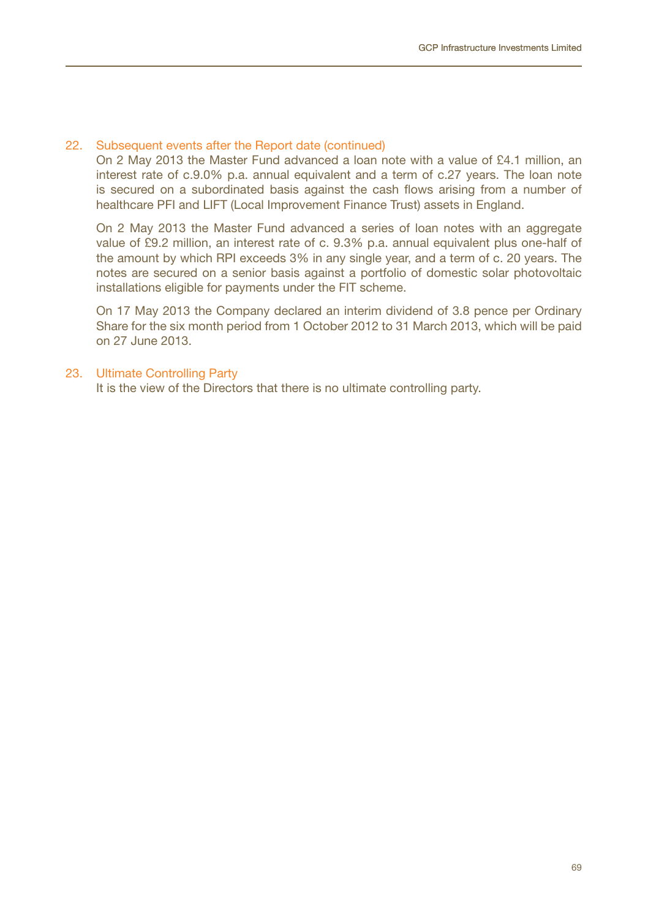## 22. Subsequent events after the Report date (continued)

On 2 May 2013 the Master Fund advanced a loan note with a value of £4.1 million, an interest rate of c.9.0% p.a. annual equivalent and a term of c.27 years. The loan note is secured on a subordinated basis against the cash flows arising from a number of healthcare PFI and LIFT (Local Improvement Finance Trust) assets in England.

On 2 May 2013 the Master Fund advanced a series of loan notes with an aggregate value of £9.2 million, an interest rate of c. 9.3% p.a. annual equivalent plus one-half of the amount by which RPI exceeds 3% in any single year, and a term of c. 20 years. The notes are secured on a senior basis against a portfolio of domestic solar photovoltaic installations eligible for payments under the FIT scheme.

On 17 May 2013 the Company declared an interim dividend of 3.8 pence per Ordinary Share for the six month period from 1 October 2012 to 31 March 2013, which will be paid on 27 June 2013.

## 23. Ultimate Controlling Party

It is the view of the Directors that there is no ultimate controlling party.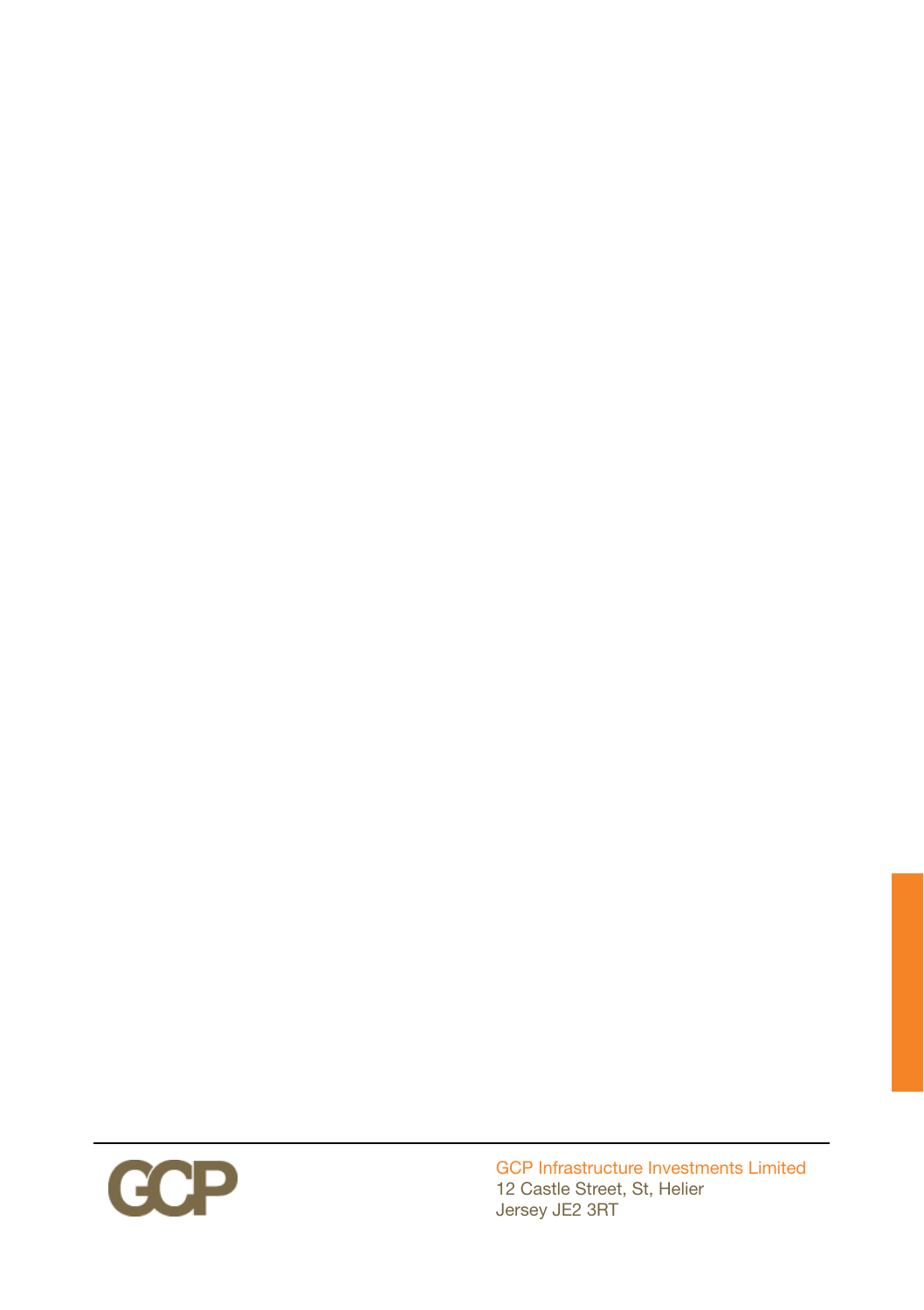GCP

GCP Infrastructure Investments Limited
12 Castle Street, St, Helier
Jersey JE2 3RT